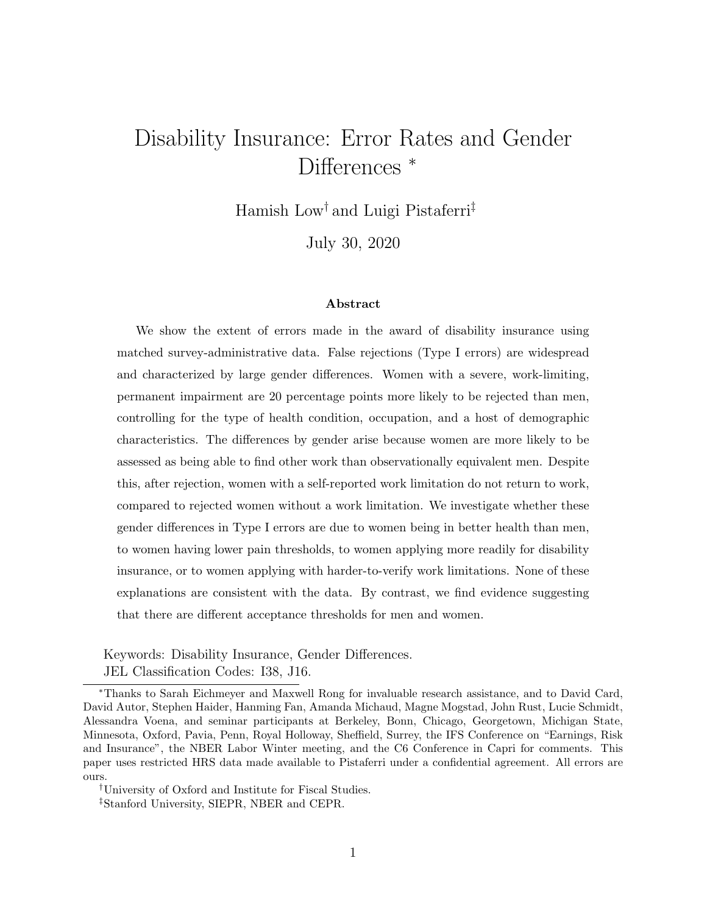# Disability Insurance: Error Rates and Gender Differences [*]

Hamish Low[†] and Luigi Pistaferri[‡]

July 30, 2020

#### Abstract

We show the extent of errors made in the award of disability insurance using matched survey-administrative data. False rejections (Type I errors) are widespread and characterized by large gender differences. Women with a severe, work-limiting, permanent impairment are 20 percentage points more likely to be rejected than men, controlling for the type of health condition, occupation, and a host of demographic characteristics. The differences by gender arise because women are more likely to be assessed as being able to find other work than observationally equivalent men. Despite this, after rejection, women with a self-reported work limitation do not return to work, compared to rejected women without a work limitation. We investigate whether these gender differences in Type I errors are due to women being in better health than men, to women having lower pain thresholds, to women applying more readily for disability insurance, or to women applying with harder-to-verify work limitations. None of these explanations are consistent with the data. By contrast, we find evidence suggesting that there are different acceptance thresholds for men and women.

Keywords: Disability Insurance, Gender Differences.
JEL Classification Codes: I38, J16.

[*]Thanks to Sarah Eichmeyer and Maxwell Rong for invaluable research assistance, and to David Card, David Autor, Stephen Haider, Hanming Fan, Amanda Michaud, Magne Mogstad, John Rust, Lucie Schmidt, Alessandra Voena, and seminar participants at Berkeley, Bonn, Chicago, Georgetown, Michigan State, Minnesota, Oxford, Pavia, Penn, Royal Holloway, Sheffield, Surrey, the IFS Conference on "Earnings, Risk and Insurance", the NBER Labor Winter meeting, and the C6 Conference in Capri for comments. This paper uses restricted HRS data made available to Pistaferri under a confidential agreement. All errors are ours.

[†]University of Oxford and Institute for Fiscal Studies.

[‡]Stanford University, SIEPR, NBER and CEPR.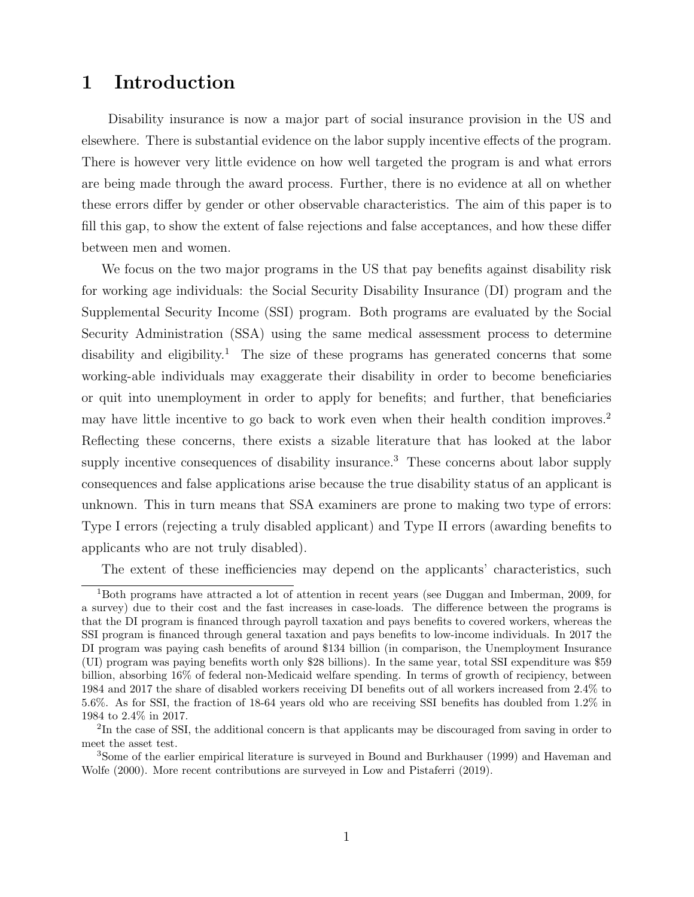# 1 Introduction

Disability insurance is now a major part of social insurance provision in the US and elsewhere. There is substantial evidence on the labor supply incentive effects of the program. There is however very little evidence on how well targeted the program is and what errors are being made through the award process. Further, there is no evidence at all on whether these errors differ by gender or other observable characteristics. The aim of this paper is to fill this gap, to show the extent of false rejections and false acceptances, and how these differ between men and women.

We focus on the two major programs in the US that pay benefits against disability risk for working age individuals: the Social Security Disability Insurance (DI) program and the Supplemental Security Income (SSI) program. Both programs are evaluated by the Social Security Administration (SSA) using the same medical assessment process to determine disability and eligibility.[1] The size of these programs has generated concerns that some working-able individuals may exaggerate their disability in order to become beneficiaries or quit into unemployment in order to apply for benefits; and further, that beneficiaries may have little incentive to go back to work even when their health condition improves.[2] Reflecting these concerns, there exists a sizable literature that has looked at the labor supply incentive consequences of disability insurance.[3] These concerns about labor supply consequences and false applications arise because the true disability status of an applicant is unknown. This in turn means that SSA examiners are prone to making two type of errors: Type I errors (rejecting a truly disabled applicant) and Type II errors (awarding benefits to applicants who are not truly disabled).

The extent of these inefficiencies may depend on the applicants' characteristics, such

[1] Both programs have attracted a lot of attention in recent years (see Duggan and Imberman, 2009, for a survey) due to their cost and the fast increases in case-loads. The difference between the programs is that the DI program is financed through payroll taxation and pays benefits to covered workers, whereas the SSI program is financed through general taxation and pays benefits to low-income individuals. In 2017 the DI program was paying cash benefits of around $134 billion (in comparison, the Unemployment Insurance (UI) program was paying benefits worth only $28 billions). In the same year, total SSI expenditure was $59 billion, absorbing 16% of federal non-Medicaid welfare spending. In terms of growth of recipiency, between 1984 and 2017 the share of disabled workers receiving DI benefits out of all workers increased from 2.4% to 5.6%. As for SSI, the fraction of 18-64 years old who are receiving SSI benefits has doubled from 1.2% in 1984 to 2.4% in 2017.

[2] In the case of SSI, the additional concern is that applicants may be discouraged from saving in order to meet the asset test.

[3] Some of the earlier empirical literature is surveyed in Bound and Burkhauser (1999) and Haveman and Wolfe (2000). More recent contributions are surveyed in Low and Pistaferri (2019).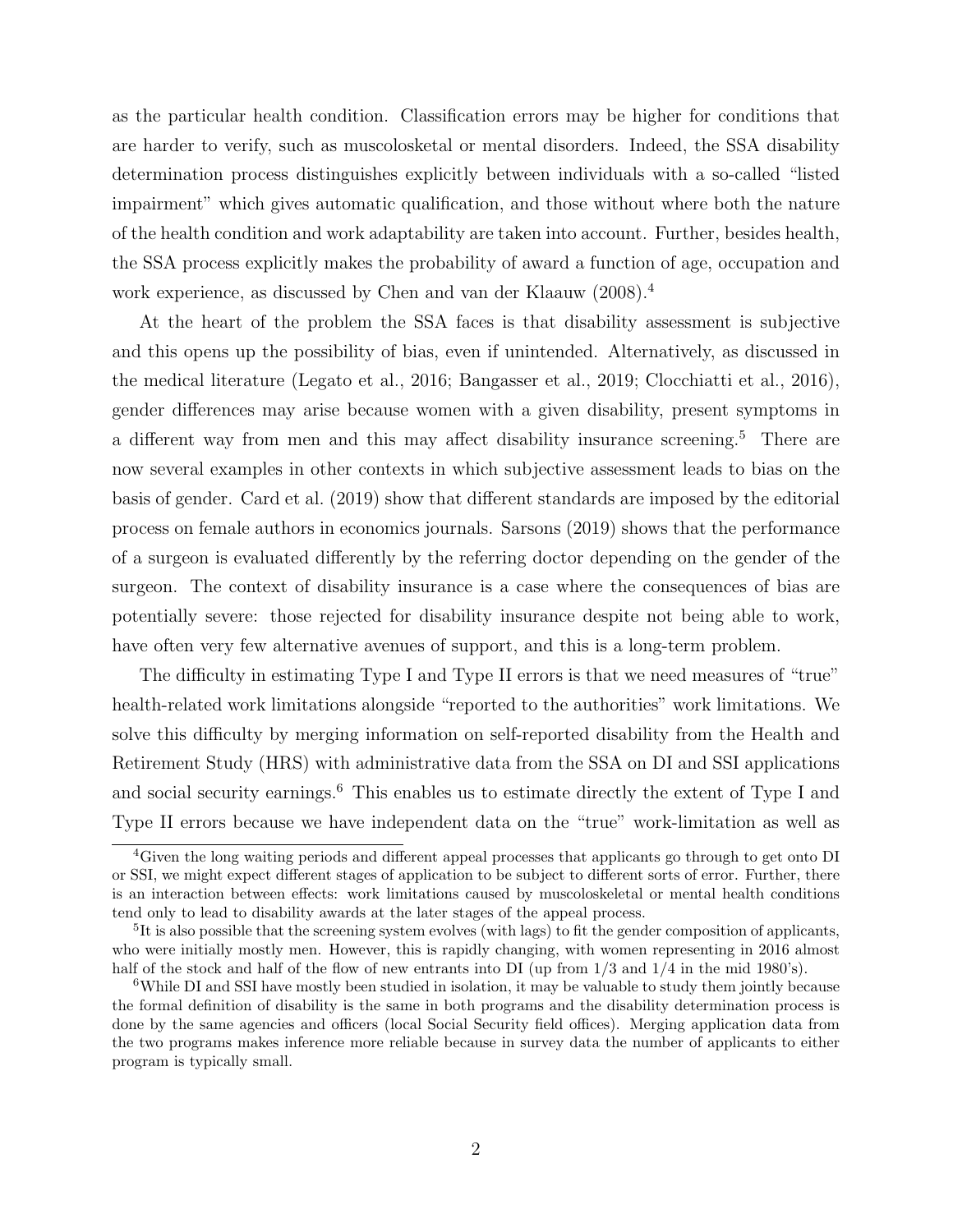as the particular health condition. Classification errors may be higher for conditions that are harder to verify, such as muscolosketal or mental disorders. Indeed, the SSA disability determination process distinguishes explicitly between individuals with a so-called "listed impairment" which gives automatic qualification, and those without where both the nature of the health condition and work adaptability are taken into account. Further, besides health, the SSA process explicitly makes the probability of award a function of age, occupation and work experience, as discussed by Chen and van der Klaauw (2008).[4]

At the heart of the problem the SSA faces is that disability assessment is subjective and this opens up the possibility of bias, even if unintended. Alternatively, as discussed in the medical literature (Legato et al., 2016; Bangasser et al., 2019; Clocchiatti et al., 2016), gender differences may arise because women with a given disability, present symptoms in a different way from men and this may affect disability insurance screening.[5] There are now several examples in other contexts in which subjective assessment leads to bias on the basis of gender. Card et al. (2019) show that different standards are imposed by the editorial process on female authors in economics journals. Sarsons (2019) shows that the performance of a surgeon is evaluated differently by the referring doctor depending on the gender of the surgeon. The context of disability insurance is a case where the consequences of bias are potentially severe: those rejected for disability insurance despite not being able to work, have often very few alternative avenues of support, and this is a long-term problem.

The difficulty in estimating Type I and Type II errors is that we need measures of "true" health-related work limitations alongside "reported to the authorities" work limitations. We solve this difficulty by merging information on self-reported disability from the Health and Retirement Study (HRS) with administrative data from the SSA on DI and SSI applications and social security earnings.[6] This enables us to estimate directly the extent of Type I and Type II errors because we have independent data on the "true" work-limitation as well as

[4]Given the long waiting periods and different appeal processes that applicants go through to get onto DI or SSI, we might expect different stages of application to be subject to different sorts of error. Further, there is an interaction between effects: work limitations caused by muscoloskeletal or mental health conditions tend only to lead to disability awards at the later stages of the appeal process.

[5]It is also possible that the screening system evolves (with lags) to fit the gender composition of applicants, who were initially mostly men. However, this is rapidly changing, with women representing in 2016 almost half of the stock and half of the flow of new entrants into DI (up from 1/3 and 1/4 in the mid 1980's).

[6]While DI and SSI have mostly been studied in isolation, it may be valuable to study them jointly because the formal definition of disability is the same in both programs and the disability determination process is done by the same agencies and officers (local Social Security field offices). Merging application data from the two programs makes inference more reliable because in survey data the number of applicants to either program is typically small.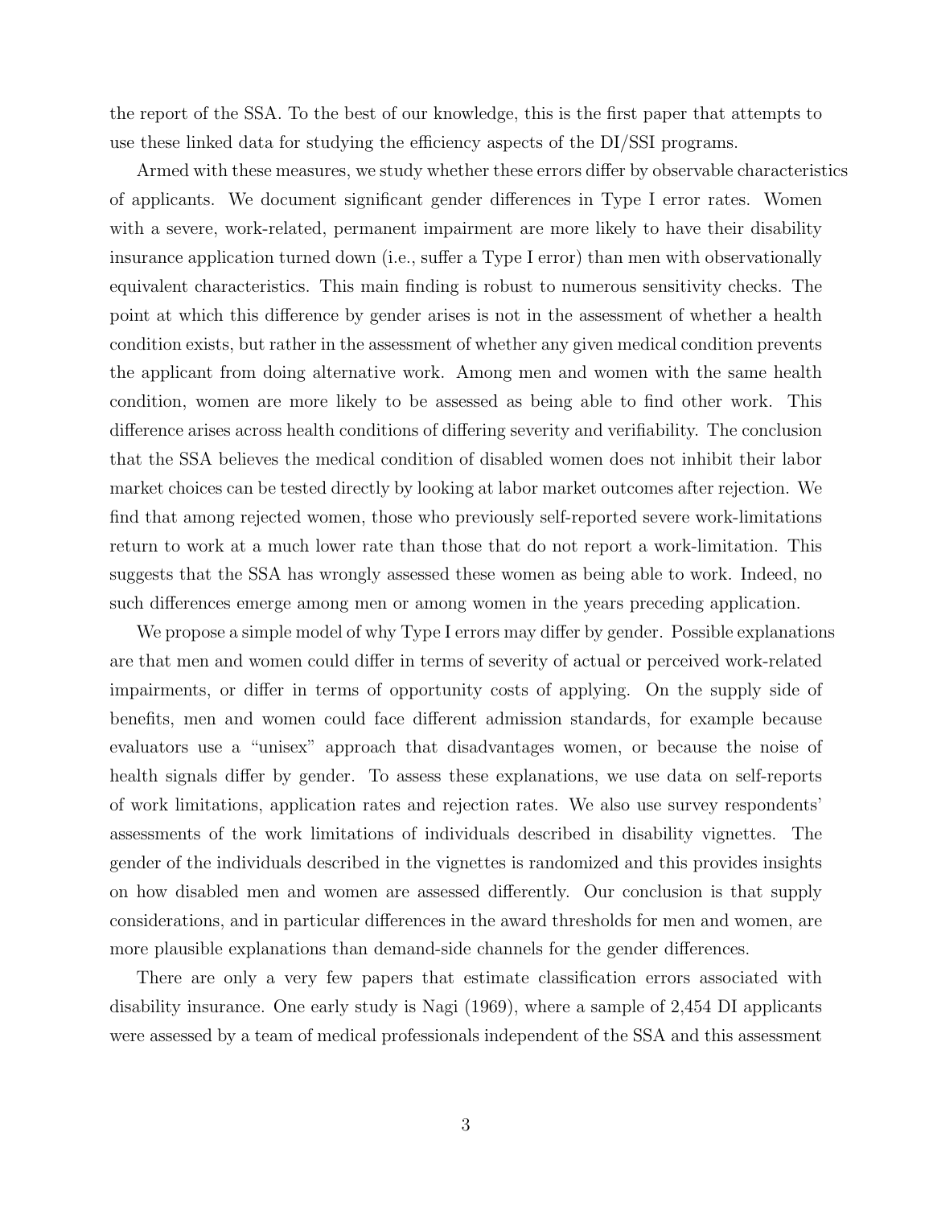the report of the SSA. To the best of our knowledge, this is the first paper that attempts to use these linked data for studying the efficiency aspects of the DI/SSI programs.

Armed with these measures, we study whether these errors differ by observable characteristics of applicants. We document significant gender differences in Type I error rates. Women with a severe, work-related, permanent impairment are more likely to have their disability insurance application turned down (i.e., suffer a Type I error) than men with observationally equivalent characteristics. This main finding is robust to numerous sensitivity checks. The point at which this difference by gender arises is not in the assessment of whether a health condition exists, but rather in the assessment of whether any given medical condition prevents the applicant from doing alternative work. Among men and women with the same health condition, women are more likely to be assessed as being able to find other work. This difference arises across health conditions of differing severity and verifiability. The conclusion that the SSA believes the medical condition of disabled women does not inhibit their labor market choices can be tested directly by looking at labor market outcomes after rejection. We find that among rejected women, those who previously self-reported severe work-limitations return to work at a much lower rate than those that do not report a work-limitation. This suggests that the SSA has wrongly assessed these women as being able to work. Indeed, no such differences emerge among men or among women in the years preceding application.

We propose a simple model of why Type I errors may differ by gender. Possible explanations are that men and women could differ in terms of severity of actual or perceived work-related impairments, or differ in terms of opportunity costs of applying. On the supply side of benefits, men and women could face different admission standards, for example because evaluators use a "unisex" approach that disadvantages women, or because the noise of health signals differ by gender. To assess these explanations, we use data on self-reports of work limitations, application rates and rejection rates. We also use survey respondents' assessments of the work limitations of individuals described in disability vignettes. The gender of the individuals described in the vignettes is randomized and this provides insights on how disabled men and women are assessed differently. Our conclusion is that supply considerations, and in particular differences in the award thresholds for men and women, are more plausible explanations than demand-side channels for the gender differences.

There are only a very few papers that estimate classification errors associated with disability insurance. One early study is Nagi (1969), where a sample of 2,454 DI applicants were assessed by a team of medical professionals independent of the SSA and this assessment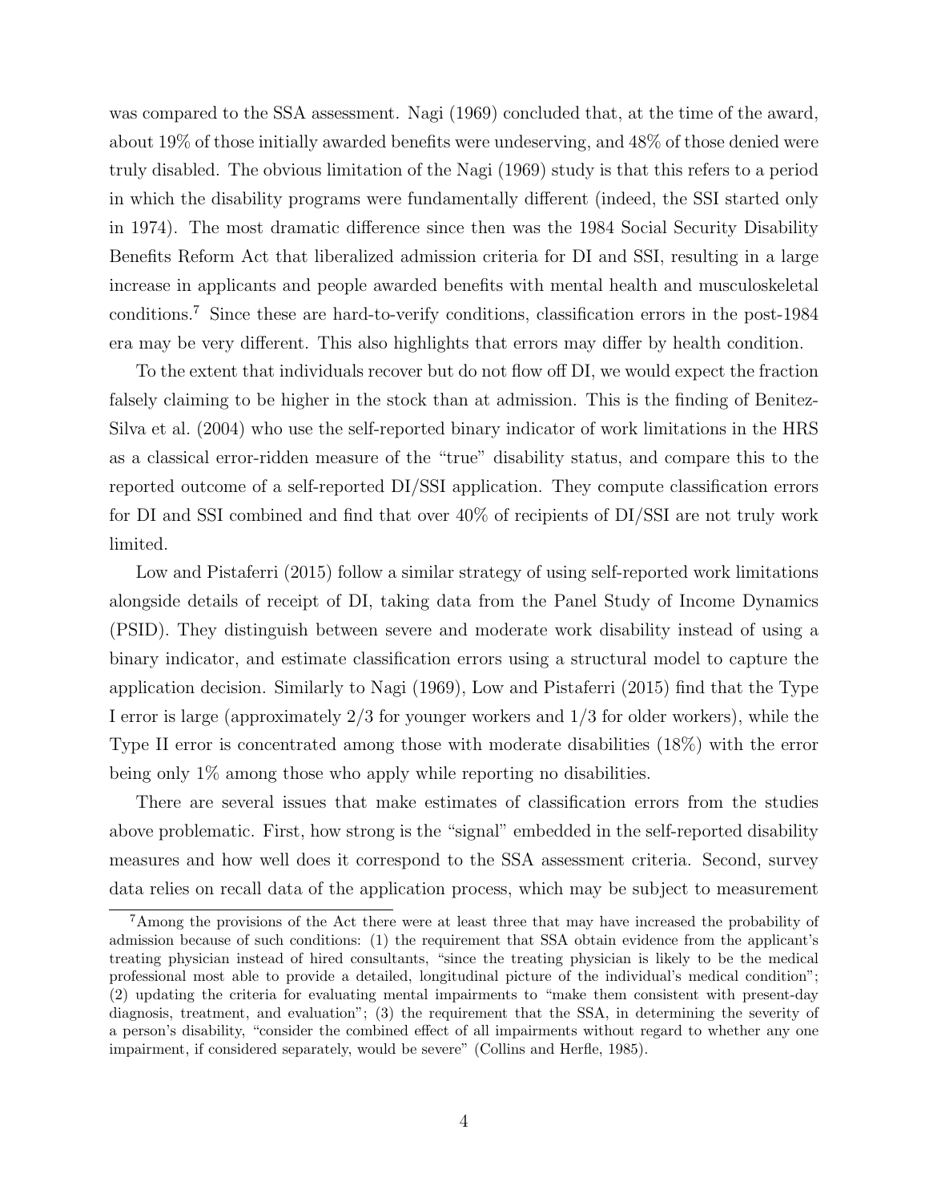was compared to the SSA assessment. Nagi (1969) concluded that, at the time of the award, about 19% of those initially awarded benefits were undeserving, and 48% of those denied were truly disabled. The obvious limitation of the Nagi (1969) study is that this refers to a period in which the disability programs were fundamentally different (indeed, the SSI started only in 1974). The most dramatic difference since then was the 1984 Social Security Disability Benefits Reform Act that liberalized admission criteria for DI and SSI, resulting in a large increase in applicants and people awarded benefits with mental health and musculoskeletal conditions.[7] Since these are hard-to-verify conditions, classification errors in the post-1984 era may be very different. This also highlights that errors may differ by health condition.

To the extent that individuals recover but do not flow off DI, we would expect the fraction falsely claiming to be higher in the stock than at admission. This is the finding of Benitez-Silva et al. (2004) who use the self-reported binary indicator of work limitations in the HRS as a classical error-ridden measure of the "true" disability status, and compare this to the reported outcome of a self-reported DI/SSI application. They compute classification errors for DI and SSI combined and find that over 40% of recipients of DI/SSI are not truly work limited.

Low and Pistaferri (2015) follow a similar strategy of using self-reported work limitations alongside details of receipt of DI, taking data from the Panel Study of Income Dynamics (PSID). They distinguish between severe and moderate work disability instead of using a binary indicator, and estimate classification errors using a structural model to capture the application decision. Similarly to Nagi (1969), Low and Pistaferri (2015) find that the Type I error is large (approximately 2/3 for younger workers and 1/3 for older workers), while the Type II error is concentrated among those with moderate disabilities (18%) with the error being only 1% among those who apply while reporting no disabilities.

There are several issues that make estimates of classification errors from the studies above problematic. First, how strong is the "signal" embedded in the self-reported disability measures and how well does it correspond to the SSA assessment criteria. Second, survey data relies on recall data of the application process, which may be subject to measurement

[7] Among the provisions of the Act there were at least three that may have increased the probability of admission because of such conditions: (1) the requirement that SSA obtain evidence from the applicant's treating physician instead of hired consultants, "since the treating physician is likely to be the medical professional most able to provide a detailed, longitudinal picture of the individual's medical condition"; (2) updating the criteria for evaluating mental impairments to "make them consistent with present-day diagnosis, treatment, and evaluation"; (3) the requirement that the SSA, in determining the severity of a person's disability, "consider the combined effect of all impairments without regard to whether any one impairment, if considered separately, would be severe" (Collins and Herfle, 1985).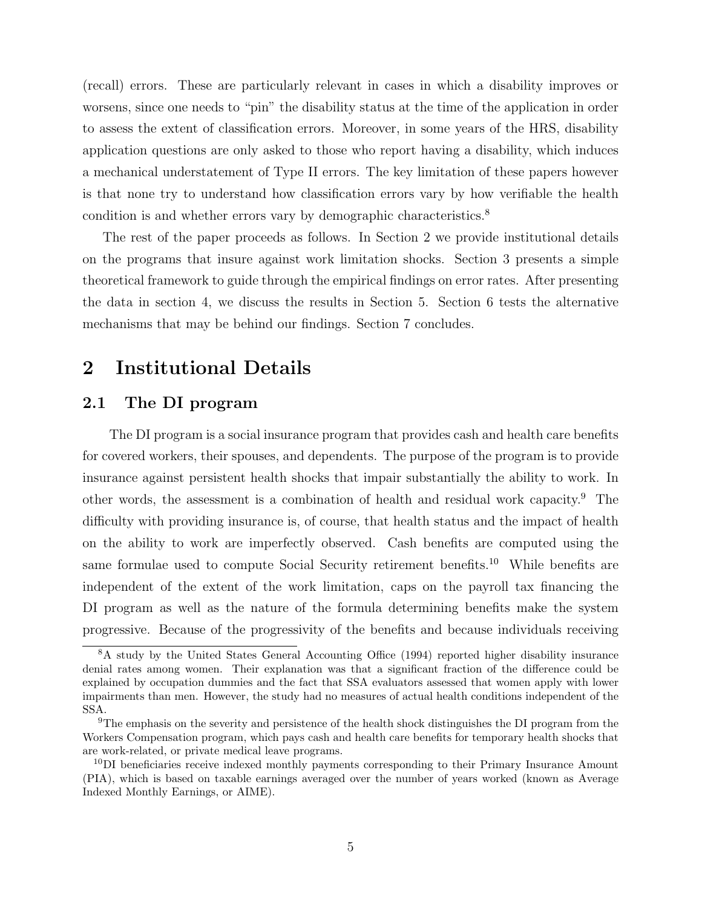(recall) errors. These are particularly relevant in cases in which a disability improves or worsens, since one needs to "pin" the disability status at the time of the application in order to assess the extent of classification errors. Moreover, in some years of the HRS, disability application questions are only asked to those who report having a disability, which induces a mechanical understatement of Type II errors. The key limitation of these papers however is that none try to understand how classification errors vary by how verifiable the health condition is and whether errors vary by demographic characteristics.[8]

The rest of the paper proceeds as follows. In Section 2 we provide institutional details on the programs that insure against work limitation shocks. Section 3 presents a simple theoretical framework to guide through the empirical findings on error rates. After presenting the data in section 4, we discuss the results in Section 5. Section 6 tests the alternative mechanisms that may be behind our findings. Section 7 concludes.

# 2 Institutional Details

## 2.1 The DI program

The DI program is a social insurance program that provides cash and health care benefits for covered workers, their spouses, and dependents. The purpose of the program is to provide insurance against persistent health shocks that impair substantially the ability to work. In other words, the assessment is a combination of health and residual work capacity.[9] The difficulty with providing insurance is, of course, that health status and the impact of health on the ability to work are imperfectly observed. Cash benefits are computed using the same formulae used to compute Social Security retirement benefits.[10] While benefits are independent of the extent of the work limitation, caps on the payroll tax financing the DI program as well as the nature of the formula determining benefits make the system progressive. Because of the progressivity of the benefits and because individuals receiving

[8] A study by the United States General Accounting Office (1994) reported higher disability insurance denial rates among women. Their explanation was that a significant fraction of the difference could be explained by occupation dummies and the fact that SSA evaluators assessed that women apply with lower impairments than men. However, the study had no measures of actual health conditions independent of the SSA.

[9] The emphasis on the severity and persistence of the health shock distinguishes the DI program from the Workers Compensation program, which pays cash and health care benefits for temporary health shocks that are work-related, or private medical leave programs.

[10] DI beneficiaries receive indexed monthly payments corresponding to their Primary Insurance Amount (PIA), which is based on taxable earnings averaged over the number of years worked (known as Average Indexed Monthly Earnings, or AIME).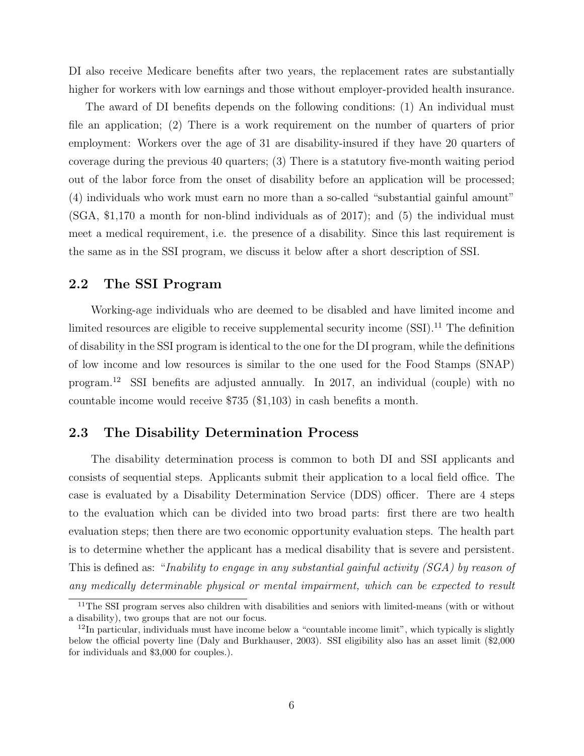DI also receive Medicare benefits after two years, the replacement rates are substantially higher for workers with low earnings and those without employer-provided health insurance.

The award of DI benefits depends on the following conditions: (1) An individual must file an application; (2) There is a work requirement on the number of quarters of prior employment: Workers over the age of 31 are disability-insured if they have 20 quarters of coverage during the previous 40 quarters; (3) There is a statutory five-month waiting period out of the labor force from the onset of disability before an application will be processed; (4) individuals who work must earn no more than a so-called "substantial gainful amount" (SGA, $1,170 a month for non-blind individuals as of 2017); and (5) the individual must meet a medical requirement, i.e. the presence of a disability. Since this last requirement is the same as in the SSI program, we discuss it below after a short description of SSI.

## 2.2 The SSI Program

Working-age individuals who are deemed to be disabled and have limited income and limited resources are eligible to receive supplemental security income (SSI).[11] The definition of disability in the SSI program is identical to the one for the DI program, while the definitions of low income and low resources is similar to the one used for the Food Stamps (SNAP) program.[12] SSI benefits are adjusted annually. In 2017, an individual (couple) with no countable income would receive $735 ($1,103) in cash benefits a month.

## 2.3 The Disability Determination Process

The disability determination process is common to both DI and SSI applicants and consists of sequential steps. Applicants submit their application to a local field office. The case is evaluated by a Disability Determination Service (DDS) officer. There are 4 steps to the evaluation which can be divided into two broad parts: first there are two health evaluation steps; then there are two economic opportunity evaluation steps. The health part is to determine whether the applicant has a medical disability that is severe and persistent. This is defined as: "*Inability to engage in any substantial gainful activity (SGA) by reason of any medically determinable physical or mental impairment, which can be expected to result*

[11] The SSI program serves also children with disabilities and seniors with limited-means (with or without a disability), two groups that are not our focus.

[12] In particular, individuals must have income below a "countable income limit", which typically is slightly below the official poverty line (Daly and Burkhauser, 2003). SSI eligibility also has an asset limit ($2,000 for individuals and $3,000 for couples.).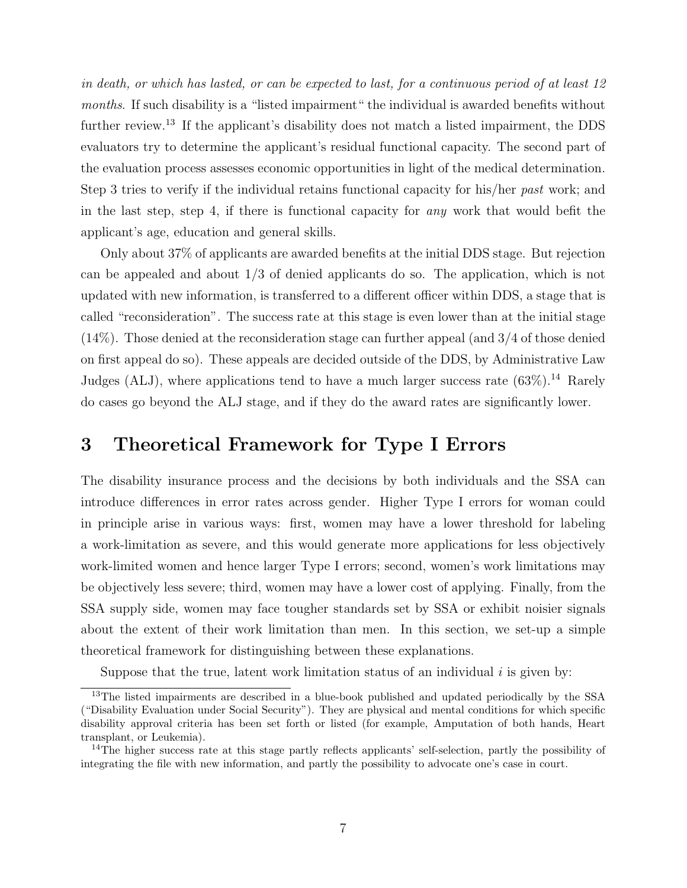*in death, or which has lasted, or can be expected to last, for a continuous period of at least 12 months*. If such disability is a "listed impairment" the individual is awarded benefits without further review.[13] If the applicant's disability does not match a listed impairment, the DDS evaluators try to determine the applicant's residual functional capacity. The second part of the evaluation process assesses economic opportunities in light of the medical determination. Step 3 tries to verify if the individual retains functional capacity for his/her *past* work; and in the last step, step 4, if there is functional capacity for *any* work that would befit the applicant's age, education and general skills.

Only about 37% of applicants are awarded benefits at the initial DDS stage. But rejection can be appealed and about 1/3 of denied applicants do so. The application, which is not updated with new information, is transferred to a different officer within DDS, a stage that is called "reconsideration". The success rate at this stage is even lower than at the initial stage (14%). Those denied at the reconsideration stage can further appeal (and 3/4 of those denied on first appeal do so). These appeals are decided outside of the DDS, by Administrative Law Judges (ALJ), where applications tend to have a much larger success rate (63%).[14] Rarely do cases go beyond the ALJ stage, and if they do the award rates are significantly lower.

# 3 Theoretical Framework for Type I Errors

The disability insurance process and the decisions by both individuals and the SSA can introduce differences in error rates across gender. Higher Type I errors for woman could in principle arise in various ways: first, women may have a lower threshold for labeling a work-limitation as severe, and this would generate more applications for less objectively work-limited women and hence larger Type I errors; second, women's work limitations may be objectively less severe; third, women may have a lower cost of applying. Finally, from the SSA supply side, women may face tougher standards set by SSA or exhibit noisier signals about the extent of their work limitation than men. In this section, we set-up a simple theoretical framework for distinguishing between these explanations.

Suppose that the true, latent work limitation status of an individual $i$ is given by:

[13] The listed impairments are described in a blue-book published and updated periodically by the SSA ("Disability Evaluation under Social Security"). They are physical and mental conditions for which specific disability approval criteria has been set forth or listed (for example, Amputation of both hands, Heart transplant, or Leukemia).

[14] The higher success rate at this stage partly reflects applicants' self-selection, partly the possibility of integrating the file with new information, and partly the possibility to advocate one's case in court.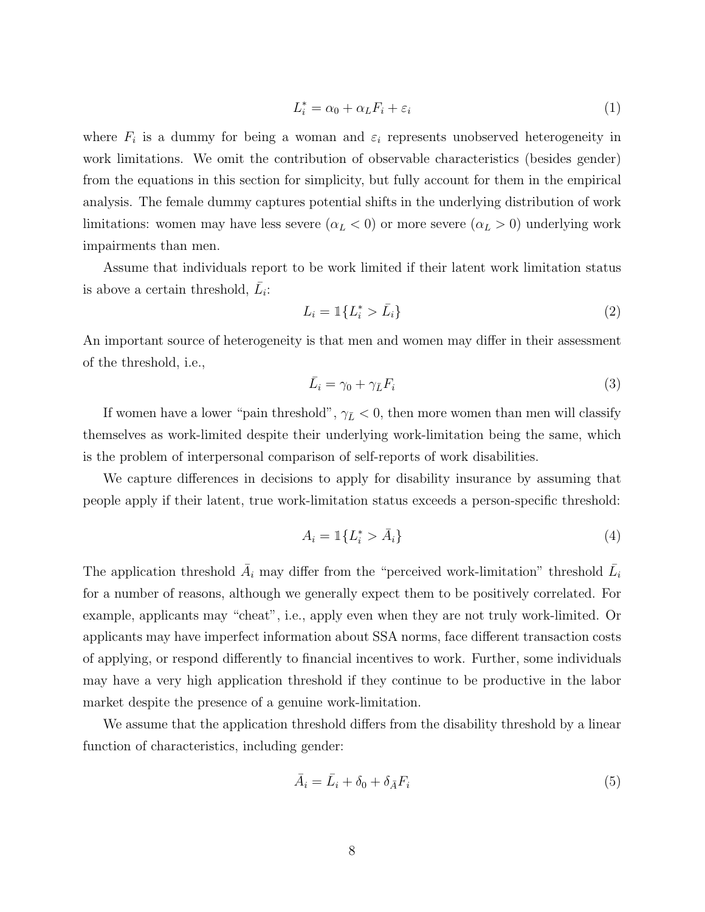$$L_i^* = \alpha_0 + \alpha_L F_i + \varepsilon_i \tag{1}$$

where $F_i$ is a dummy for being a woman and $\varepsilon_i$ represents unobserved heterogeneity in work limitations. We omit the contribution of observable characteristics (besides gender) from the equations in this section for simplicity, but fully account for them in the empirical analysis. The female dummy captures potential shifts in the underlying distribution of work limitations: women may have less severe ($\alpha_L < 0$) or more severe ($\alpha_L > 0$) underlying work impairments than men.

Assume that individuals report to be work limited if their latent work limitation status is above a certain threshold, $\bar{L}_i$:

$$L_i = \mathbb{1}\{L_i^* > \bar{L}_i\} \tag{2}$$

An important source of heterogeneity is that men and women may differ in their assessment of the threshold, i.e.,

$$\bar{L}_i = \gamma_0 + \gamma_{\bar{L}} F_i \tag{3}$$

If women have a lower "pain threshold", $\gamma_{\bar{L}} < 0$, then more women than men will classify themselves as work-limited despite their underlying work-limitation being the same, which is the problem of interpersonal comparison of self-reports of work disabilities.

We capture differences in decisions to apply for disability insurance by assuming that people apply if their latent, true work-limitation status exceeds a person-specific threshold:

$$A_i = \mathbb{1}\{L_i^* > \bar{A}_i\} \tag{4}$$

The application threshold $\bar{A}_i$ may differ from the "perceived work-limitation" threshold $\bar{L}_i$ for a number of reasons, although we generally expect them to be positively correlated. For example, applicants may "cheat", i.e., apply even when they are not truly work-limited. Or applicants may have imperfect information about SSA norms, face different transaction costs of applying, or respond differently to financial incentives to work. Further, some individuals may have a very high application threshold if they continue to be productive in the labor market despite the presence of a genuine work-limitation.

We assume that the application threshold differs from the disability threshold by a linear function of characteristics, including gender:

$$\bar{A}_i = \bar{L}_i + \delta_0 + \delta_{\bar{A}} F_i \tag{5}$$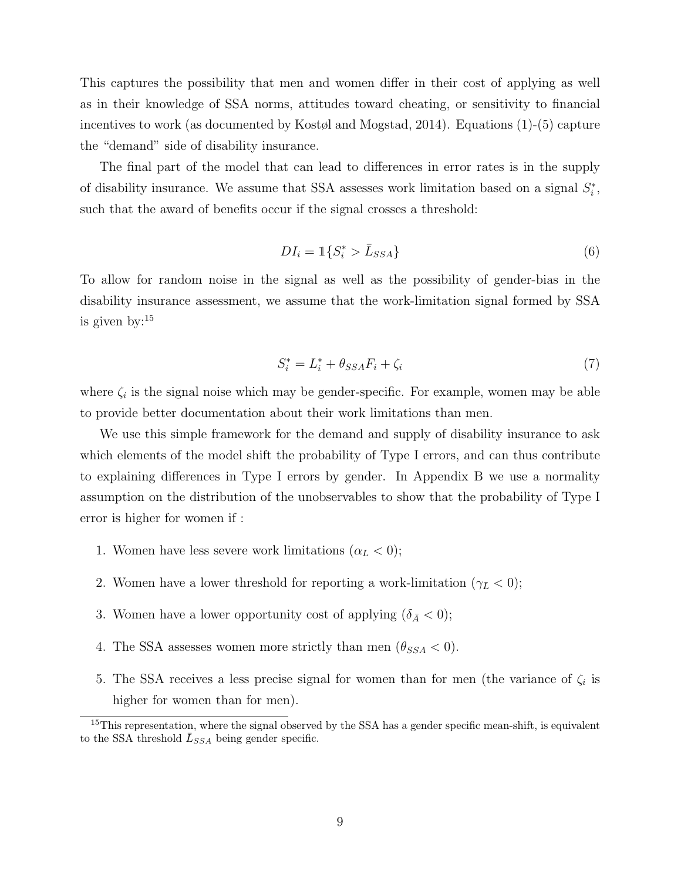This captures the possibility that men and women differ in their cost of applying as well as in their knowledge of SSA norms, attitudes toward cheating, or sensitivity to financial incentives to work (as documented by Kostøl and Mogstad, 2014). Equations (1)-(5) capture the "demand" side of disability insurance.

The final part of the model that can lead to differences in error rates is in the supply of disability insurance. We assume that SSA assesses work limitation based on a signal $S_i^*$, such that the award of benefits occur if the signal crosses a threshold:

$$DI_i = \mathbb{1}\{S_i^* > \bar{L}_{SSA}\} \tag{6}$$

To allow for random noise in the signal as well as the possibility of gender-bias in the disability insurance assessment, we assume that the work-limitation signal formed by SSA is given by:[15]

$$S_i^* = L_i^* + \theta_{SSA} F_i + \zeta_i \tag{7}$$

where $\zeta_i$ is the signal noise which may be gender-specific. For example, women may be able to provide better documentation about their work limitations than men.

We use this simple framework for the demand and supply of disability insurance to ask which elements of the model shift the probability of Type I errors, and can thus contribute to explaining differences in Type I errors by gender. In Appendix B we use a normality assumption on the distribution of the unobservables to show that the probability of Type I error is higher for women if :

1. Women have less severe work limitations ($\alpha_L < 0$);
2. Women have a lower threshold for reporting a work-limitation ($\gamma_{\bar{L}} < 0$);
3. Women have a lower opportunity cost of applying ($\delta_{\bar{A}} < 0$);
4. The SSA assesses women more strictly than men ($\theta_{SSA} < 0$).
5. The SSA receives a less precise signal for women than for men (the variance of $\zeta_i$ is higher for women than for men).

[15] This representation, where the signal observed by the SSA has a gender specific mean-shift, is equivalent to the SSA threshold $\bar{L}_{SSA}$ being gender specific.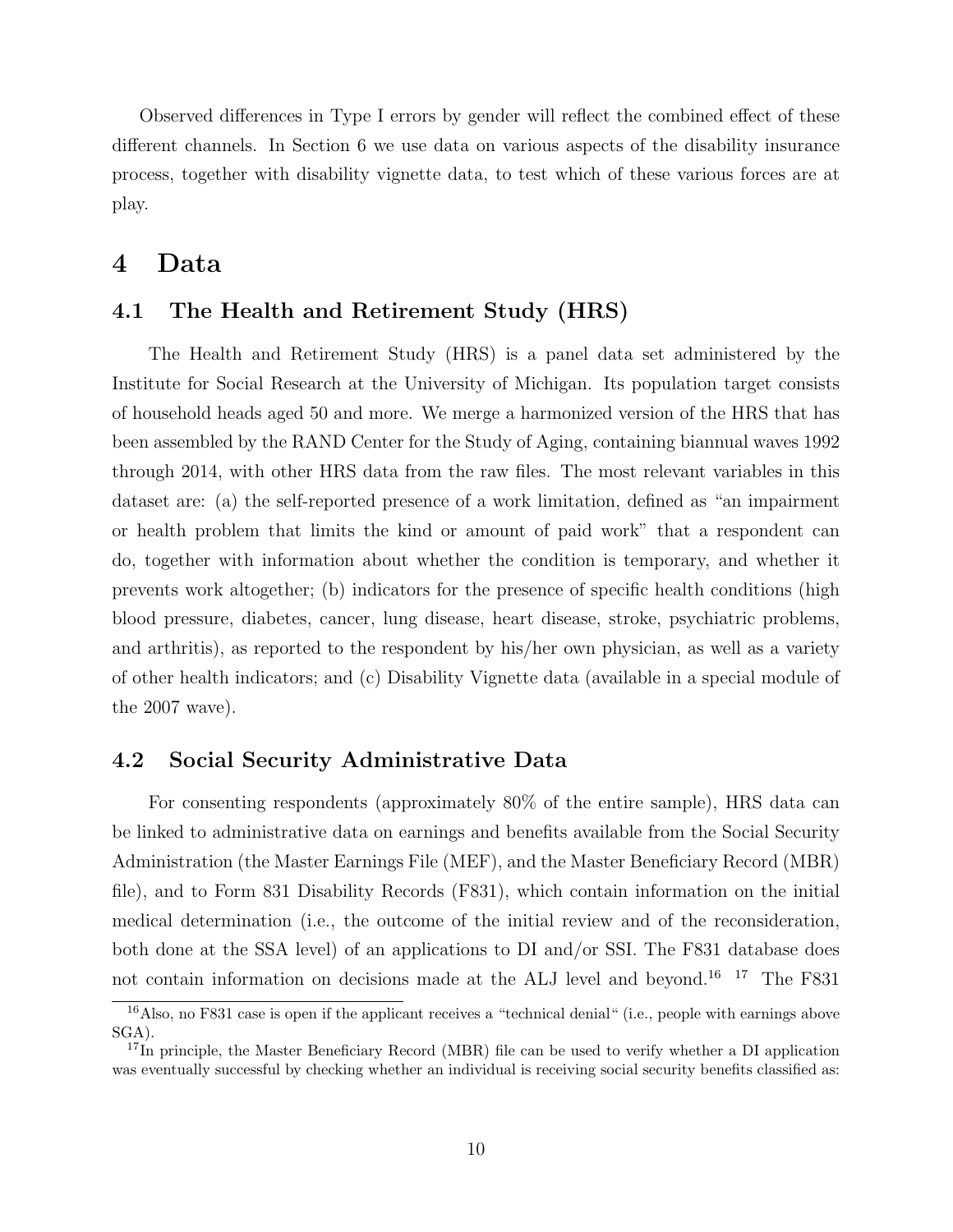Observed differences in Type I errors by gender will reflect the combined effect of these different channels. In Section 6 we use data on various aspects of the disability insurance process, together with disability vignette data, to test which of these various forces are at play.

# 4 Data

## 4.1 The Health and Retirement Study (HRS)

The Health and Retirement Study (HRS) is a panel data set administered by the Institute for Social Research at the University of Michigan. Its population target consists of household heads aged 50 and more. We merge a harmonized version of the HRS that has been assembled by the RAND Center for the Study of Aging, containing biannual waves 1992 through 2014, with other HRS data from the raw files. The most relevant variables in this dataset are: (a) the self-reported presence of a work limitation, defined as "an impairment or health problem that limits the kind or amount of paid work" that a respondent can do, together with information about whether the condition is temporary, and whether it prevents work altogether; (b) indicators for the presence of specific health conditions (high blood pressure, diabetes, cancer, lung disease, heart disease, stroke, psychiatric problems, and arthritis), as reported to the respondent by his/her own physician, as well as a variety of other health indicators; and (c) Disability Vignette data (available in a special module of the 2007 wave).

## 4.2 Social Security Administrative Data

For consenting respondents (approximately 80% of the entire sample), HRS data can be linked to administrative data on earnings and benefits available from the Social Security Administration (the Master Earnings File (MEF), and the Master Beneficiary Record (MBR) file), and to Form 831 Disability Records (F831), which contain information on the initial medical determination (i.e., the outcome of the initial review and of the reconsideration, both done at the SSA level) of an applications to DI and/or SSI. The F831 database does not contain information on decisions made at the ALJ level and beyond.[16] [17] The F831

[16] Also, no F831 case is open if the applicant receives a "technical denial" (i.e., people with earnings above SGA).

[17] In principle, the Master Beneficiary Record (MBR) file can be used to verify whether a DI application was eventually successful by checking whether an individual is receiving social security benefits classified as: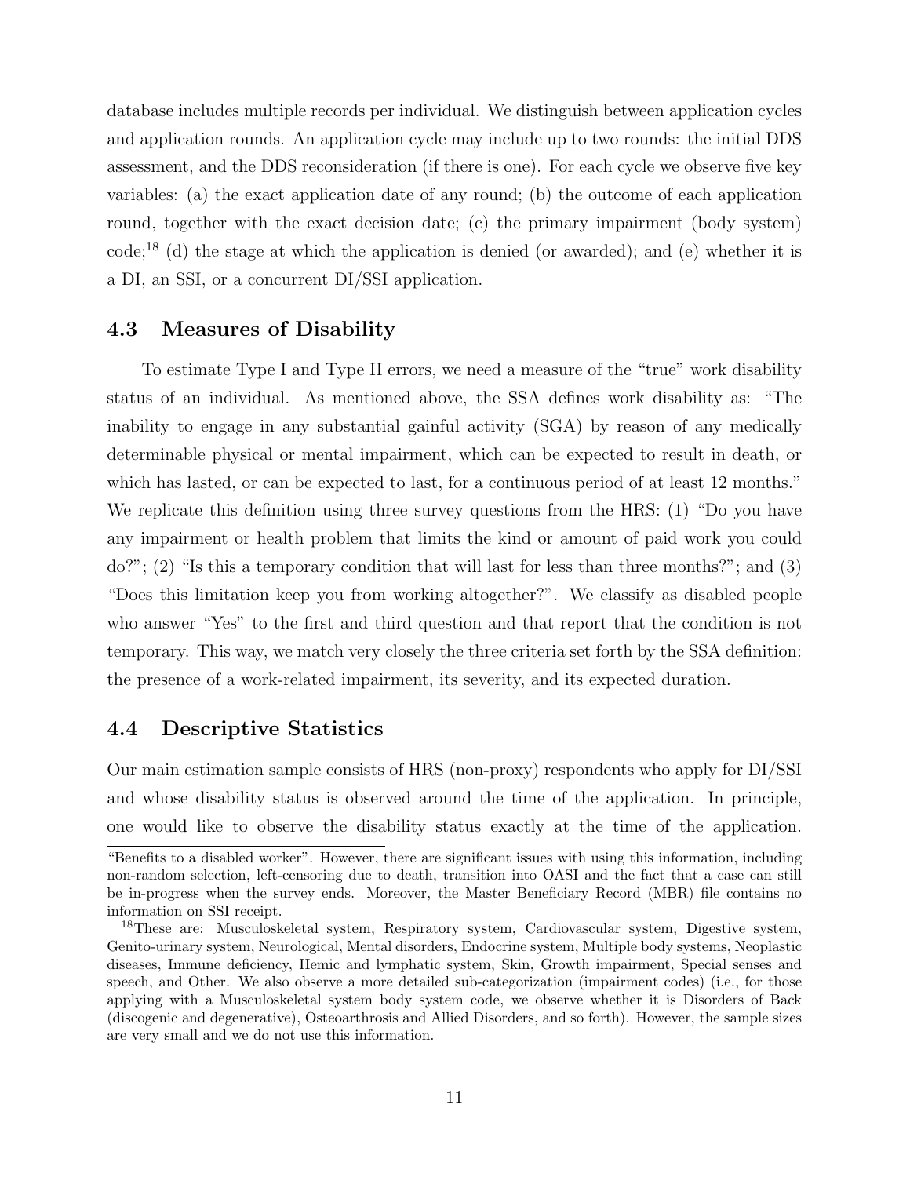database includes multiple records per individual. We distinguish between application cycles and application rounds. An application cycle may include up to two rounds: the initial DDS assessment, and the DDS reconsideration (if there is one). For each cycle we observe five key variables: (a) the exact application date of any round; (b) the outcome of each application round, together with the exact decision date; (c) the primary impairment (body system) code;[18] (d) the stage at which the application is denied (or awarded); and (e) whether it is a DI, an SSI, or a concurrent DI/SSI application.

### 4.3 Measures of Disability

To estimate Type I and Type II errors, we need a measure of the "true" work disability status of an individual. As mentioned above, the SSA defines work disability as: "The inability to engage in any substantial gainful activity (SGA) by reason of any medically determinable physical or mental impairment, which can be expected to result in death, or which has lasted, or can be expected to last, for a continuous period of at least 12 months." We replicate this definition using three survey questions from the HRS: (1) "Do you have any impairment or health problem that limits the kind or amount of paid work you could do?"; (2) "Is this a temporary condition that will last for less than three months?"; and (3) "Does this limitation keep you from working altogether?". We classify as disabled people who answer "Yes" to the first and third question and that report that the condition is not temporary. This way, we match very closely the three criteria set forth by the SSA definition: the presence of a work-related impairment, its severity, and its expected duration.

### 4.4 Descriptive Statistics

Our main estimation sample consists of HRS (non-proxy) respondents who apply for DI/SSI and whose disability status is observed around the time of the application. In principle, one would like to observe the disability status exactly at the time of the application.

---

"Benefits to a disabled worker". However, there are significant issues with using this information, including non-random selection, left-censoring due to death, transition into OASI and the fact that a case can still be in-progress when the survey ends. Moreover, the Master Beneficiary Record (MBR) file contains no information on SSI receipt.

[18] These are: Musculoskeletal system, Respiratory system, Cardiovascular system, Digestive system, Genito-urinary system, Neurological, Mental disorders, Endocrine system, Multiple body systems, Neoplastic diseases, Immune deficiency, Hemic and lymphatic system, Skin, Growth impairment, Special senses and speech, and Other. We also observe a more detailed sub-categorization (impairment codes) (i.e., for those applying with a Musculoskeletal system body system code, we observe whether it is Disorders of Back (discogenic and degenerative), Osteoarthrosis and Allied Disorders, and so forth). However, the sample sizes are very small and we do not use this information.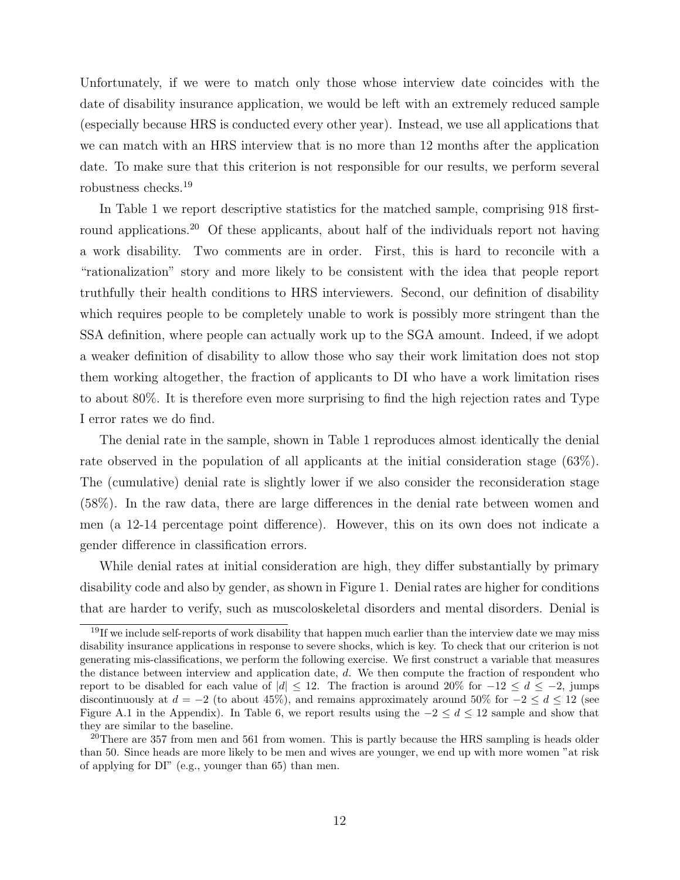Unfortunately, if we were to match only those whose interview date coincides with the date of disability insurance application, we would be left with an extremely reduced sample (especially because HRS is conducted every other year). Instead, we use all applications that we can match with an HRS interview that is no more than 12 months after the application date. To make sure that this criterion is not responsible for our results, we perform several robustness checks.[19]

In Table 1 we report descriptive statistics for the matched sample, comprising 918 first-round applications.[20] Of these applicants, about half of the individuals report not having a work disability. Two comments are in order. First, this is hard to reconcile with a "rationalization" story and more likely to be consistent with the idea that people report truthfully their health conditions to HRS interviewers. Second, our definition of disability which requires people to be completely unable to work is possibly more stringent than the SSA definition, where people can actually work up to the SGA amount. Indeed, if we adopt a weaker definition of disability to allow those who say their work limitation does not stop them working altogether, the fraction of applicants to DI who have a work limitation rises to about 80%. It is therefore even more surprising to find the high rejection rates and Type I error rates we do find.

The denial rate in the sample, shown in Table 1 reproduces almost identically the denial rate observed in the population of all applicants at the initial consideration stage (63%). The (cumulative) denial rate is slightly lower if we also consider the reconsideration stage (58%). In the raw data, there are large differences in the denial rate between women and men (a 12-14 percentage point difference). However, this on its own does not indicate a gender difference in classification errors.

While denial rates at initial consideration are high, they differ substantially by primary disability code and also by gender, as shown in Figure 1. Denial rates are higher for conditions that are harder to verify, such as muscoloskeletal disorders and mental disorders. Denial is

[19] If we include self-reports of work disability that happen much earlier than the interview date we may miss disability insurance applications in response to severe shocks, which is key. To check that our criterion is not generating mis-classifications, we perform the following exercise. We first construct a variable that measures the distance between interview and application date, $d$. We then compute the fraction of respondent who report to be disabled for each value of $|d| \leq 12$. The fraction is around 20% for $-12 \leq d \leq -2$, jumps discontinuously at $d = -2$ (to about 45%), and remains approximately around 50% for $-2 \leq d \leq 12$ (see Figure A.1 in the Appendix). In Table 6, we report results using the $-2 \leq d \leq 12$ sample and show that they are similar to the baseline.

[20] There are 357 from men and 561 from women. This is partly because the HRS sampling is heads older than 50. Since heads are more likely to be men and wives are younger, we end up with more women "at risk of applying for DI" (e.g., younger than 65) than men.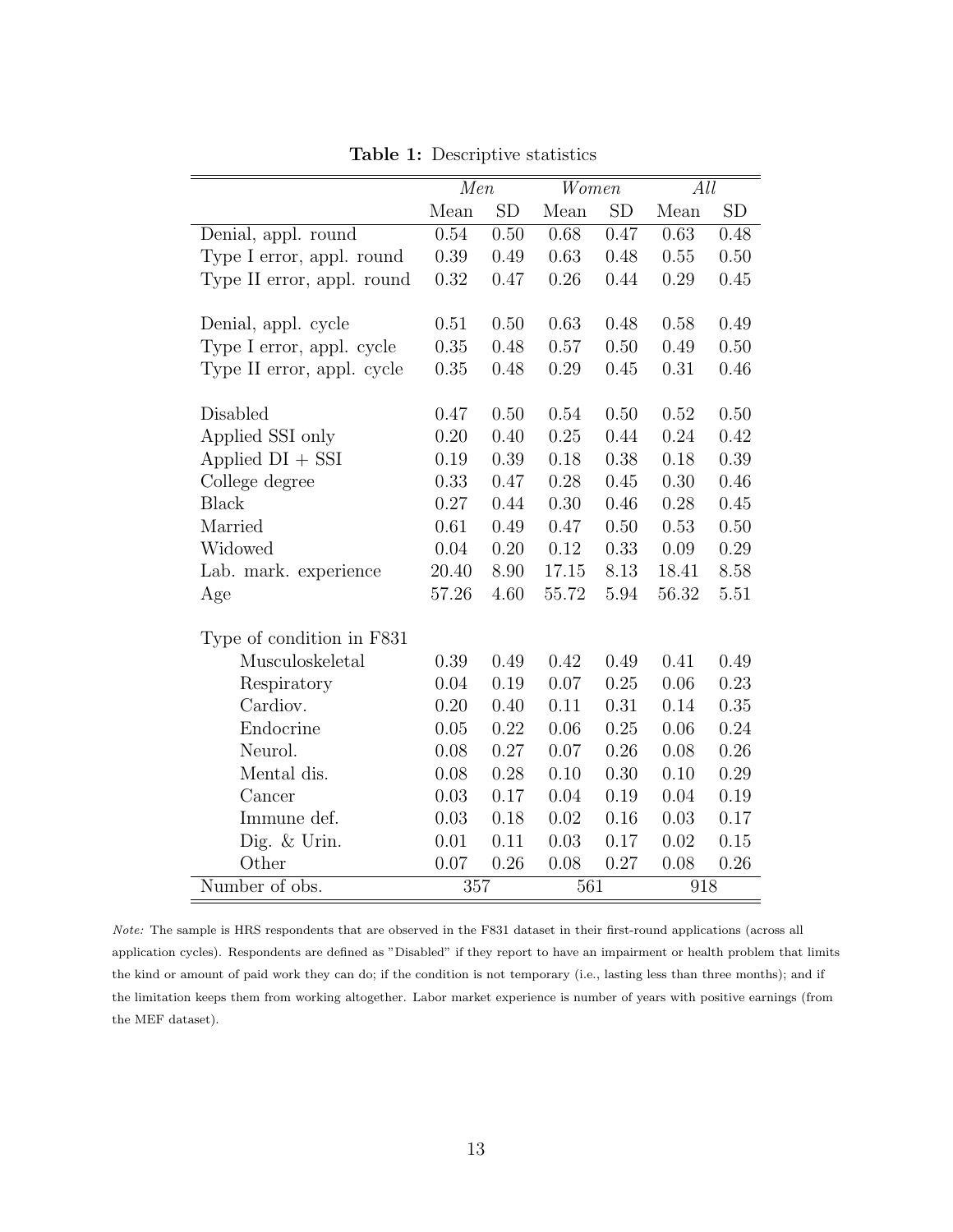**Table 1:** Descriptive statistics

| | *Men* | | *Women* | | *All* | |
|---|---|---|---|---|---|---|
| | Mean | SD | Mean | SD | Mean | SD |
| Denial, appl. round | 0.54 | 0.50 | 0.68 | 0.47 | 0.63 | 0.48 |
| Type I error, appl. round | 0.39 | 0.49 | 0.63 | 0.48 | 0.55 | 0.50 |
| Type II error, appl. round | 0.32 | 0.47 | 0.26 | 0.44 | 0.29 | 0.45 |
| | | | | | | |
| Denial, appl. cycle | 0.51 | 0.50 | 0.63 | 0.48 | 0.58 | 0.49 |
| Type I error, appl. cycle | 0.35 | 0.48 | 0.57 | 0.50 | 0.49 | 0.50 |
| Type II error, appl. cycle | 0.35 | 0.48 | 0.29 | 0.45 | 0.31 | 0.46 |
| | | | | | | |
| Disabled | 0.47 | 0.50 | 0.54 | 0.50 | 0.52 | 0.50 |
| Applied SSI only | 0.20 | 0.40 | 0.25 | 0.44 | 0.24 | 0.42 |
| Applied DI + SSI | 0.19 | 0.39 | 0.18 | 0.38 | 0.18 | 0.39 |
| College degree | 0.33 | 0.47 | 0.28 | 0.45 | 0.30 | 0.46 |
| Black | 0.27 | 0.44 | 0.30 | 0.46 | 0.28 | 0.45 |
| Married | 0.61 | 0.49 | 0.47 | 0.50 | 0.53 | 0.50 |
| Widowed | 0.04 | 0.20 | 0.12 | 0.33 | 0.09 | 0.29 |
| Lab. mark. experience | 20.40 | 8.90 | 17.15 | 8.13 | 18.41 | 8.58 |
| Age | 57.26 | 4.60 | 55.72 | 5.94 | 56.32 | 5.51 |
| | | | | | | |
| Type of condition in F831 | | | | | | |
| Musculoskeletal | 0.39 | 0.49 | 0.42 | 0.49 | 0.41 | 0.49 |
| Respiratory | 0.04 | 0.19 | 0.07 | 0.25 | 0.06 | 0.23 |
| Cardiov. | 0.20 | 0.40 | 0.11 | 0.31 | 0.14 | 0.35 |
| Endocrine | 0.05 | 0.22 | 0.06 | 0.25 | 0.06 | 0.24 |
| Neurol. | 0.08 | 0.27 | 0.07 | 0.26 | 0.08 | 0.26 |
| Mental dis. | 0.08 | 0.28 | 0.10 | 0.30 | 0.10 | 0.29 |
| Cancer | 0.03 | 0.17 | 0.04 | 0.19 | 0.04 | 0.19 |
| Immune def. | 0.03 | 0.18 | 0.02 | 0.16 | 0.03 | 0.17 |
| Dig. & Urin. | 0.01 | 0.11 | 0.03 | 0.17 | 0.02 | 0.15 |
| Other | 0.07 | 0.26 | 0.08 | 0.27 | 0.08 | 0.26 |
| Number of obs. | 357 | | 561 | | 918 | |

*Note:* The sample is HRS respondents that are observed in the F831 dataset in their first-round applications (across all application cycles). Respondents are defined as "Disabled" if they report to have an impairment or health problem that limits the kind or amount of paid work they can do; if the condition is not temporary (i.e., lasting less than three months); and if the limitation keeps them from working altogether. Labor market experience is number of years with positive earnings (from the MEF dataset).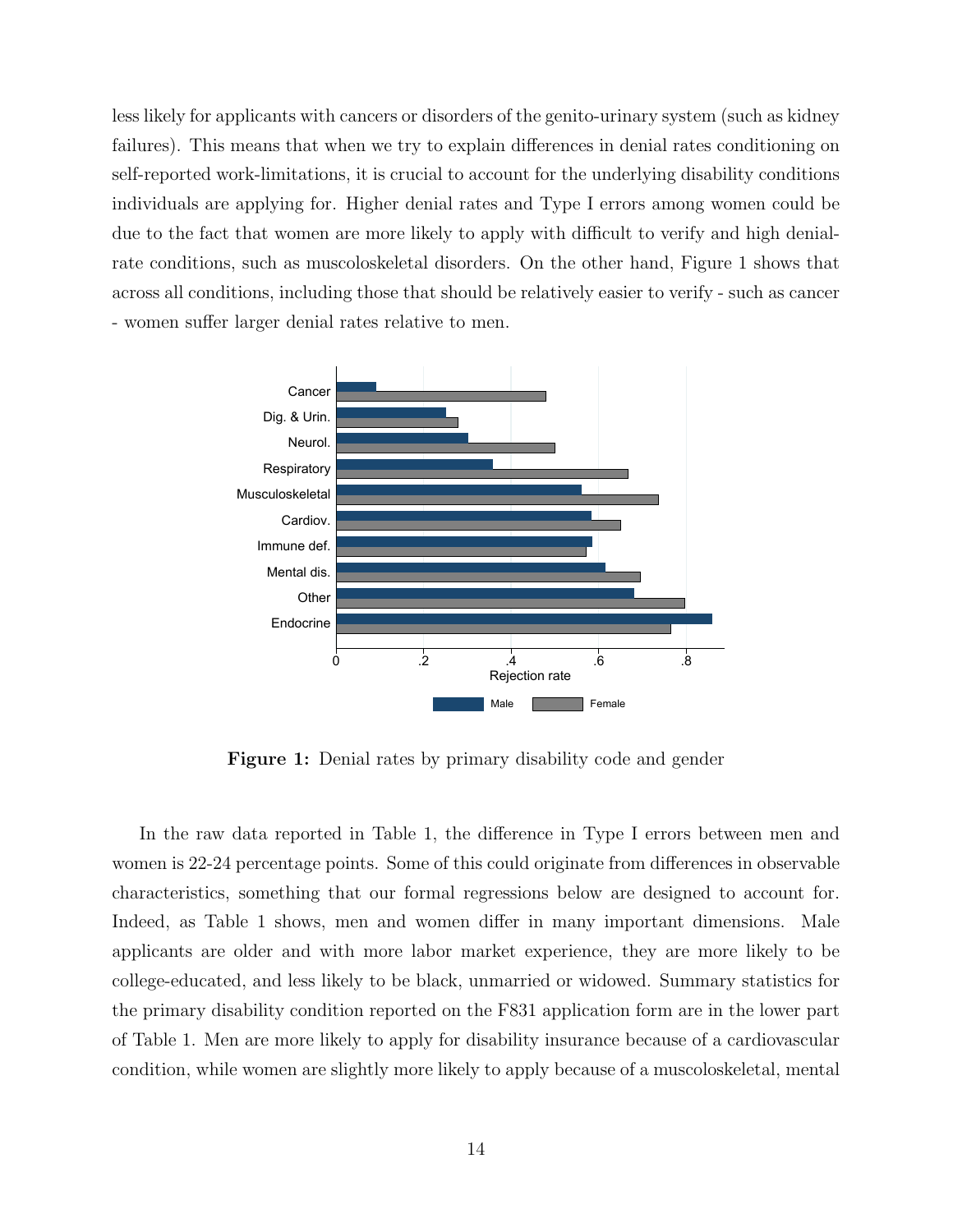less likely for applicants with cancers or disorders of the genito-urinary system (such as kidney failures). This means that when we try to explain differences in denial rates conditioning on self-reported work-limitations, it is crucial to account for the underlying disability conditions individuals are applying for. Higher denial rates and Type I errors among women could be due to the fact that women are more likely to apply with difficult to verify and high denial-rate conditions, such as muscoloskeletal disorders. On the other hand, Figure 1 shows that across all conditions, including those that should be relatively easier to verify - such as cancer - women suffer larger denial rates relative to men.

**Figure 1:** Denial rates by primary disability code and gender

In the raw data reported in Table 1, the difference in Type I errors between men and women is 22-24 percentage points. Some of this could originate from differences in observable characteristics, something that our formal regressions below are designed to account for. Indeed, as Table 1 shows, men and women differ in many important dimensions. Male applicants are older and with more labor market experience, they are more likely to be college-educated, and less likely to be black, unmarried or widowed. Summary statistics for the primary disability condition reported on the F831 application form are in the lower part of Table 1. Men are more likely to apply for disability insurance because of a cardiovascular condition, while women are slightly more likely to apply because of a muscoloskeletal, mental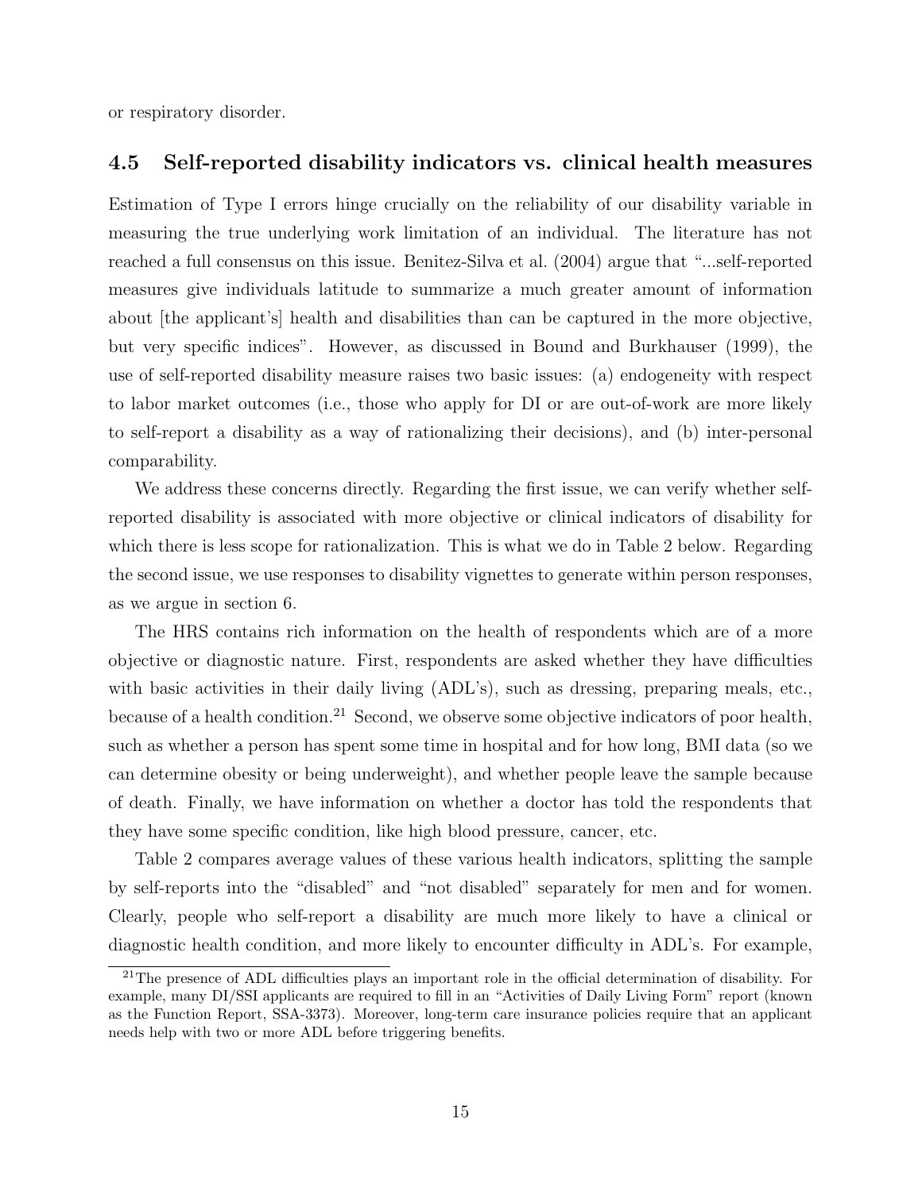or respiratory disorder.

### 4.5 Self-reported disability indicators vs. clinical health measures

Estimation of Type I errors hinge crucially on the reliability of our disability variable in measuring the true underlying work limitation of an individual. The literature has not reached a full consensus on this issue. Benitez-Silva et al. (2004) argue that "...self-reported measures give individuals latitude to summarize a much greater amount of information about [the applicant's] health and disabilities than can be captured in the more objective, but very specific indices". However, as discussed in Bound and Burkhauser (1999), the use of self-reported disability measure raises two basic issues: (a) endogeneity with respect to labor market outcomes (i.e., those who apply for DI or are out-of-work are more likely to self-report a disability as a way of rationalizing their decisions), and (b) inter-personal comparability.

We address these concerns directly. Regarding the first issue, we can verify whether self-reported disability is associated with more objective or clinical indicators of disability for which there is less scope for rationalization. This is what we do in Table 2 below. Regarding the second issue, we use responses to disability vignettes to generate within person responses, as we argue in section 6.

The HRS contains rich information on the health of respondents which are of a more objective or diagnostic nature. First, respondents are asked whether they have difficulties with basic activities in their daily living (ADL's), such as dressing, preparing meals, etc., because of a health condition.[21] Second, we observe some objective indicators of poor health, such as whether a person has spent some time in hospital and for how long, BMI data (so we can determine obesity or being underweight), and whether people leave the sample because of death. Finally, we have information on whether a doctor has told the respondents that they have some specific condition, like high blood pressure, cancer, etc.

Table 2 compares average values of these various health indicators, splitting the sample by self-reports into the "disabled" and "not disabled" separately for men and for women. Clearly, people who self-report a disability are much more likely to have a clinical or diagnostic health condition, and more likely to encounter difficulty in ADL's. For example,

[21] The presence of ADL difficulties plays an important role in the official determination of disability. For example, many DI/SSI applicants are required to fill in an "Activities of Daily Living Form" report (known as the Function Report, SSA-3373). Moreover, long-term care insurance policies require that an applicant needs help with two or more ADL before triggering benefits.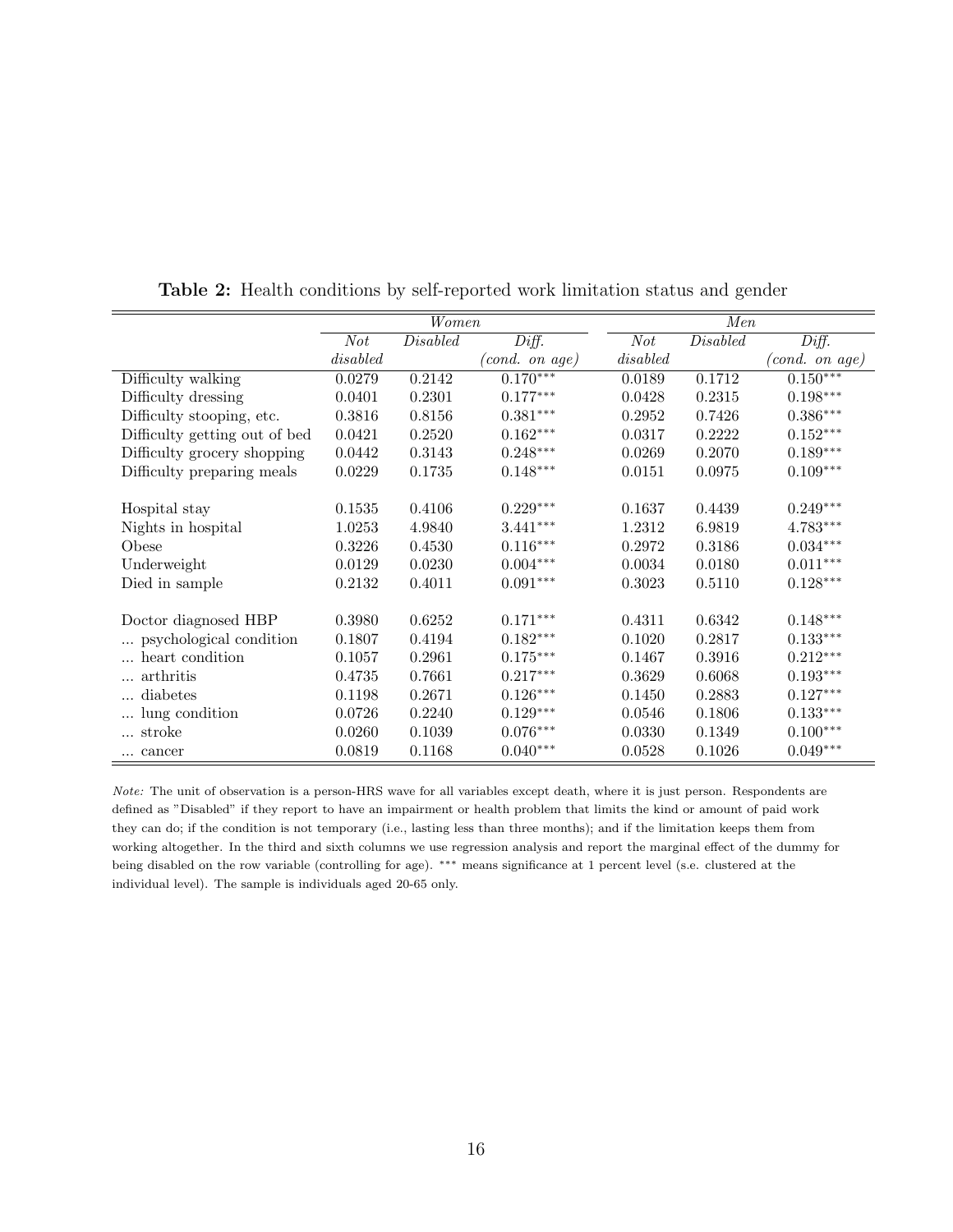**Table 2:** Health conditions by self-reported work limitation status and gender

| | *Women* | | | *Men* | | |
|---|---|---|---|---|---|---|
| | *Not disabled* | *Disabled* | *Diff. (cond. on age)* | *Not disabled* | *Disabled* | *Diff. (cond. on age)* |
| Difficulty walking | 0.0279 | 0.2142 | 0.170*** | 0.0189 | 0.1712 | 0.150*** |
| Difficulty dressing | 0.0401 | 0.2301 | 0.177*** | 0.0428 | 0.2315 | 0.198*** |
| Difficulty stooping, etc. | 0.3816 | 0.8156 | 0.381*** | 0.2952 | 0.7426 | 0.386*** |
| Difficulty getting out of bed | 0.0421 | 0.2520 | 0.162*** | 0.0317 | 0.2222 | 0.152*** |
| Difficulty grocery shopping | 0.0442 | 0.3143 | 0.248*** | 0.0269 | 0.2070 | 0.189*** |
| Difficulty preparing meals | 0.0229 | 0.1735 | 0.148*** | 0.0151 | 0.0975 | 0.109*** |
| | | | | | | |
| Hospital stay | 0.1535 | 0.4106 | 0.229*** | 0.1637 | 0.4439 | 0.249*** |
| Nights in hospital | 1.0253 | 4.9840 | 3.441*** | 1.2312 | 6.9819 | 4.783*** |
| Obese | 0.3226 | 0.4530 | 0.116*** | 0.2972 | 0.3186 | 0.034*** |
| Underweight | 0.0129 | 0.0230 | 0.004*** | 0.0034 | 0.0180 | 0.011*** |
| Died in sample | 0.2132 | 0.4011 | 0.091*** | 0.3023 | 0.5110 | 0.128*** |
| | | | | | | |
| Doctor diagnosed HBP | 0.3980 | 0.6252 | 0.171*** | 0.4311 | 0.6342 | 0.148*** |
| ... psychological condition | 0.1807 | 0.4194 | 0.182*** | 0.1020 | 0.2817 | 0.133*** |
| ... heart condition | 0.1057 | 0.2961 | 0.175*** | 0.1467 | 0.3916 | 0.212*** |
| ... arthritis | 0.4735 | 0.7661 | 0.217*** | 0.3629 | 0.6068 | 0.193*** |
| ... diabetes | 0.1198 | 0.2671 | 0.126*** | 0.1450 | 0.2883 | 0.127*** |
| ... lung condition | 0.0726 | 0.2240 | 0.129*** | 0.0546 | 0.1806 | 0.133*** |
| ... stroke | 0.0260 | 0.1039 | 0.076*** | 0.0330 | 0.1349 | 0.100*** |
| ... cancer | 0.0819 | 0.1168 | 0.040*** | 0.0528 | 0.1026 | 0.049*** |

*Note:* The unit of observation is a person-HRS wave for all variables except death, where it is just person. Respondents are defined as "Disabled" if they report to have an impairment or health problem that limits the kind or amount of paid work they can do; if the condition is not temporary (i.e., lasting less than three months); and if the limitation keeps them from working altogether. In the third and sixth columns we use regression analysis and report the marginal effect of the dummy for being disabled on the row variable (controlling for age). *** means significance at 1 percent level (s.e. clustered at the individual level). The sample is individuals aged 20-65 only.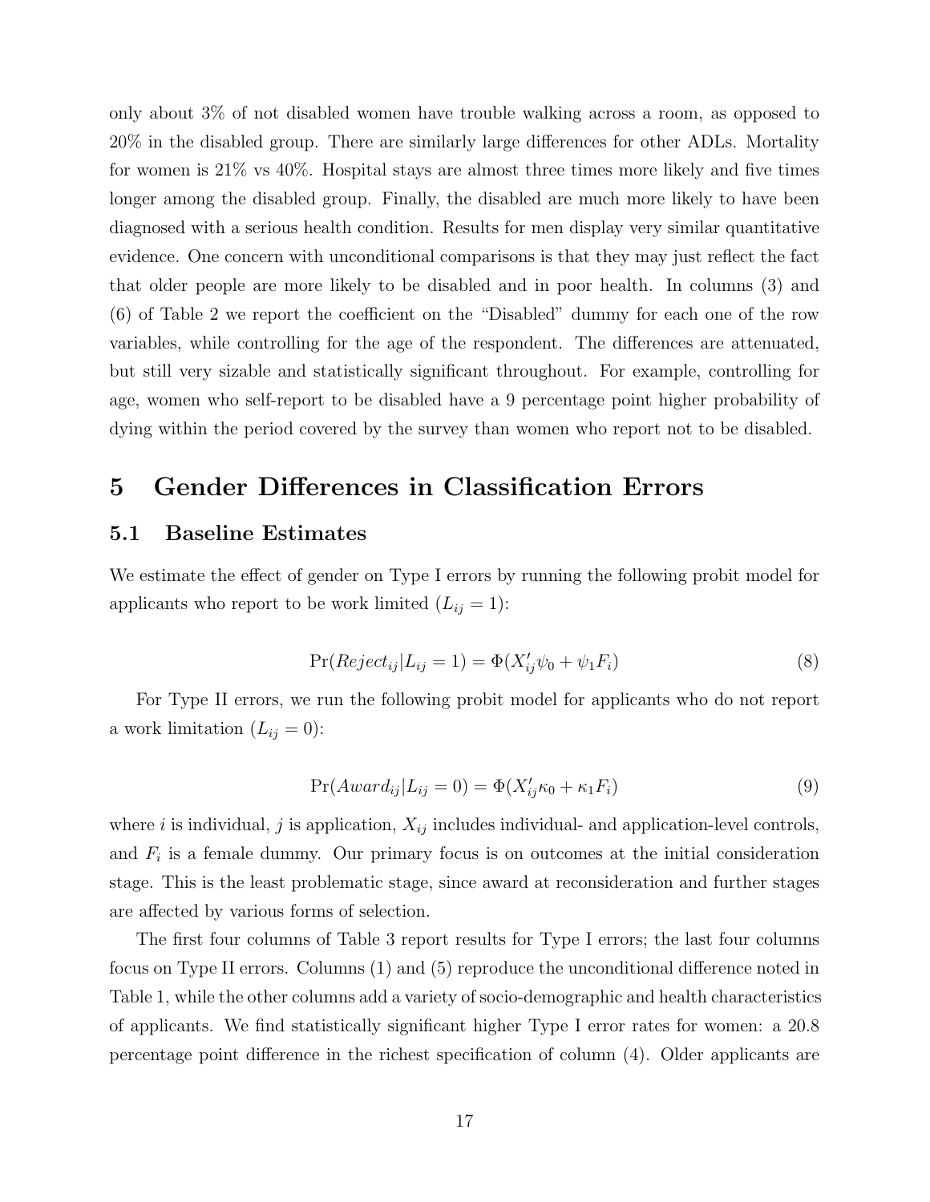only about 3% of not disabled women have trouble walking across a room, as opposed to 20% in the disabled group. There are similarly large differences for other ADLs. Mortality for women is 21% vs 40%. Hospital stays are almost three times more likely and five times longer among the disabled group. Finally, the disabled are much more likely to have been diagnosed with a serious health condition. Results for men display very similar quantitative evidence. One concern with unconditional comparisons is that they may just reflect the fact that older people are more likely to be disabled and in poor health. In columns (3) and (6) of Table 2 we report the coefficient on the "Disabled" dummy for each one of the row variables, while controlling for the age of the respondent. The differences are attenuated, but still very sizable and statistically significant throughout. For example, controlling for age, women who self-report to be disabled have a 9 percentage point higher probability of dying within the period covered by the survey than women who report not to be disabled.

# 5 Gender Differences in Classification Errors

## 5.1 Baseline Estimates

We estimate the effect of gender on Type I errors by running the following probit model for applicants who report to be work limited ($L_{ij} = 1$):

$$\Pr(Reject_{ij}|L_{ij} = 1) = \Phi(X'_{ij}\psi_0 + \psi_1 F_i) \tag{8}$$

For Type II errors, we run the following probit model for applicants who do not report a work limitation ($L_{ij} = 0$):

$$\Pr(Award_{ij}|L_{ij} = 0) = \Phi(X'_{ij}\kappa_0 + \kappa_1 F_i) \tag{9}$$

where $i$ is individual, $j$ is application, $X_{ij}$ includes individual- and application-level controls, and $F_i$ is a female dummy. Our primary focus is on outcomes at the initial consideration stage. This is the least problematic stage, since award at reconsideration and further stages are affected by various forms of selection.

The first four columns of Table 3 report results for Type I errors; the last four columns focus on Type II errors. Columns (1) and (5) reproduce the unconditional difference noted in Table 1, while the other columns add a variety of socio-demographic and health characteristics of applicants. We find statistically significant higher Type I error rates for women: a 20.8 percentage point difference in the richest specification of column (4). Older applicants are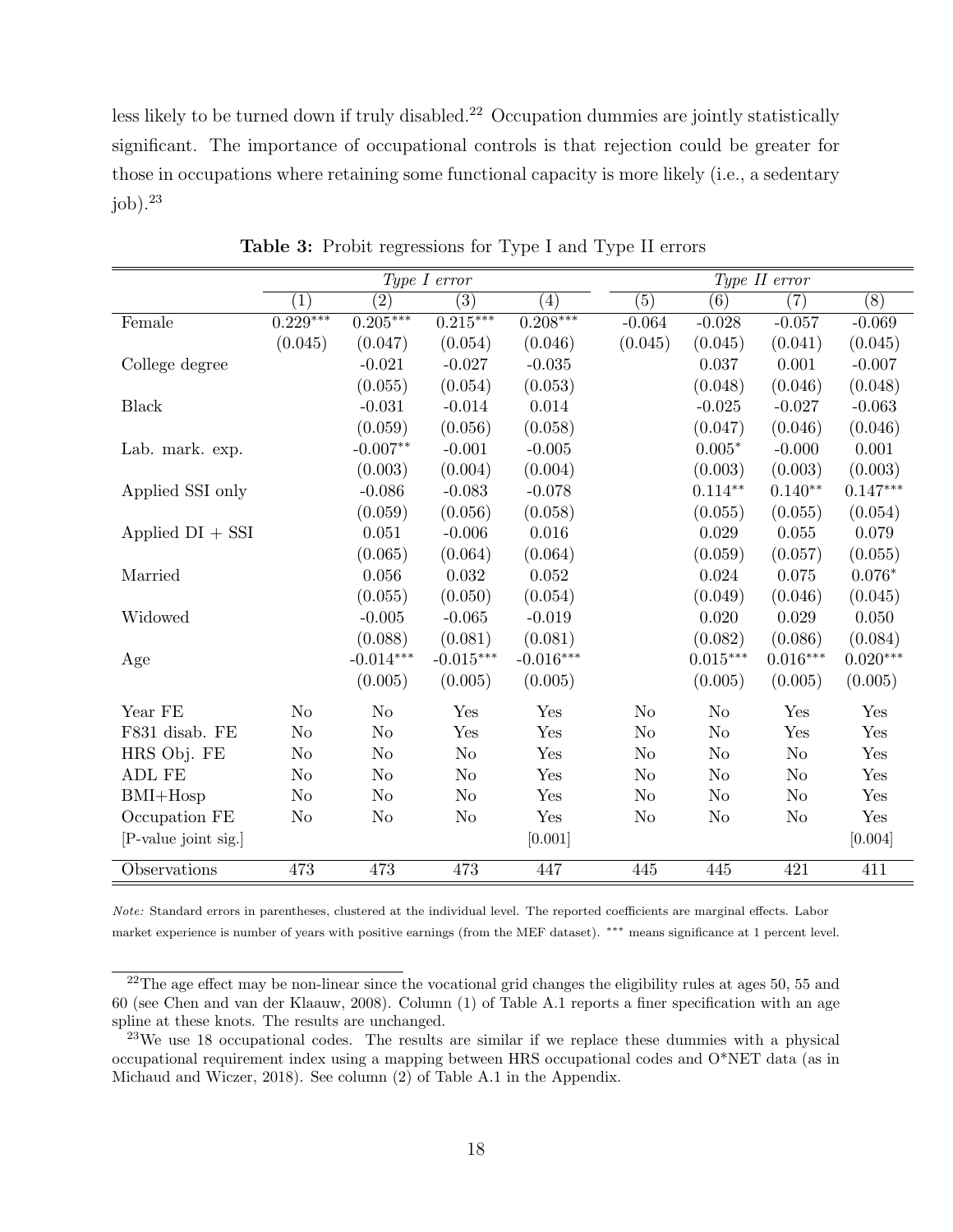less likely to be turned down if truly disabled.[22] Occupation dummies are jointly statistically significant. The importance of occupational controls is that rejection could be greater for those in occupations where retaining some functional capacity is more likely (i.e., a sedentary job).[23]

**Table 3:** Probit regressions for Type I and Type II errors

| | *Type I error* | | | | *Type II error* | | | |
|---|---|---|---|---|---|---|---|---|
| | (1) | (2) | (3) | (4) | (5) | (6) | (7) | (8) |
| Female | 0.229*** | 0.205*** | 0.215*** | 0.208*** | -0.064 | -0.028 | -0.057 | -0.069 |
| | (0.045) | (0.047) | (0.054) | (0.046) | (0.045) | (0.045) | (0.041) | (0.045) |
| College degree | | -0.021 | -0.027 | -0.035 | | 0.037 | 0.001 | -0.007 |
| | | (0.055) | (0.054) | (0.053) | | (0.048) | (0.046) | (0.048) |
| Black | | -0.031 | -0.014 | 0.014 | | -0.025 | -0.027 | -0.063 |
| | | (0.059) | (0.056) | (0.058) | | (0.047) | (0.046) | (0.046) |
| Lab. mark. exp. | | -0.007** | -0.001 | -0.005 | | 0.005* | -0.000 | 0.001 |
| | | (0.003) | (0.004) | (0.004) | | (0.003) | (0.003) | (0.003) |
| Applied SSI only | | -0.086 | -0.083 | -0.078 | | 0.114** | 0.140** | 0.147*** |
| | | (0.059) | (0.056) | (0.058) | | (0.055) | (0.055) | (0.054) |
| Applied DI + SSI | | 0.051 | -0.006 | 0.016 | | 0.029 | 0.055 | 0.079 |
| | | (0.065) | (0.064) | (0.064) | | (0.059) | (0.057) | (0.055) |
| Married | | 0.056 | 0.032 | 0.052 | | 0.024 | 0.075 | 0.076* |
| | | (0.055) | (0.050) | (0.054) | | (0.049) | (0.046) | (0.045) |
| Widowed | | -0.005 | -0.065 | -0.019 | | 0.020 | 0.029 | 0.050 |
| | | (0.088) | (0.081) | (0.081) | | (0.082) | (0.086) | (0.084) |
| Age | | -0.014*** | -0.015*** | -0.016*** | | 0.015*** | 0.016*** | 0.020*** |
| | | (0.005) | (0.005) | (0.005) | | (0.005) | (0.005) | (0.005) |
| Year FE | No | No | Yes | Yes | No | No | Yes | Yes |
| F831 disab. FE | No | No | Yes | Yes | No | No | Yes | Yes |
| HRS Obj. FE | No | No | No | Yes | No | No | No | Yes |
| ADL FE | No | No | No | Yes | No | No | No | Yes |
| BMI+Hosp | No | No | No | Yes | No | No | No | Yes |
| Occupation FE | No | No | No | Yes | No | No | No | Yes |
| [P-value joint sig.] | | | | [0.001] | | | | [0.004] |
| Observations | 473 | 473 | 473 | 447 | 445 | 445 | 421 | 411 |

*Note:* Standard errors in parentheses, clustered at the individual level. The reported coefficients are marginal effects. Labor market experience is number of years with positive earnings (from the MEF dataset). *** means significance at 1 percent level.

[22] The age effect may be non-linear since the vocational grid changes the eligibility rules at ages 50, 55 and 60 (see Chen and van der Klaauw, 2008). Column (1) of Table A.1 reports a finer specification with an age spline at these knots. The results are unchanged.

[23] We use 18 occupational codes. The results are similar if we replace these dummies with a physical occupational requirement index using a mapping between HRS occupational codes and O*NET data (as in Michaud and Wiczer, 2018). See column (2) of Table A.1 in the Appendix.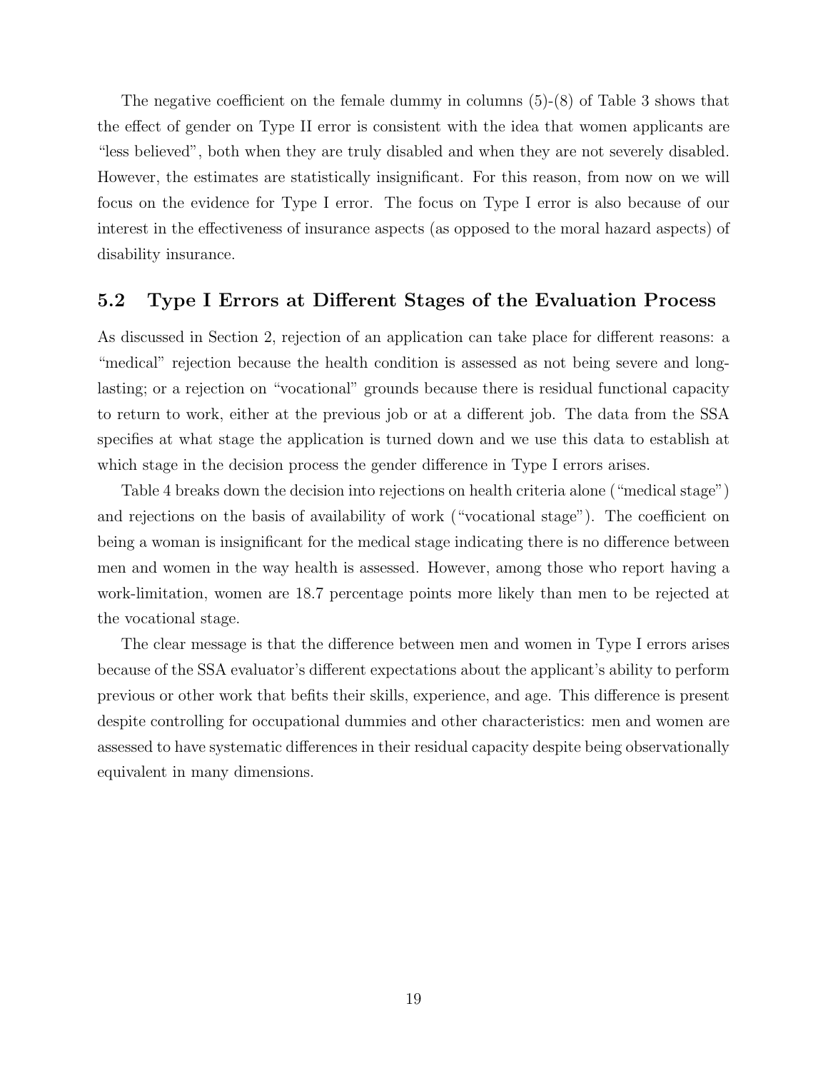The negative coefficient on the female dummy in columns (5)-(8) of Table 3 shows that the effect of gender on Type II error is consistent with the idea that women applicants are "less believed", both when they are truly disabled and when they are not severely disabled. However, the estimates are statistically insignificant. For this reason, from now on we will focus on the evidence for Type I error. The focus on Type I error is also because of our interest in the effectiveness of insurance aspects (as opposed to the moral hazard aspects) of disability insurance.

## 5.2 Type I Errors at Different Stages of the Evaluation Process

As discussed in Section 2, rejection of an application can take place for different reasons: a "medical" rejection because the health condition is assessed as not being severe and long-lasting; or a rejection on "vocational" grounds because there is residual functional capacity to return to work, either at the previous job or at a different job. The data from the SSA specifies at what stage the application is turned down and we use this data to establish at which stage in the decision process the gender difference in Type I errors arises.

Table 4 breaks down the decision into rejections on health criteria alone ("medical stage") and rejections on the basis of availability of work ("vocational stage"). The coefficient on being a woman is insignificant for the medical stage indicating there is no difference between men and women in the way health is assessed. However, among those who report having a work-limitation, women are 18.7 percentage points more likely than men to be rejected at the vocational stage.

The clear message is that the difference between men and women in Type I errors arises because of the SSA evaluator's different expectations about the applicant's ability to perform previous or other work that befits their skills, experience, and age. This difference is present despite controlling for occupational dummies and other characteristics: men and women are assessed to have systematic differences in their residual capacity despite being observationally equivalent in many dimensions.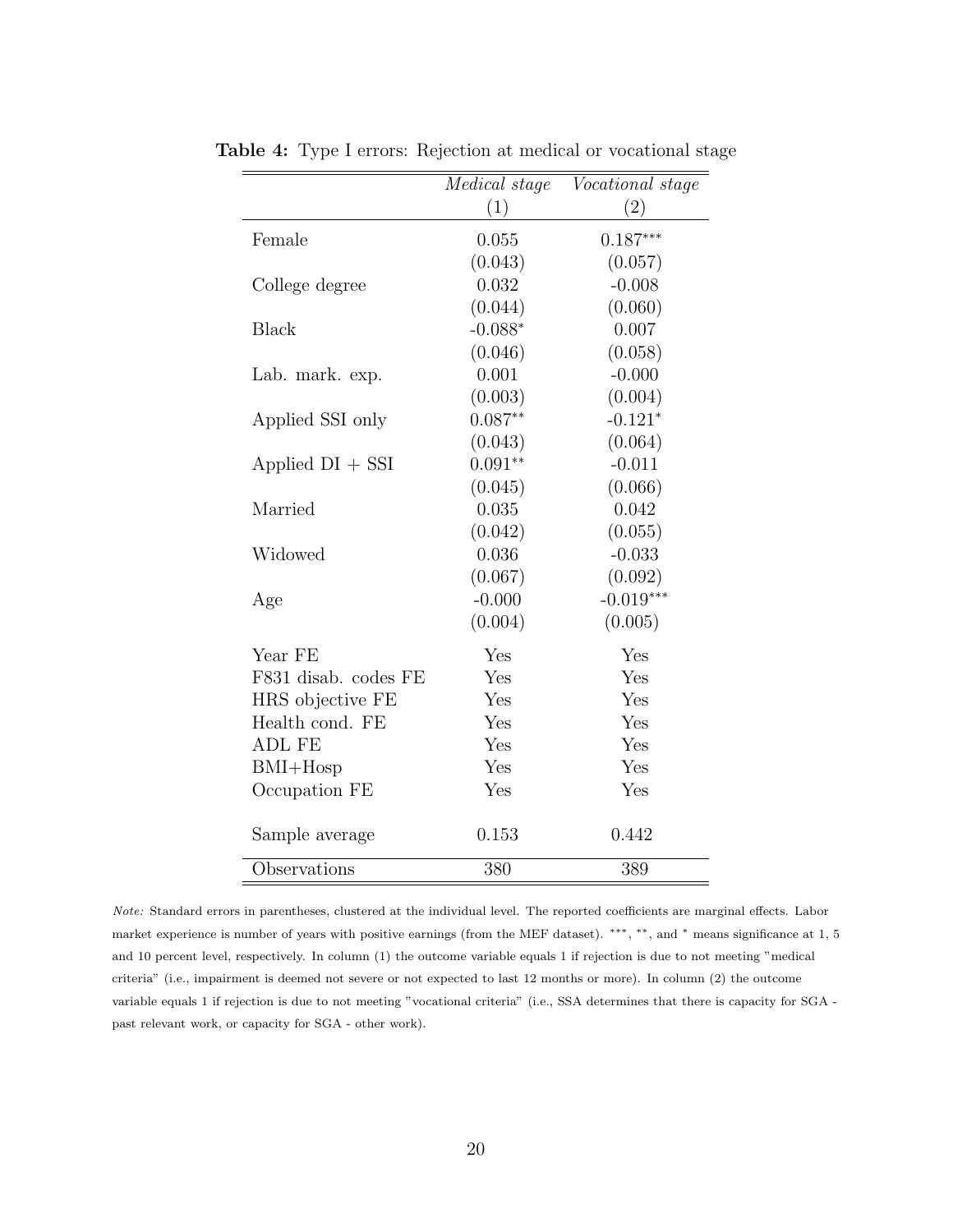**Table 4:** Type I errors: Rejection at medical or vocational stage

| | *Medical stage* | *Vocational stage* |
|---|---|---|
| | (1) | (2) |
| Female | 0.055 | $0.187^{***}$ |
| | (0.043) | (0.057) |
| College degree | 0.032 | -0.008 |
| | (0.044) | (0.060) |
| Black | $-0.088^{*}$ | 0.007 |
| | (0.046) | (0.058) |
| Lab. mark. exp. | 0.001 | -0.000 |
| | (0.003) | (0.004) |
| Applied SSI only | $0.087^{**}$ | $-0.121^{*}$ |
| | (0.043) | (0.064) |
| Applied DI + SSI | $0.091^{**}$ | -0.011 |
| | (0.045) | (0.066) |
| Married | 0.035 | 0.042 |
| | (0.042) | (0.055) |
| Widowed | 0.036 | -0.033 |
| | (0.067) | (0.092) |
| Age | -0.000 | $-0.019^{***}$ |
| | (0.004) | (0.005) |
| Year FE | Yes | Yes |
| F831 disab. codes FE | Yes | Yes |
| HRS objective FE | Yes | Yes |
| Health cond. FE | Yes | Yes |
| ADL FE | Yes | Yes |
| BMI+Hosp | Yes | Yes |
| Occupation FE | Yes | Yes |
| Sample average | 0.153 | 0.442 |
| Observations | 380 | 389 |

*Note:* Standard errors in parentheses, clustered at the individual level. The reported coefficients are marginal effects. Labor market experience is number of years with positive earnings (from the MEF dataset). $^{***}$, $^{**}$, and $^{*}$ means significance at 1, 5 and 10 percent level, respectively. In column (1) the outcome variable equals 1 if rejection is due to not meeting "medical criteria" (i.e., impairment is deemed not severe or not expected to last 12 months or more). In column (2) the outcome variable equals 1 if rejection is due to not meeting "vocational criteria" (i.e., SSA determines that there is capacity for SGA - past relevant work, or capacity for SGA - other work).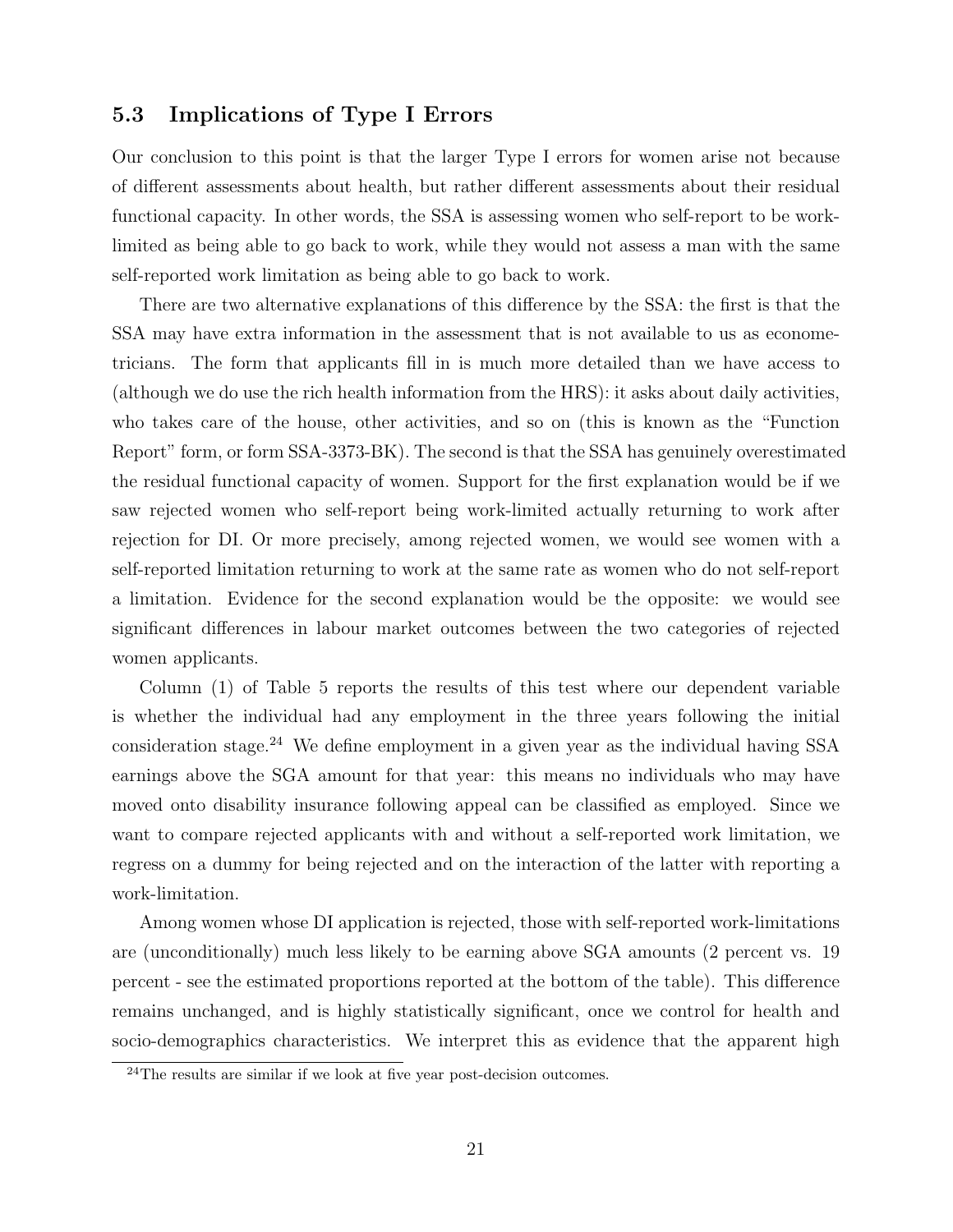## 5.3 Implications of Type I Errors

Our conclusion to this point is that the larger Type I errors for women arise not because of different assessments about health, but rather different assessments about their residual functional capacity. In other words, the SSA is assessing women who self-report to be work-limited as being able to go back to work, while they would not assess a man with the same self-reported work limitation as being able to go back to work.

There are two alternative explanations of this difference by the SSA: the first is that the SSA may have extra information in the assessment that is not available to us as econometricians. The form that applicants fill in is much more detailed than we have access to (although we do use the rich health information from the HRS): it asks about daily activities, who takes care of the house, other activities, and so on (this is known as the "Function Report" form, or form SSA-3373-BK). The second is that the SSA has genuinely overestimated the residual functional capacity of women. Support for the first explanation would be if we saw rejected women who self-report being work-limited actually returning to work after rejection for DI. Or more precisely, among rejected women, we would see women with a self-reported limitation returning to work at the same rate as women who do not self-report a limitation. Evidence for the second explanation would be the opposite: we would see significant differences in labour market outcomes between the two categories of rejected women applicants.

Column (1) of Table 5 reports the results of this test where our dependent variable is whether the individual had any employment in the three years following the initial consideration stage.[24] We define employment in a given year as the individual having SSA earnings above the SGA amount for that year: this means no individuals who may have moved onto disability insurance following appeal can be classified as employed. Since we want to compare rejected applicants with and without a self-reported work limitation, we regress on a dummy for being rejected and on the interaction of the latter with reporting a work-limitation.

Among women whose DI application is rejected, those with self-reported work-limitations are (unconditionally) much less likely to be earning above SGA amounts (2 percent vs. 19 percent - see the estimated proportions reported at the bottom of the table). This difference remains unchanged, and is highly statistically significant, once we control for health and socio-demographics characteristics. We interpret this as evidence that the apparent high

[24]The results are similar if we look at five year post-decision outcomes.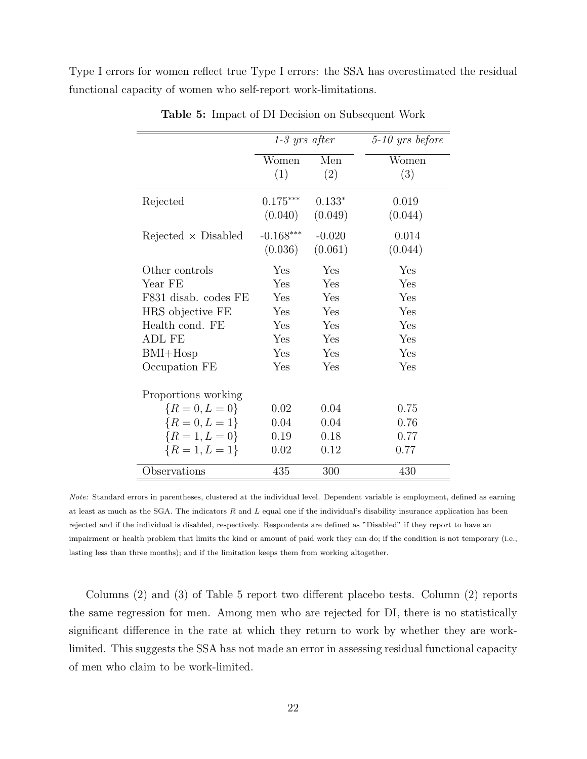Type I errors for women reflect true Type I errors: the SSA has overestimated the residual functional capacity of women who self-report work-limitations.

**Table 5:** Impact of DI Decision on Subsequent Work

| | *1-3 yrs after* | | *5-10 yrs before* |
|---|---|---|---|
| | Women (1) | Men (2) | Women (3) |
| Rejected | $0.175^{***}$ | $0.133^{*}$ | 0.019 |
| | (0.040) | (0.049) | (0.044) |
| Rejected × Disabled | $-0.168^{***}$ | -0.020 | 0.014 |
| | (0.036) | (0.061) | (0.044) |
| Other controls | Yes | Yes | Yes |
| Year FE | Yes | Yes | Yes |
| F831 disab. codes FE | Yes | Yes | Yes |
| HRS objective FE | Yes | Yes | Yes |
| Health cond. FE | Yes | Yes | Yes |
| ADL FE | Yes | Yes | Yes |
| BMI+Hosp | Yes | Yes | Yes |
| Occupation FE | Yes | Yes | Yes |
| Proportions working | | | |
| $\{R=0, L=0\}$ | 0.02 | 0.04 | 0.75 |
| $\{R=0, L=1\}$ | 0.04 | 0.04 | 0.76 |
| $\{R=1, L=0\}$ | 0.19 | 0.18 | 0.77 |
| $\{R=1, L=1\}$ | 0.02 | 0.12 | 0.77 |
| Observations | 435 | 300 | 430 |

*Note:* Standard errors in parentheses, clustered at the individual level. Dependent variable is employment, defined as earning at least as much as the SGA. The indicators $R$ and $L$ equal one if the individual's disability insurance application has been rejected and if the individual is disabled, respectively. Respondents are defined as "Disabled" if they report to have an impairment or health problem that limits the kind or amount of paid work they can do; if the condition is not temporary (i.e., lasting less than three months); and if the limitation keeps them from working altogether.

Columns (2) and (3) of Table 5 report two different placebo tests. Column (2) reports the same regression for men. Among men who are rejected for DI, there is no statistically significant difference in the rate at which they return to work by whether they are work-limited. This suggests the SSA has not made an error in assessing residual functional capacity of men who claim to be work-limited.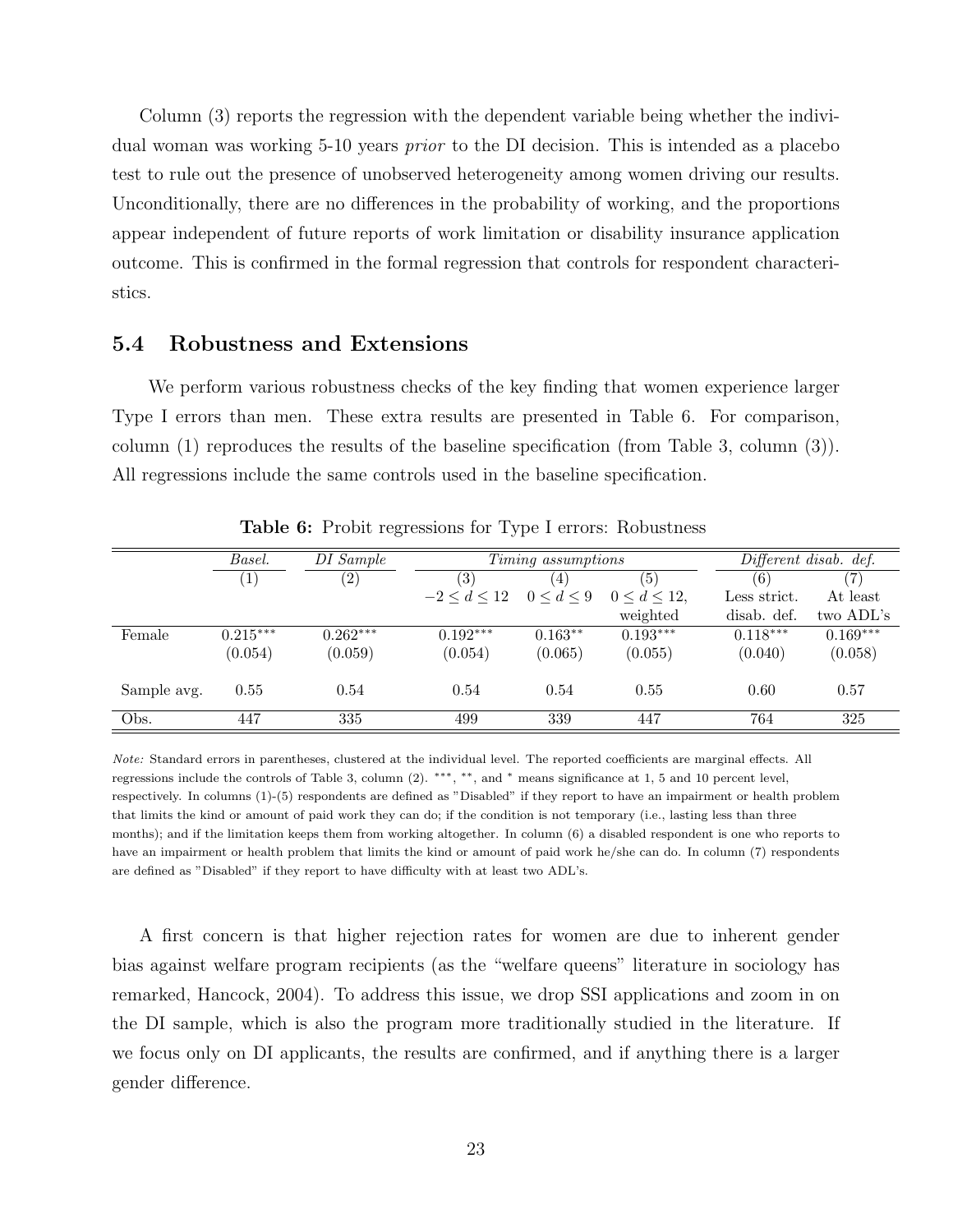Column (3) reports the regression with the dependent variable being whether the individual woman was working 5-10 years *prior* to the DI decision. This is intended as a placebo test to rule out the presence of unobserved heterogeneity among women driving our results. Unconditionally, there are no differences in the probability of working, and the proportions appear independent of future reports of work limitation or disability insurance application outcome. This is confirmed in the formal regression that controls for respondent characteristics.

### 5.4 Robustness and Extensions

We perform various robustness checks of the key finding that women experience larger Type I errors than men. These extra results are presented in Table 6. For comparison, column (1) reproduces the results of the baseline specification (from Table 3, column (3)). All regressions include the same controls used in the baseline specification.

**Table 6:** Probit regressions for Type I errors: Robustness

| | *Basel.* | *DI Sample* | *Timing assumptions* | | | *Different disab. def.* | |
|---|---|---|---|---|---|---|---|
| | (1) | (2) | (3) | (4) | (5) | (6) | (7) |
| | | | $-2 \leq d \leq 12$ | $0 \leq d \leq 9$ | $0 \leq d \leq 12$, weighted | Less strict. disab. def. | At least two ADL's |
| Female | $0.215^{***}$ | $0.262^{***}$ | $0.192^{***}$ | $0.163^{**}$ | $0.193^{***}$ | $0.118^{***}$ | $0.169^{***}$ |
| | (0.054) | (0.059) | (0.054) | (0.065) | (0.055) | (0.040) | (0.058) |
| Sample avg. | 0.55 | 0.54 | 0.54 | 0.54 | 0.55 | 0.60 | 0.57 |
| Obs. | 447 | 335 | 499 | 339 | 447 | 764 | 325 |

*Note:* Standard errors in parentheses, clustered at the individual level. The reported coefficients are marginal effects. All regressions include the controls of Table 3, column (2). ***, **, and * means significance at 1, 5 and 10 percent level, respectively. In columns (1)-(5) respondents are defined as "Disabled" if they report to have an impairment or health problem that limits the kind or amount of paid work they can do; if the condition is not temporary (i.e., lasting less than three months); and if the limitation keeps them from working altogether. In column (6) a disabled respondent is one who reports to have an impairment or health problem that limits the kind or amount of paid work he/she can do. In column (7) respondents are defined as "Disabled" if they report to have difficulty with at least two ADL's.

A first concern is that higher rejection rates for women are due to inherent gender bias against welfare program recipients (as the "welfare queens" literature in sociology has remarked, Hancock, 2004). To address this issue, we drop SSI applications and zoom in on the DI sample, which is also the program more traditionally studied in the literature. If we focus only on DI applicants, the results are confirmed, and if anything there is a larger gender difference.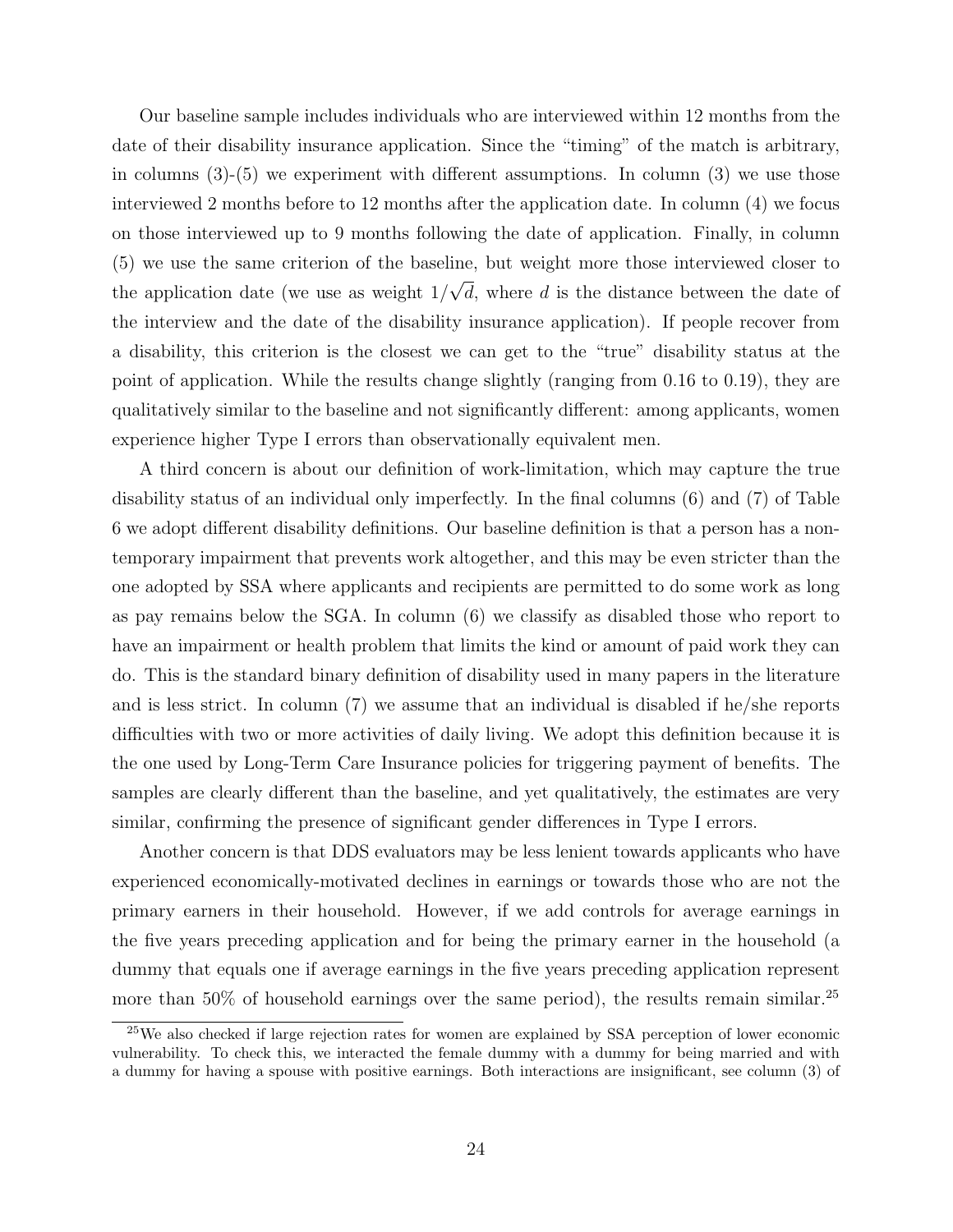Our baseline sample includes individuals who are interviewed within 12 months from the date of their disability insurance application. Since the "timing" of the match is arbitrary, in columns (3)-(5) we experiment with different assumptions. In column (3) we use those interviewed 2 months before to 12 months after the application date. In column (4) we focus on those interviewed up to 9 months following the date of application. Finally, in column (5) we use the same criterion of the baseline, but weight more those interviewed closer to the application date (we use as weight $1/\sqrt{d}$, where $d$ is the distance between the date of the interview and the date of the disability insurance application). If people recover from a disability, this criterion is the closest we can get to the "true" disability status at the point of application. While the results change slightly (ranging from 0.16 to 0.19), they are qualitatively similar to the baseline and not significantly different: among applicants, women experience higher Type I errors than observationally equivalent men.

A third concern is about our definition of work-limitation, which may capture the true disability status of an individual only imperfectly. In the final columns (6) and (7) of Table 6 we adopt different disability definitions. Our baseline definition is that a person has a non-temporary impairment that prevents work altogether, and this may be even stricter than the one adopted by SSA where applicants and recipients are permitted to do some work as long as pay remains below the SGA. In column (6) we classify as disabled those who report to have an impairment or health problem that limits the kind or amount of paid work they can do. This is the standard binary definition of disability used in many papers in the literature and is less strict. In column (7) we assume that an individual is disabled if he/she reports difficulties with two or more activities of daily living. We adopt this definition because it is the one used by Long-Term Care Insurance policies for triggering payment of benefits. The samples are clearly different than the baseline, and yet qualitatively, the estimates are very similar, confirming the presence of significant gender differences in Type I errors.

Another concern is that DDS evaluators may be less lenient towards applicants who have experienced economically-motivated declines in earnings or towards those who are not the primary earners in their household. However, if we add controls for average earnings in the five years preceding application and for being the primary earner in the household (a dummy that equals one if average earnings in the five years preceding application represent more than 50% of household earnings over the same period), the results remain similar.[25]

[25] We also checked if large rejection rates for women are explained by SSA perception of lower economic vulnerability. To check this, we interacted the female dummy with a dummy for being married and with a dummy for having a spouse with positive earnings. Both interactions are insignificant, see column (3) of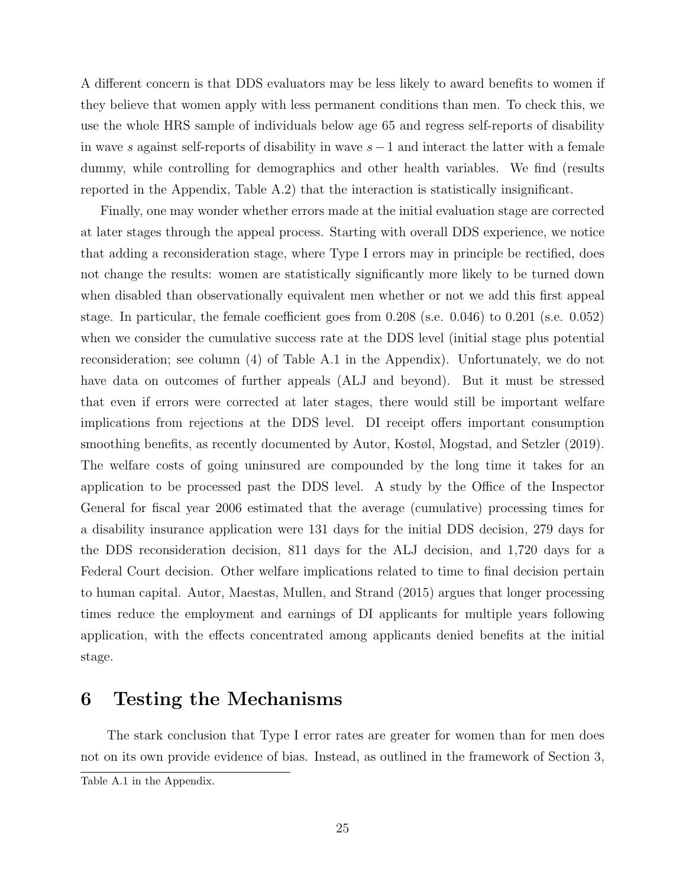A different concern is that DDS evaluators may be less likely to award benefits to women if they believe that women apply with less permanent conditions than men. To check this, we use the whole HRS sample of individuals below age 65 and regress self-reports of disability in wave $s$ against self-reports of disability in wave $s-1$ and interact the latter with a female dummy, while controlling for demographics and other health variables. We find (results reported in the Appendix, Table A.2) that the interaction is statistically insignificant.

Finally, one may wonder whether errors made at the initial evaluation stage are corrected at later stages through the appeal process. Starting with overall DDS experience, we notice that adding a reconsideration stage, where Type I errors may in principle be rectified, does not change the results: women are statistically significantly more likely to be turned down when disabled than observationally equivalent men whether or not we add this first appeal stage. In particular, the female coefficient goes from 0.208 (s.e. 0.046) to 0.201 (s.e. 0.052) when we consider the cumulative success rate at the DDS level (initial stage plus potential reconsideration; see column (4) of Table A.1 in the Appendix). Unfortunately, we do not have data on outcomes of further appeals (ALJ and beyond). But it must be stressed that even if errors were corrected at later stages, there would still be important welfare implications from rejections at the DDS level. DI receipt offers important consumption smoothing benefits, as recently documented by Autor, Kostøl, Mogstad, and Setzler (2019). The welfare costs of going uninsured are compounded by the long time it takes for an application to be processed past the DDS level. A study by the Office of the Inspector General for fiscal year 2006 estimated that the average (cumulative) processing times for a disability insurance application were 131 days for the initial DDS decision, 279 days for the DDS reconsideration decision, 811 days for the ALJ decision, and 1,720 days for a Federal Court decision. Other welfare implications related to time to final decision pertain to human capital. Autor, Maestas, Mullen, and Strand (2015) argues that longer processing times reduce the employment and earnings of DI applicants for multiple years following application, with the effects concentrated among applicants denied benefits at the initial stage.

# 6 Testing the Mechanisms

The stark conclusion that Type I error rates are greater for women than for men does not on its own provide evidence of bias. Instead, as outlined in the framework of Section 3,

Table A.1 in the Appendix.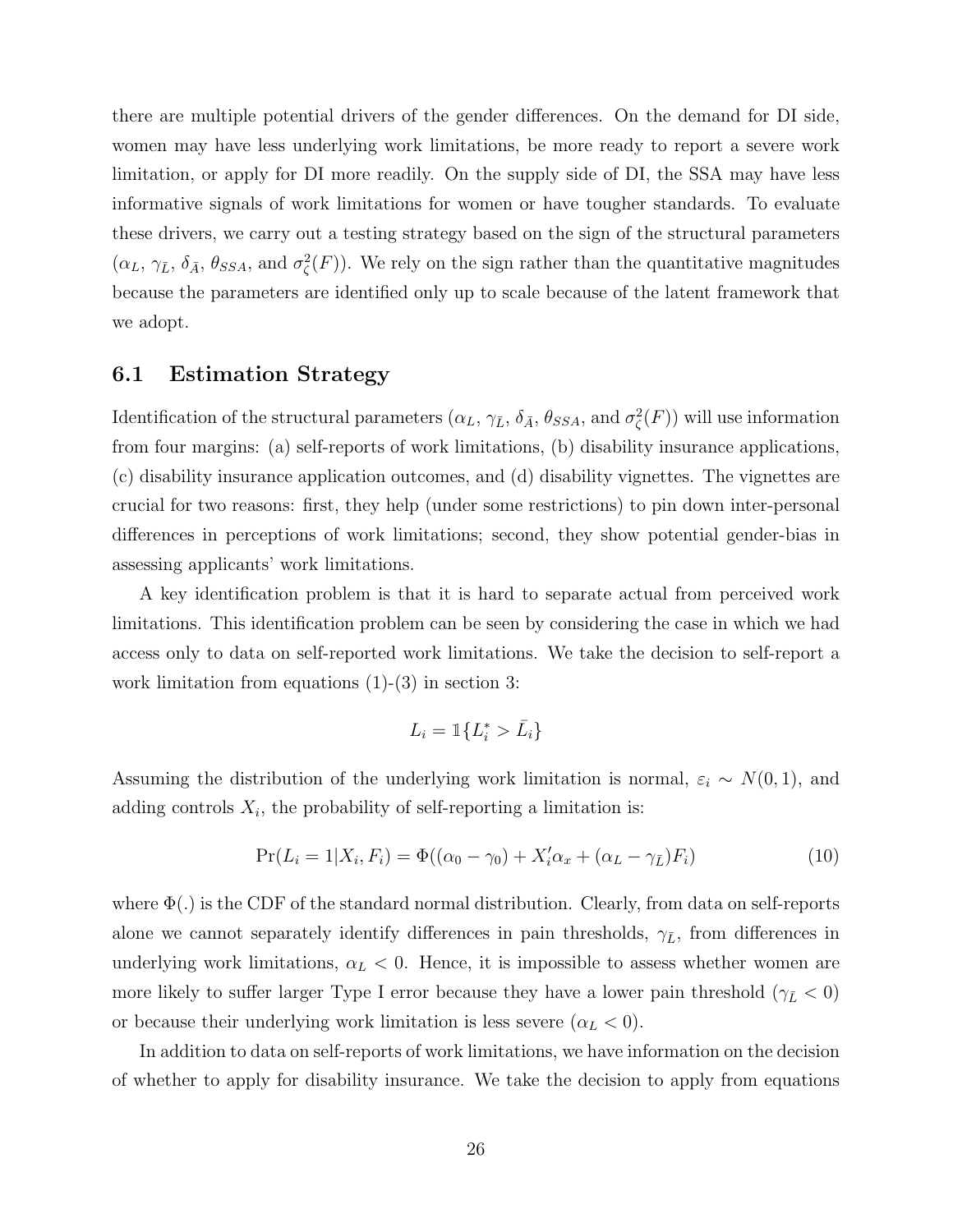there are multiple potential drivers of the gender differences. On the demand for DI side, women may have less underlying work limitations, be more ready to report a severe work limitation, or apply for DI more readily. On the supply side of DI, the SSA may have less informative signals of work limitations for women or have tougher standards. To evaluate these drivers, we carry out a testing strategy based on the sign of the structural parameters ($\alpha_L$, $\gamma_{\bar{L}}$, $\delta_{\bar{A}}$, $\theta_{SSA}$, and $\sigma^2_{\zeta}(F)$). We rely on the sign rather than the quantitative magnitudes because the parameters are identified only up to scale because of the latent framework that we adopt.

## 6.1 Estimation Strategy

Identification of the structural parameters ($\alpha_L$, $\gamma_{\bar{L}}$, $\delta_{\bar{A}}$, $\theta_{SSA}$, and $\sigma^2_{\zeta}(F)$) will use information from four margins: (a) self-reports of work limitations, (b) disability insurance applications, (c) disability insurance application outcomes, and (d) disability vignettes. The vignettes are crucial for two reasons: first, they help (under some restrictions) to pin down inter-personal differences in perceptions of work limitations; second, they show potential gender-bias in assessing applicants' work limitations.

A key identification problem is that it is hard to separate actual from perceived work limitations. This identification problem can be seen by considering the case in which we had access only to data on self-reported work limitations. We take the decision to self-report a work limitation from equations (1)-(3) in section 3:

$$L_i = \mathbb{1}\{L_i^* > \bar{L}_i\}$$

Assuming the distribution of the underlying work limitation is normal, $\varepsilon_i \sim N(0, 1)$, and adding controls $X_i$, the probability of self-reporting a limitation is:

$$\Pr(L_i = 1|X_i, F_i) = \Phi((\alpha_0 - \gamma_0) + X_i'\alpha_x + (\alpha_L - \gamma_{\bar{L}})F_i) \tag{10}$$

where $\Phi(.)$ is the CDF of the standard normal distribution. Clearly, from data on self-reports alone we cannot separately identify differences in pain thresholds, $\gamma_{\bar{L}}$, from differences in underlying work limitations, $\alpha_L < 0$. Hence, it is impossible to assess whether women are more likely to suffer larger Type I error because they have a lower pain threshold ($\gamma_{\bar{L}} < 0$) or because their underlying work limitation is less severe ($\alpha_L < 0$).

In addition to data on self-reports of work limitations, we have information on the decision of whether to apply for disability insurance. We take the decision to apply from equations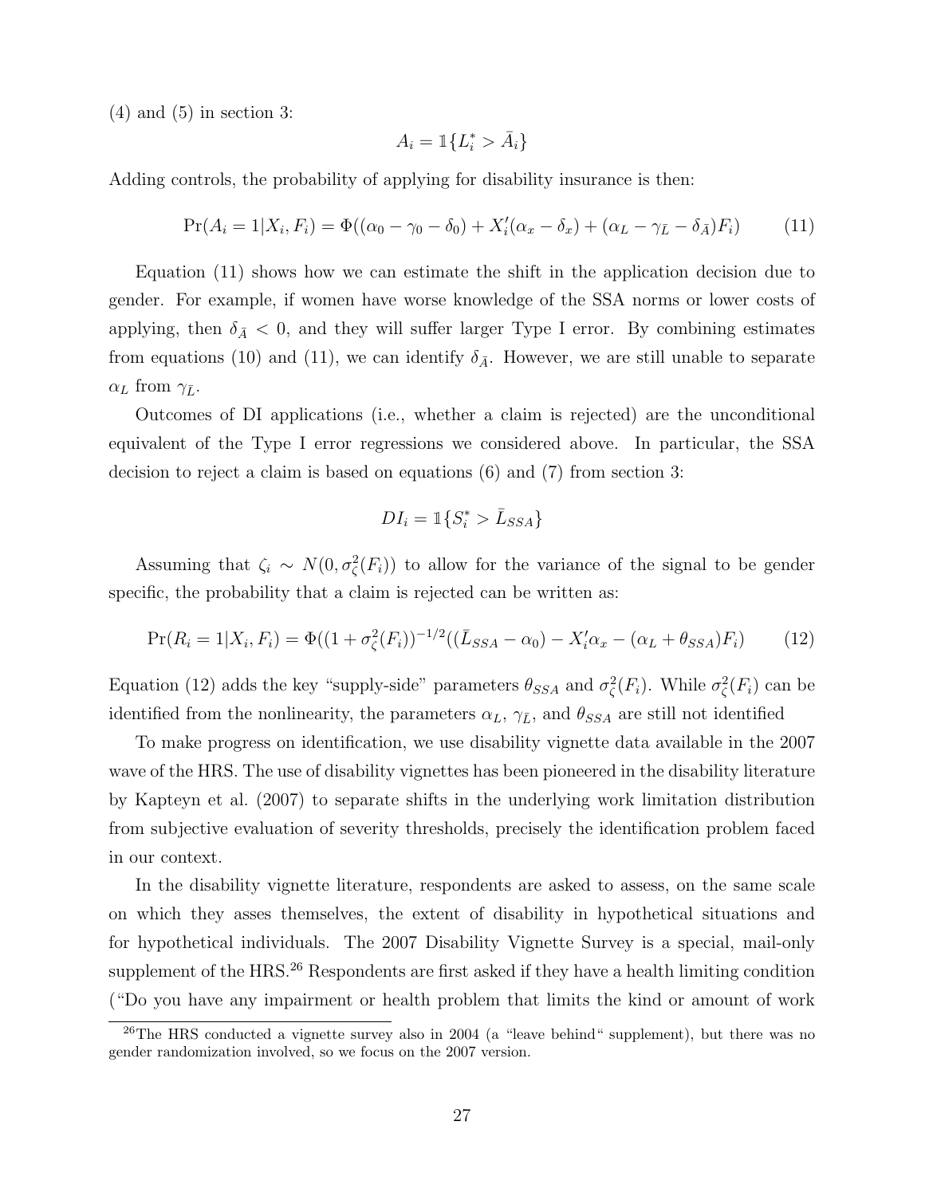(4) and (5) in section 3:

$$A_i = \mathbb{1}\{L_i^* > \bar{A}_i\}$$

Adding controls, the probability of applying for disability insurance is then:

$$\Pr(A_i = 1|X_i, F_i) = \Phi((\alpha_0 - \gamma_0 - \delta_0) + X_i'(\alpha_x - \delta_x) + (\alpha_L - \gamma_{\bar{L}} - \delta_{\bar{A}})F_i) \tag{11}$$

Equation (11) shows how we can estimate the shift in the application decision due to gender. For example, if women have worse knowledge of the SSA norms or lower costs of applying, then $\delta_{\bar{A}} < 0$, and they will suffer larger Type I error. By combining estimates from equations (10) and (11), we can identify $\delta_{\bar{A}}$. However, we are still unable to separate $\alpha_L$ from $\gamma_{\bar{L}}$.

Outcomes of DI applications (i.e., whether a claim is rejected) are the unconditional equivalent of the Type I error regressions we considered above. In particular, the SSA decision to reject a claim is based on equations (6) and (7) from section 3:

$$DI_i = \mathbb{1}\{S_i^* > \bar{L}_{SSA}\}$$

Assuming that $\zeta_i \sim N(0, \sigma_\zeta^2(F_i))$ to allow for the variance of the signal to be gender specific, the probability that a claim is rejected can be written as:

$$\Pr(R_i = 1|X_i, F_i) = \Phi((1 + \sigma_\zeta^2(F_i))^{-1/2}((\bar{L}_{SSA} - \alpha_0) - X_i'\alpha_x - (\alpha_L + \theta_{SSA})F_i) \tag{12}$$

Equation (12) adds the key "supply-side" parameters $\theta_{SSA}$ and $\sigma_\zeta^2(F_i)$. While $\sigma_\zeta^2(F_i)$ can be identified from the nonlinearity, the parameters $\alpha_L$, $\gamma_{\bar{L}}$, and $\theta_{SSA}$ are still not identified

To make progress on identification, we use disability vignette data available in the 2007 wave of the HRS. The use of disability vignettes has been pioneered in the disability literature by Kapteyn et al. (2007) to separate shifts in the underlying work limitation distribution from subjective evaluation of severity thresholds, precisely the identification problem faced in our context.

In the disability vignette literature, respondents are asked to assess, on the same scale on which they asses themselves, the extent of disability in hypothetical situations and for hypothetical individuals. The 2007 Disability Vignette Survey is a special, mail-only supplement of the HRS.[26] Respondents are first asked if they have a health limiting condition ("Do you have any impairment or health problem that limits the kind or amount of work

[26] The HRS conducted a vignette survey also in 2004 (a "leave behind" supplement), but there was no gender randomization involved, so we focus on the 2007 version.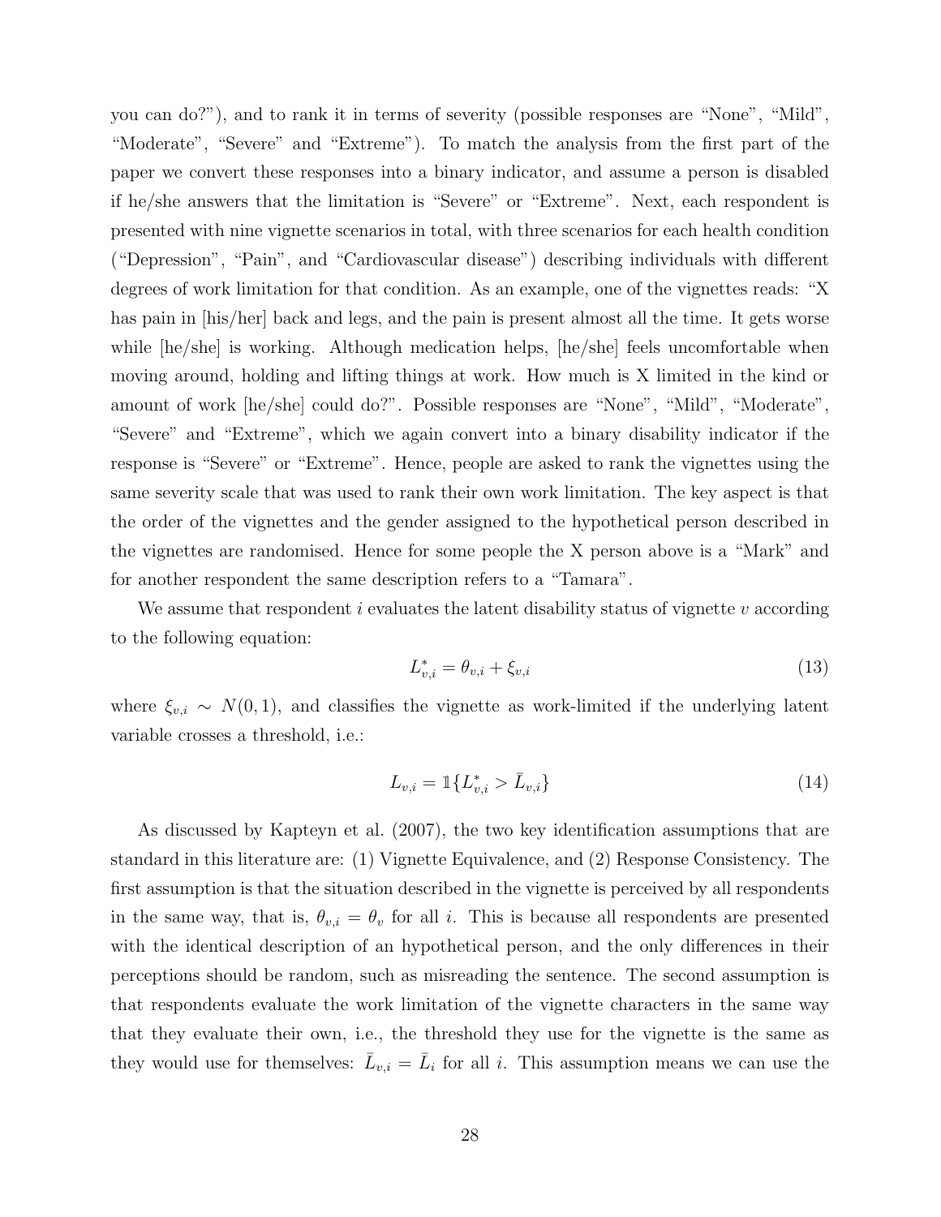you can do?"), and to rank it in terms of severity (possible responses are "None", "Mild", "Moderate", "Severe" and "Extreme"). To match the analysis from the first part of the paper we convert these responses into a binary indicator, and assume a person is disabled if he/she answers that the limitation is "Severe" or "Extreme". Next, each respondent is presented with nine vignette scenarios in total, with three scenarios for each health condition ("Depression", "Pain", and "Cardiovascular disease") describing individuals with different degrees of work limitation for that condition. As an example, one of the vignettes reads: "X has pain in [his/her] back and legs, and the pain is present almost all the time. It gets worse while [he/she] is working. Although medication helps, [he/she] feels uncomfortable when moving around, holding and lifting things at work. How much is X limited in the kind or amount of work [he/she] could do?". Possible responses are "None", "Mild", "Moderate", "Severe" and "Extreme", which we again convert into a binary disability indicator if the response is "Severe" or "Extreme". Hence, people are asked to rank the vignettes using the same severity scale that was used to rank their own work limitation. The key aspect is that the order of the vignettes and the gender assigned to the hypothetical person described in the vignettes are randomised. Hence for some people the X person above is a "Mark" and for another respondent the same description refers to a "Tamara".

We assume that respondent $i$ evaluates the latent disability status of vignette $v$ according to the following equation:

$$L^*_{v,i} = \theta_{v,i} + \xi_{v,i} \tag{13}$$

where $\xi_{v,i} \sim N(0,1)$, and classifies the vignette as work-limited if the underlying latent variable crosses a threshold, i.e.:

$$L_{v,i} = \mathbb{1}\{L^*_{v,i} > \bar{L}_{v,i}\} \tag{14}$$

As discussed by Kapteyn et al. (2007), the two key identification assumptions that are standard in this literature are: (1) Vignette Equivalence, and (2) Response Consistency. The first assumption is that the situation described in the vignette is perceived by all respondents in the same way, that is, $\theta_{v,i} = \theta_v$ for all $i$. This is because all respondents are presented with the identical description of an hypothetical person, and the only differences in their perceptions should be random, such as misreading the sentence. The second assumption is that respondents evaluate the work limitation of the vignette characters in the same way that they evaluate their own, i.e., the threshold they use for the vignette is the same as they would use for themselves: $\bar{L}_{v,i} = \bar{L}_i$ for all $i$. This assumption means we can use the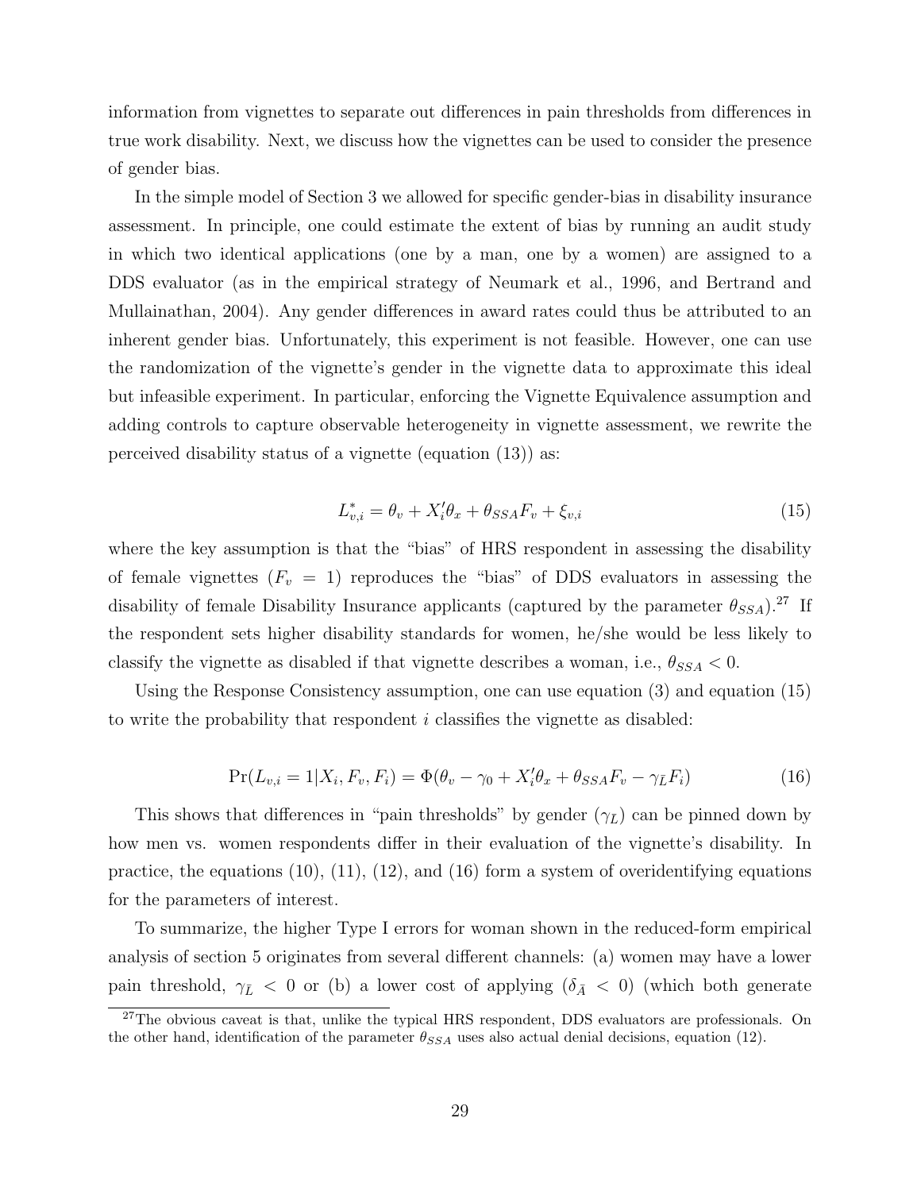information from vignettes to separate out differences in pain thresholds from differences in true work disability. Next, we discuss how the vignettes can be used to consider the presence of gender bias.

In the simple model of Section 3 we allowed for specific gender-bias in disability insurance assessment. In principle, one could estimate the extent of bias by running an audit study in which two identical applications (one by a man, one by a women) are assigned to a DDS evaluator (as in the empirical strategy of Neumark et al., 1996, and Bertrand and Mullainathan, 2004). Any gender differences in award rates could thus be attributed to an inherent gender bias. Unfortunately, this experiment is not feasible. However, one can use the randomization of the vignette's gender in the vignette data to approximate this ideal but infeasible experiment. In particular, enforcing the Vignette Equivalence assumption and adding controls to capture observable heterogeneity in vignette assessment, we rewrite the perceived disability status of a vignette (equation (13)) as:

$$L^*_{v,i} = \theta_v + X_i'\theta_x + \theta_{SSA}F_v + \xi_{v,i} \tag{15}$$

where the key assumption is that the "bias" of HRS respondent in assessing the disability of female vignettes ($F_v = 1$) reproduces the "bias" of DDS evaluators in assessing the disability of female Disability Insurance applicants (captured by the parameter $\theta_{SSA}$).[27] If the respondent sets higher disability standards for women, he/she would be less likely to classify the vignette as disabled if that vignette describes a woman, i.e., $\theta_{SSA} < 0$.

Using the Response Consistency assumption, one can use equation (3) and equation (15) to write the probability that respondent $i$ classifies the vignette as disabled:

$$\Pr(L_{v,i} = 1|X_i, F_v, F_i) = \Phi(\theta_v - \gamma_0 + X_i'\theta_x + \theta_{SSA}F_v - \gamma_{\bar{L}}F_i) \tag{16}$$

This shows that differences in "pain thresholds" by gender ($\gamma_{\bar{L}}$) can be pinned down by how men vs. women respondents differ in their evaluation of the vignette's disability. In practice, the equations (10), (11), (12), and (16) form a system of overidentifying equations for the parameters of interest.

To summarize, the higher Type I errors for woman shown in the reduced-form empirical analysis of section 5 originates from several different channels: (a) women may have a lower pain threshold, $\gamma_{\bar{L}} < 0$ or (b) a lower cost of applying ($\delta_{\bar{A}} < 0$) (which both generate

[27] The obvious caveat is that, unlike the typical HRS respondent, DDS evaluators are professionals. On the other hand, identification of the parameter $\theta_{SSA}$ uses also actual denial decisions, equation (12).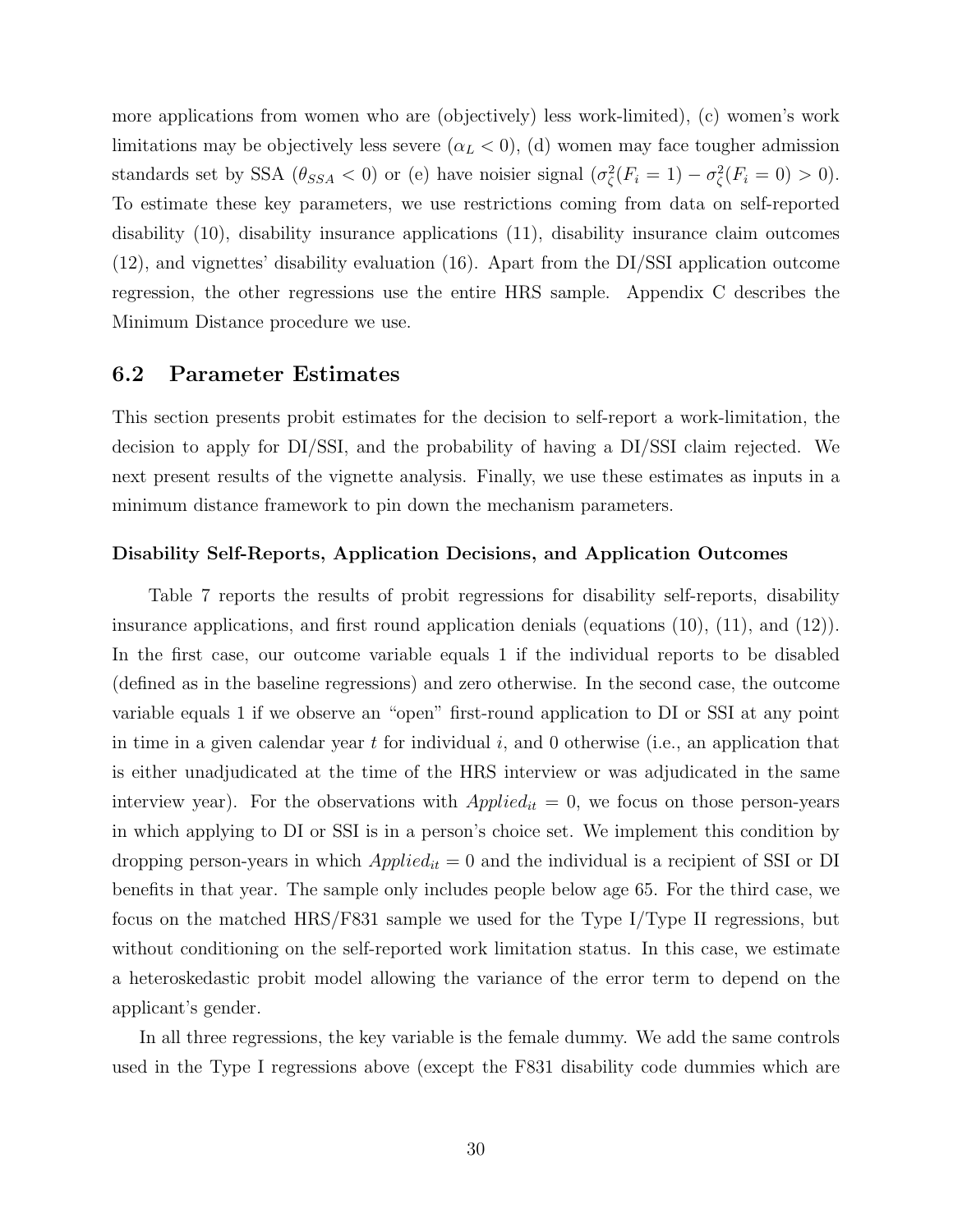more applications from women who are (objectively) less work-limited), (c) women's work limitations may be objectively less severe ($\alpha_L < 0$), (d) women may face tougher admission standards set by SSA ($\theta_{SSA} < 0$) or (e) have noisier signal ($\sigma^2_\zeta(F_i = 1) - \sigma^2_\zeta(F_i = 0) > 0$). To estimate these key parameters, we use restrictions coming from data on self-reported disability (10), disability insurance applications (11), disability insurance claim outcomes (12), and vignettes' disability evaluation (16). Apart from the DI/SSI application outcome regression, the other regressions use the entire HRS sample. Appendix C describes the Minimum Distance procedure we use.

## 6.2 Parameter Estimates

This section presents probit estimates for the decision to self-report a work-limitation, the decision to apply for DI/SSI, and the probability of having a DI/SSI claim rejected. We next present results of the vignette analysis. Finally, we use these estimates as inputs in a minimum distance framework to pin down the mechanism parameters.

#### Disability Self-Reports, Application Decisions, and Application Outcomes

Table 7 reports the results of probit regressions for disability self-reports, disability insurance applications, and first round application denials (equations (10), (11), and (12)). In the first case, our outcome variable equals 1 if the individual reports to be disabled (defined as in the baseline regressions) and zero otherwise. In the second case, the outcome variable equals 1 if we observe an "open" first-round application to DI or SSI at any point in time in a given calendar year $t$ for individual $i$, and 0 otherwise (i.e., an application that is either unadjudicated at the time of the HRS interview or was adjudicated in the same interview year). For the observations with $Applied_{it} = 0$, we focus on those person-years in which applying to DI or SSI is in a person's choice set. We implement this condition by dropping person-years in which $Applied_{it} = 0$ and the individual is a recipient of SSI or DI benefits in that year. The sample only includes people below age 65. For the third case, we focus on the matched HRS/F831 sample we used for the Type I/Type II regressions, but without conditioning on the self-reported work limitation status. In this case, we estimate a heteroskedastic probit model allowing the variance of the error term to depend on the applicant's gender.

In all three regressions, the key variable is the female dummy. We add the same controls used in the Type I regressions above (except the F831 disability code dummies which are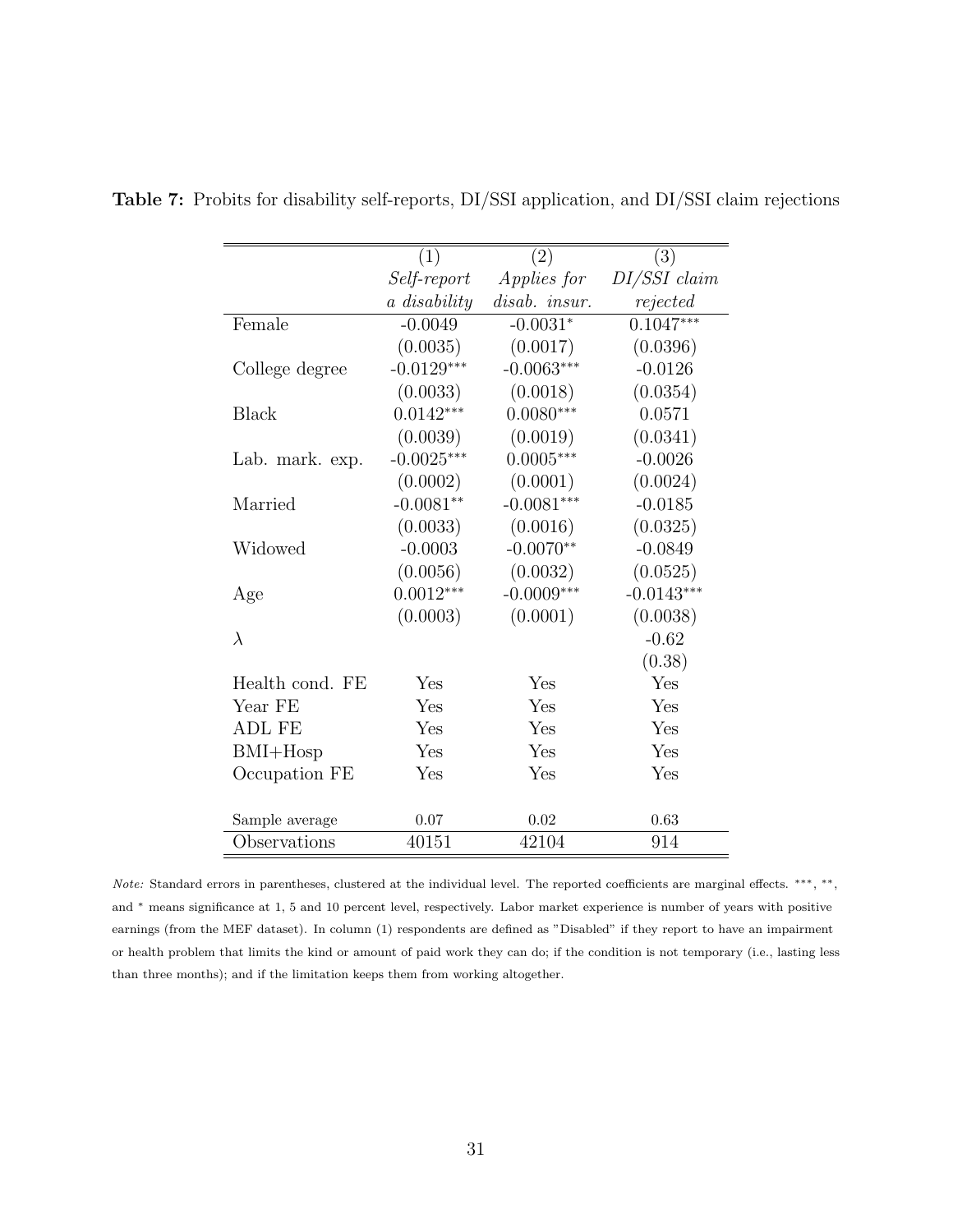**Table 7:** Probits for disability self-reports, DI/SSI application, and DI/SSI claim rejections

| | (1) | (2) | (3) |
|---|---|---|---|
| | *Self-report a disability* | *Applies for disab. insur.* | *DI/SSI claim rejected* |
| Female | -0.0049 | -0.0031* | 0.1047*** |
| | (0.0035) | (0.0017) | (0.0396) |
| College degree | -0.0129*** | -0.0063*** | -0.0126 |
| | (0.0033) | (0.0018) | (0.0354) |
| Black | 0.0142*** | 0.0080*** | 0.0571 |
| | (0.0039) | (0.0019) | (0.0341) |
| Lab. mark. exp. | -0.0025*** | 0.0005*** | -0.0026 |
| | (0.0002) | (0.0001) | (0.0024) |
| Married | -0.0081** | -0.0081*** | -0.0185 |
| | (0.0033) | (0.0016) | (0.0325) |
| Widowed | -0.0003 | -0.0070** | -0.0849 |
| | (0.0056) | (0.0032) | (0.0525) |
| Age | 0.0012*** | -0.0009*** | -0.0143*** |
| | (0.0003) | (0.0001) | (0.0038) |
| $\lambda$ | | | -0.62 |
| | | | (0.38) |
| Health cond. FE | Yes | Yes | Yes |
| Year FE | Yes | Yes | Yes |
| ADL FE | Yes | Yes | Yes |
| BMI+Hosp | Yes | Yes | Yes |
| Occupation FE | Yes | Yes | Yes |
| Sample average | 0.07 | 0.02 | 0.63 |
| Observations | 40151 | 42104 | 914 |

*Note:* Standard errors in parentheses, clustered at the individual level. The reported coefficients are marginal effects. ***, **, and * means significance at 1, 5 and 10 percent level, respectively. Labor market experience is number of years with positive earnings (from the MEF dataset). In column (1) respondents are defined as "Disabled" if they report to have an impairment or health problem that limits the kind or amount of paid work they can do; if the condition is not temporary (i.e., lasting less than three months); and if the limitation keeps them from working altogether.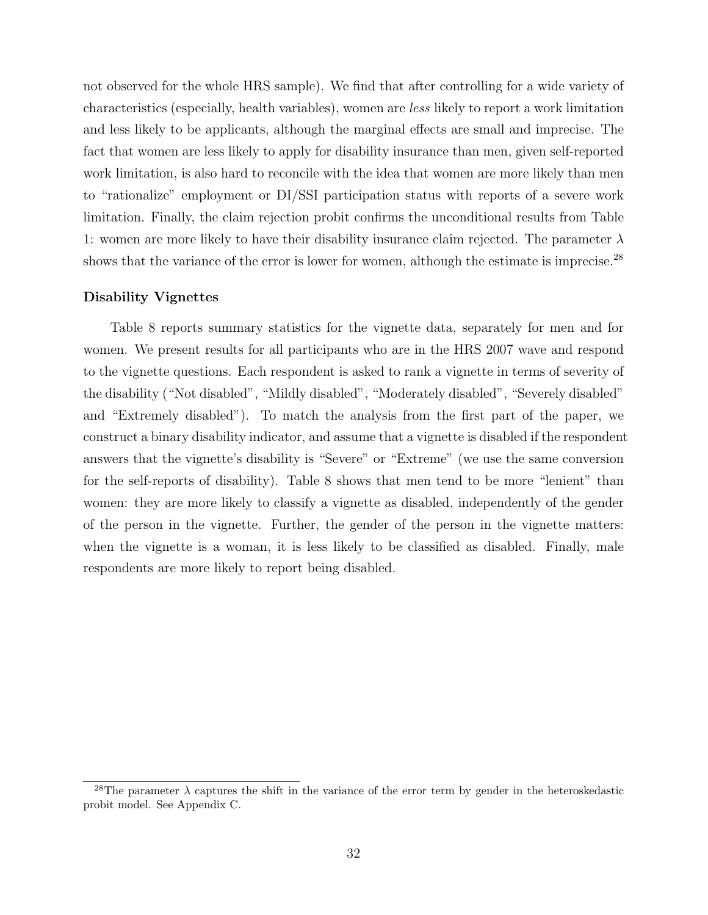not observed for the whole HRS sample). We find that after controlling for a wide variety of characteristics (especially, health variables), women are *less* likely to report a work limitation and less likely to be applicants, although the marginal effects are small and imprecise. The fact that women are less likely to apply for disability insurance than men, given self-reported work limitation, is also hard to reconcile with the idea that women are more likely than men to "rationalize" employment or DI/SSI participation status with reports of a severe work limitation. Finally, the claim rejection probit confirms the unconditional results from Table 1: women are more likely to have their disability insurance claim rejected. The parameter $\lambda$ shows that the variance of the error is lower for women, although the estimate is imprecise.[28]

### Disability Vignettes

Table 8 reports summary statistics for the vignette data, separately for men and for women. We present results for all participants who are in the HRS 2007 wave and respond to the vignette questions. Each respondent is asked to rank a vignette in terms of severity of the disability ("Not disabled", "Mildly disabled", "Moderately disabled", "Severely disabled" and "Extremely disabled"). To match the analysis from the first part of the paper, we construct a binary disability indicator, and assume that a vignette is disabled if the respondent answers that the vignette's disability is "Severe" or "Extreme" (we use the same conversion for the self-reports of disability). Table 8 shows that men tend to be more "lenient" than women: they are more likely to classify a vignette as disabled, independently of the gender of the person in the vignette. Further, the gender of the person in the vignette matters: when the vignette is a woman, it is less likely to be classified as disabled. Finally, male respondents are more likely to report being disabled.

---

[28] The parameter $\lambda$ captures the shift in the variance of the error term by gender in the heteroskedastic probit model. See Appendix C.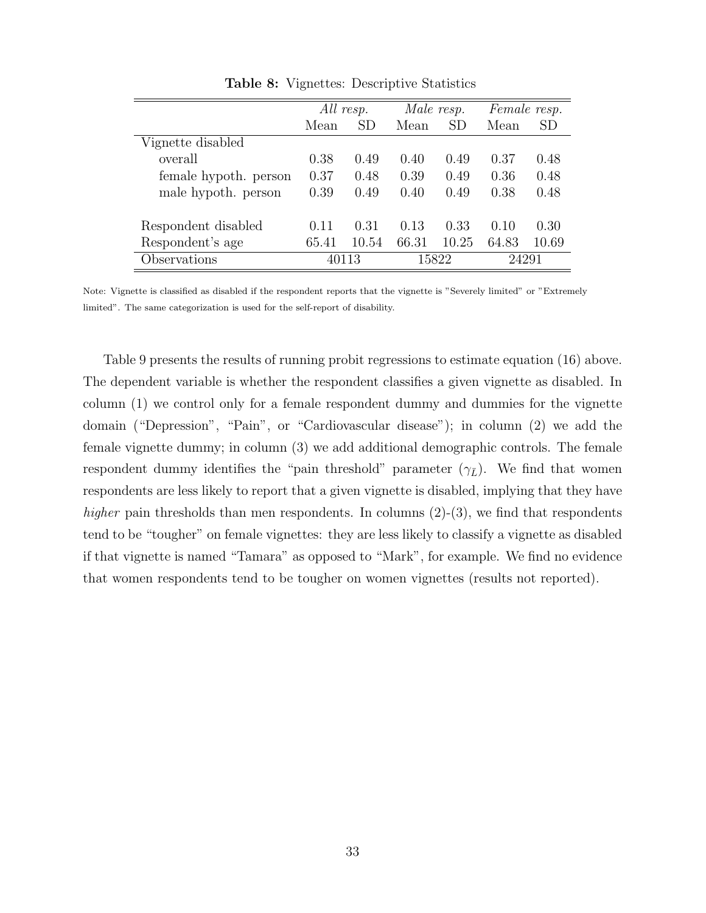**Table 8:** Vignettes: Descriptive Statistics

| | *All resp.* | | *Male resp.* | | *Female resp.* | |
|---|---|---|---|---|---|---|
| | Mean | SD | Mean | SD | Mean | SD |
| Vignette disabled | | | | | | |
| overall | 0.38 | 0.49 | 0.40 | 0.49 | 0.37 | 0.48 |
| female hypoth. person | 0.37 | 0.48 | 0.39 | 0.49 | 0.36 | 0.48 |
| male hypoth. person | 0.39 | 0.49 | 0.40 | 0.49 | 0.38 | 0.48 |
| | | | | | | |
| Respondent disabled | 0.11 | 0.31 | 0.13 | 0.33 | 0.10 | 0.30 |
| Respondent's age | 65.41 | 10.54 | 66.31 | 10.25 | 64.83 | 10.69 |
| Observations | 40113 | | 15822 | | 24291 | |

Note: Vignette is classified as disabled if the respondent reports that the vignette is "Severely limited" or "Extremely limited". The same categorization is used for the self-report of disability.

Table 9 presents the results of running probit regressions to estimate equation (16) above. The dependent variable is whether the respondent classifies a given vignette as disabled. In column (1) we control only for a female respondent dummy and dummies for the vignette domain ("Depression", "Pain", or "Cardiovascular disease"); in column (2) we add the female vignette dummy; in column (3) we add additional demographic controls. The female respondent dummy identifies the "pain threshold" parameter ($\gamma_{\bar{L}}$). We find that women respondents are less likely to report that a given vignette is disabled, implying that they have *higher* pain thresholds than men respondents. In columns (2)-(3), we find that respondents tend to be "tougher" on female vignettes: they are less likely to classify a vignette as disabled if that vignette is named "Tamara" as opposed to "Mark", for example. We find no evidence that women respondents tend to be tougher on women vignettes (results not reported).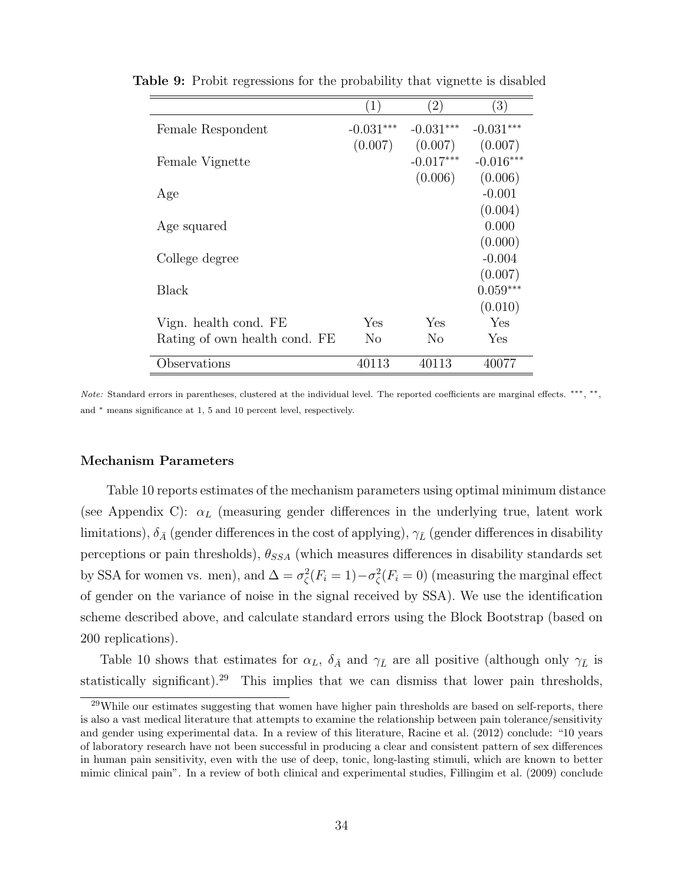**Table 9:** Probit regressions for the probability that vignette is disabled

| | (1) | (2) | (3) |
|---|---|---|---|
| Female Respondent | -0.031*** | -0.031*** | -0.031*** |
| | (0.007) | (0.007) | (0.007) |
| Female Vignette | | -0.017*** | -0.016*** |
| | | (0.006) | (0.006) |
| Age | | | -0.001 |
| | | | (0.004) |
| Age squared | | | 0.000 |
| | | | (0.000) |
| College degree | | | -0.004 |
| | | | (0.007) |
| Black | | | 0.059*** |
| | | | (0.010) |
| Vign. health cond. FE | Yes | Yes | Yes |
| Rating of own health cond. FE | No | No | Yes |
| Observations | 40113 | 40113 | 40077 |

*Note:* Standard errors in parentheses, clustered at the individual level. The reported coefficients are marginal effects. ***, **, and * means significance at 1, 5 and 10 percent level, respectively.

### Mechanism Parameters

Table 10 reports estimates of the mechanism parameters using optimal minimum distance (see Appendix C): $\alpha_L$ (measuring gender differences in the underlying true, latent work limitations), $\delta_{\bar{A}}$ (gender differences in the cost of applying), $\gamma_{\bar{L}}$ (gender differences in disability perceptions or pain thresholds), $\theta_{SSA}$ (which measures differences in disability standards set by SSA for women vs. men), and $\Delta = \sigma^2_{\zeta}(F_i = 1) - \sigma^2_{\zeta}(F_i = 0)$ (measuring the marginal effect of gender on the variance of noise in the signal received by SSA). We use the identification scheme described above, and calculate standard errors using the Block Bootstrap (based on 200 replications).

Table 10 shows that estimates for $\alpha_L$, $\delta_{\bar{A}}$ and $\gamma_{\bar{L}}$ are all positive (although only $\gamma_{\bar{L}}$ is statistically significant).[29] This implies that we can dismiss that lower pain thresholds,

[29] While our estimates suggesting that women have higher pain thresholds are based on self-reports, there is also a vast medical literature that attempts to examine the relationship between pain tolerance/sensitivity and gender using experimental data. In a review of this literature, Racine et al. (2012) conclude: "10 years of laboratory research have not been successful in producing a clear and consistent pattern of sex differences in human pain sensitivity, even with the use of deep, tonic, long-lasting stimuli, which are known to better mimic clinical pain". In a review of both clinical and experimental studies, Fillingim et al. (2009) conclude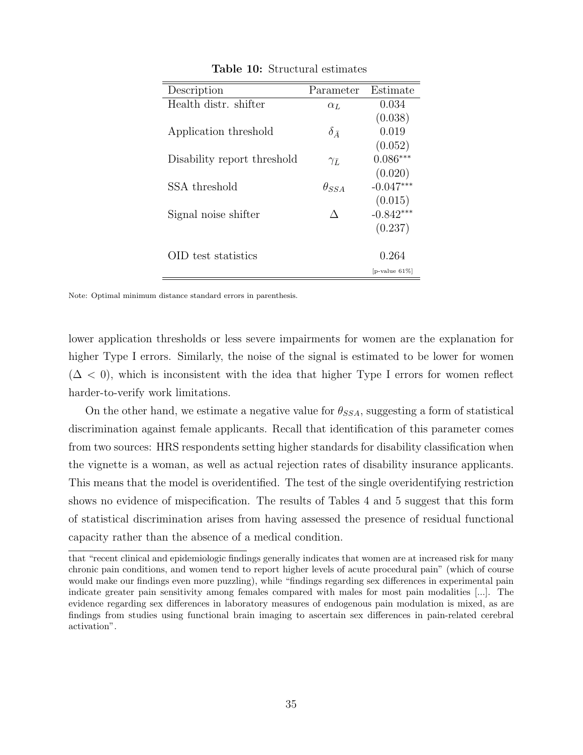**Table 10:** Structural estimates

| Description | Parameter | Estimate |
|---|---|---|
| Health distr. shifter | $\alpha_L$ | 0.034 |
| | | (0.038) |
| Application threshold | $\delta_{\bar{A}}$ | 0.019 |
| | | (0.052) |
| Disability report threshold | $\gamma_{\bar{L}}$ | $0.086^{***}$ |
| | | (0.020) |
| SSA threshold | $\theta_{SSA}$ | $-0.047^{***}$ |
| | | (0.015) |
| Signal noise shifter | $\Delta$ | $-0.842^{***}$ |
| | | (0.237) |
| OID test statistics | | 0.264 |
| | | [p-value 61%] |

Note: Optimal minimum distance standard errors in parenthesis.

lower application thresholds or less severe impairments for women are the explanation for higher Type I errors. Similarly, the noise of the signal is estimated to be lower for women ($\Delta < 0$), which is inconsistent with the idea that higher Type I errors for women reflect harder-to-verify work limitations.

On the other hand, we estimate a negative value for $\theta_{SSA}$, suggesting a form of statistical discrimination against female applicants. Recall that identification of this parameter comes from two sources: HRS respondents setting higher standards for disability classification when the vignette is a woman, as well as actual rejection rates of disability insurance applicants. This means that the model is overidentified. The test of the single overidentifying restriction shows no evidence of mispecification. The results of Tables 4 and 5 suggest that this form of statistical discrimination arises from having assessed the presence of residual functional capacity rather than the absence of a medical condition.

that "recent clinical and epidemiologic findings generally indicates that women are at increased risk for many chronic pain conditions, and women tend to report higher levels of acute procedural pain" (which of course would make our findings even more puzzling), while "findings regarding sex differences in experimental pain indicate greater pain sensitivity among females compared with males for most pain modalities [...]. The evidence regarding sex differences in laboratory measures of endogenous pain modulation is mixed, as are findings from studies using functional brain imaging to ascertain sex differences in pain-related cerebral activation".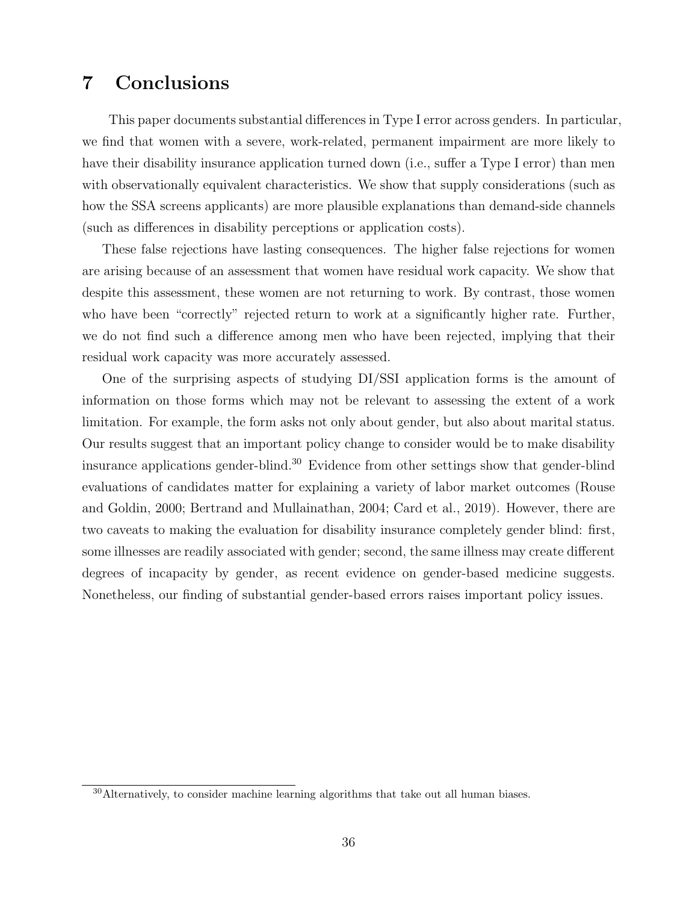# 7 Conclusions

This paper documents substantial differences in Type I error across genders. In particular, we find that women with a severe, work-related, permanent impairment are more likely to have their disability insurance application turned down (i.e., suffer a Type I error) than men with observationally equivalent characteristics. We show that supply considerations (such as how the SSA screens applicants) are more plausible explanations than demand-side channels (such as differences in disability perceptions or application costs).

These false rejections have lasting consequences. The higher false rejections for women are arising because of an assessment that women have residual work capacity. We show that despite this assessment, these women are not returning to work. By contrast, those women who have been "correctly" rejected return to work at a significantly higher rate. Further, we do not find such a difference among men who have been rejected, implying that their residual work capacity was more accurately assessed.

One of the surprising aspects of studying DI/SSI application forms is the amount of information on those forms which may not be relevant to assessing the extent of a work limitation. For example, the form asks not only about gender, but also about marital status. Our results suggest that an important policy change to consider would be to make disability insurance applications gender-blind.[30] Evidence from other settings show that gender-blind evaluations of candidates matter for explaining a variety of labor market outcomes (Rouse and Goldin, 2000; Bertrand and Mullainathan, 2004; Card et al., 2019). However, there are two caveats to making the evaluation for disability insurance completely gender blind: first, some illnesses are readily associated with gender; second, the same illness may create different degrees of incapacity by gender, as recent evidence on gender-based medicine suggests. Nonetheless, our finding of substantial gender-based errors raises important policy issues.

[30] Alternatively, to consider machine learning algorithms that take out all human biases.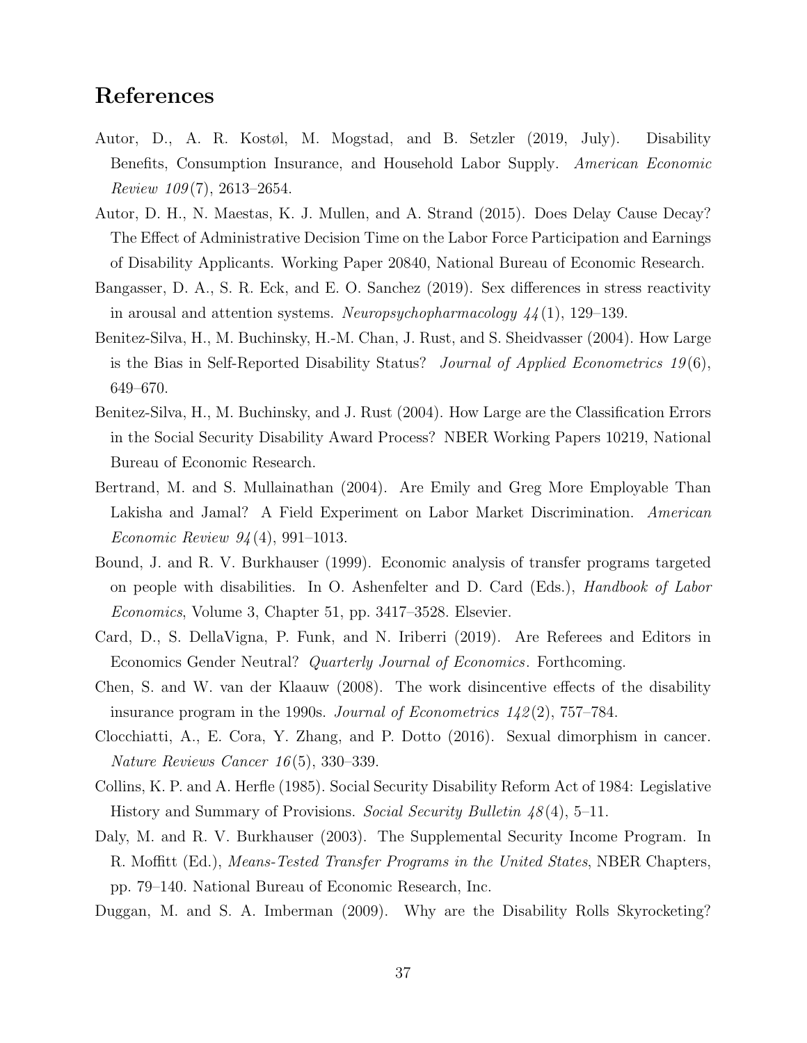# References

Autor, D., A. R. Kostøl, M. Mogstad, and B. Setzler (2019, July). Disability Benefits, Consumption Insurance, and Household Labor Supply. *American Economic Review 109*(7), 2613–2654.

Autor, D. H., N. Maestas, K. J. Mullen, and A. Strand (2015). Does Delay Cause Decay? The Effect of Administrative Decision Time on the Labor Force Participation and Earnings of Disability Applicants. Working Paper 20840, National Bureau of Economic Research.

Bangasser, D. A., S. R. Eck, and E. O. Sanchez (2019). Sex differences in stress reactivity in arousal and attention systems. *Neuropsychopharmacology 44*(1), 129–139.

Benitez-Silva, H., M. Buchinsky, H.-M. Chan, J. Rust, and S. Sheidvasser (2004). How Large is the Bias in Self-Reported Disability Status? *Journal of Applied Econometrics 19*(6), 649–670.

Benitez-Silva, H., M. Buchinsky, and J. Rust (2004). How Large are the Classification Errors in the Social Security Disability Award Process? NBER Working Papers 10219, National Bureau of Economic Research.

Bertrand, M. and S. Mullainathan (2004). Are Emily and Greg More Employable Than Lakisha and Jamal? A Field Experiment on Labor Market Discrimination. *American Economic Review 94*(4), 991–1013.

Bound, J. and R. V. Burkhauser (1999). Economic analysis of transfer programs targeted on people with disabilities. In O. Ashenfelter and D. Card (Eds.), *Handbook of Labor Economics*, Volume 3, Chapter 51, pp. 3417–3528. Elsevier.

Card, D., S. DellaVigna, P. Funk, and N. Iriberri (2019). Are Referees and Editors in Economics Gender Neutral? *Quarterly Journal of Economics*. Forthcoming.

Chen, S. and W. van der Klaauw (2008). The work disincentive effects of the disability insurance program in the 1990s. *Journal of Econometrics 142*(2), 757–784.

Clocchiatti, A., E. Cora, Y. Zhang, and P. Dotto (2016). Sexual dimorphism in cancer. *Nature Reviews Cancer 16*(5), 330–339.

Collins, K. P. and A. Herfle (1985). Social Security Disability Reform Act of 1984: Legislative History and Summary of Provisions. *Social Security Bulletin 48*(4), 5–11.

Daly, M. and R. V. Burkhauser (2003). The Supplemental Security Income Program. In R. Moffitt (Ed.), *Means-Tested Transfer Programs in the United States*, NBER Chapters, pp. 79–140. National Bureau of Economic Research, Inc.

Duggan, M. and S. A. Imberman (2009). Why are the Disability Rolls Skyrocketing?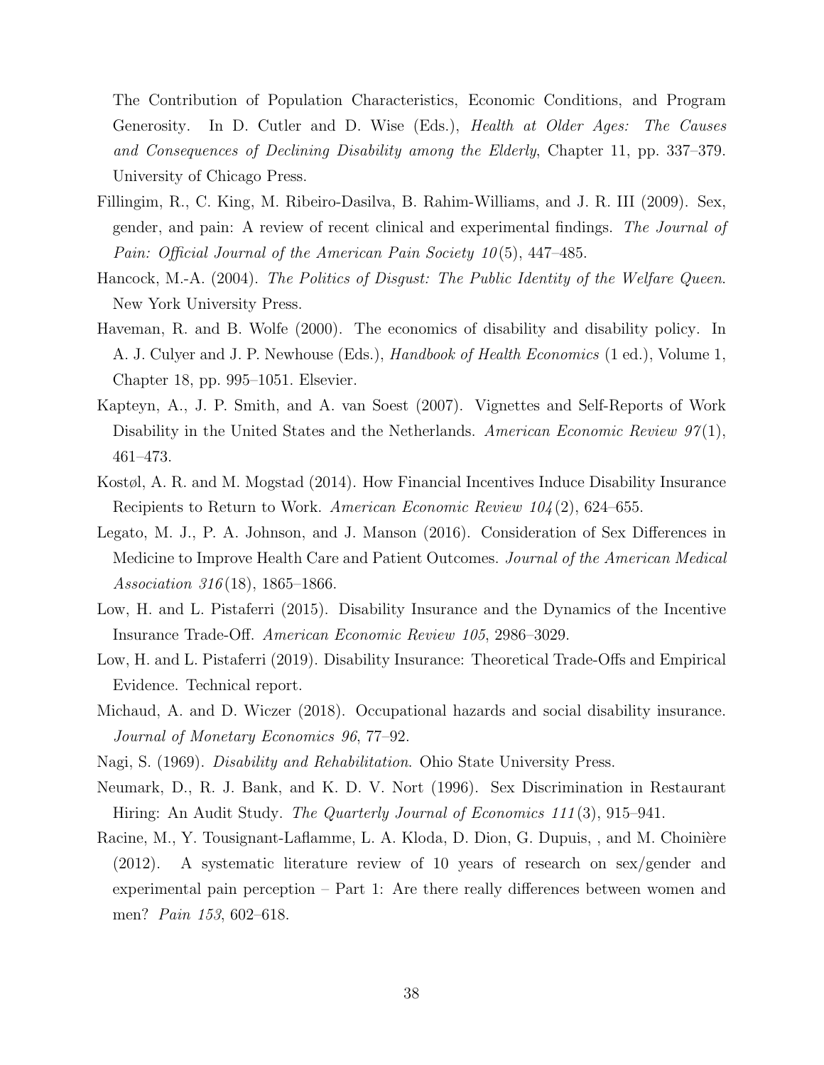The Contribution of Population Characteristics, Economic Conditions, and Program Generosity. In D. Cutler and D. Wise (Eds.), *Health at Older Ages: The Causes and Consequences of Declining Disability among the Elderly*, Chapter 11, pp. 337–379. University of Chicago Press.

Fillingim, R., C. King, M. Ribeiro-Dasilva, B. Rahim-Williams, and J. R. III (2009). Sex, gender, and pain: A review of recent clinical and experimental findings. *The Journal of Pain: Official Journal of the American Pain Society 10*(5), 447–485.

Hancock, M.-A. (2004). *The Politics of Disgust: The Public Identity of the Welfare Queen*. New York University Press.

Haveman, R. and B. Wolfe (2000). The economics of disability and disability policy. In A. J. Culyer and J. P. Newhouse (Eds.), *Handbook of Health Economics* (1 ed.), Volume 1, Chapter 18, pp. 995–1051. Elsevier.

Kapteyn, A., J. P. Smith, and A. van Soest (2007). Vignettes and Self-Reports of Work Disability in the United States and the Netherlands. *American Economic Review 97*(1), 461–473.

Kostøl, A. R. and M. Mogstad (2014). How Financial Incentives Induce Disability Insurance Recipients to Return to Work. *American Economic Review 104*(2), 624–655.

Legato, M. J., P. A. Johnson, and J. Manson (2016). Consideration of Sex Differences in Medicine to Improve Health Care and Patient Outcomes. *Journal of the American Medical Association 316*(18), 1865–1866.

Low, H. and L. Pistaferri (2015). Disability Insurance and the Dynamics of the Incentive Insurance Trade-Off. *American Economic Review 105*, 2986–3029.

Low, H. and L. Pistaferri (2019). Disability Insurance: Theoretical Trade-Offs and Empirical Evidence. Technical report.

Michaud, A. and D. Wiczer (2018). Occupational hazards and social disability insurance. *Journal of Monetary Economics 96*, 77–92.

Nagi, S. (1969). *Disability and Rehabilitation*. Ohio State University Press.

Neumark, D., R. J. Bank, and K. D. V. Nort (1996). Sex Discrimination in Restaurant Hiring: An Audit Study. *The Quarterly Journal of Economics 111*(3), 915–941.

Racine, M., Y. Tousignant-Laflamme, L. A. Kloda, D. Dion, G. Dupuis, , and M. Choinière (2012). A systematic literature review of 10 years of research on sex/gender and experimental pain perception – Part 1: Are there really differences between women and men? *Pain 153*, 602–618.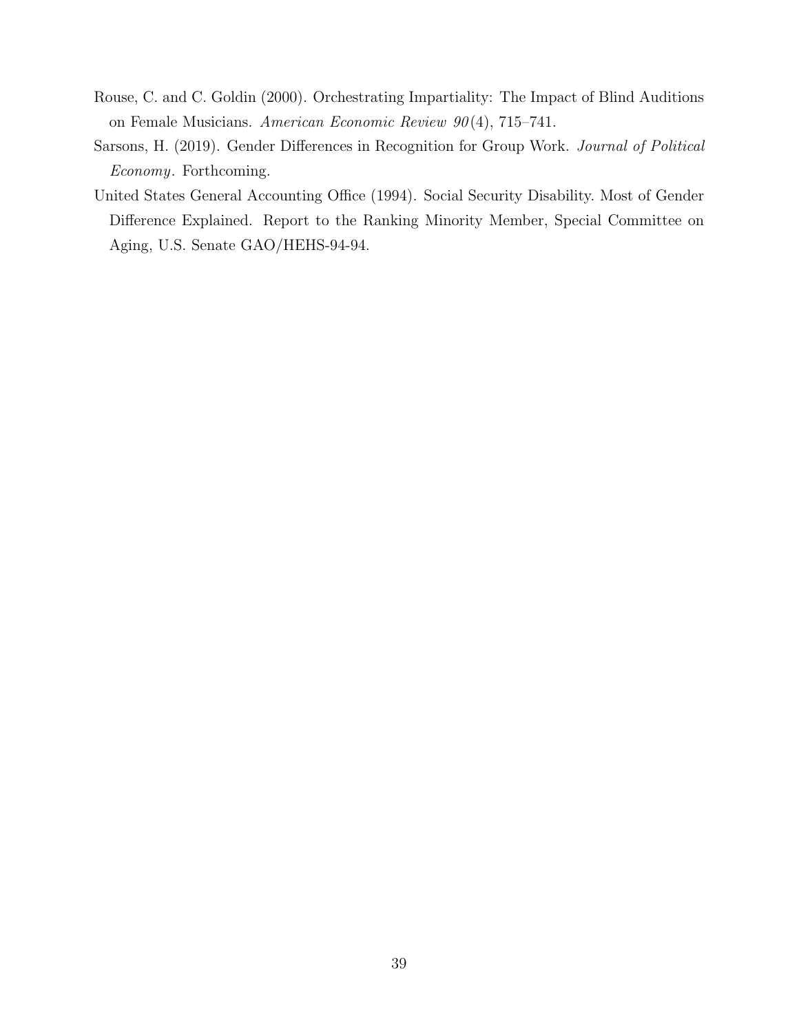Rouse, C. and C. Goldin (2000). Orchestrating Impartiality: The Impact of Blind Auditions on Female Musicians. *American Economic Review 90*(4), 715–741.

Sarsons, H. (2019). Gender Differences in Recognition for Group Work. *Journal of Political Economy*. Forthcoming.

United States General Accounting Office (1994). Social Security Disability. Most of Gender Difference Explained. Report to the Ranking Minority Member, Special Committee on Aging, U.S. Senate GAO/HEHS-94-94.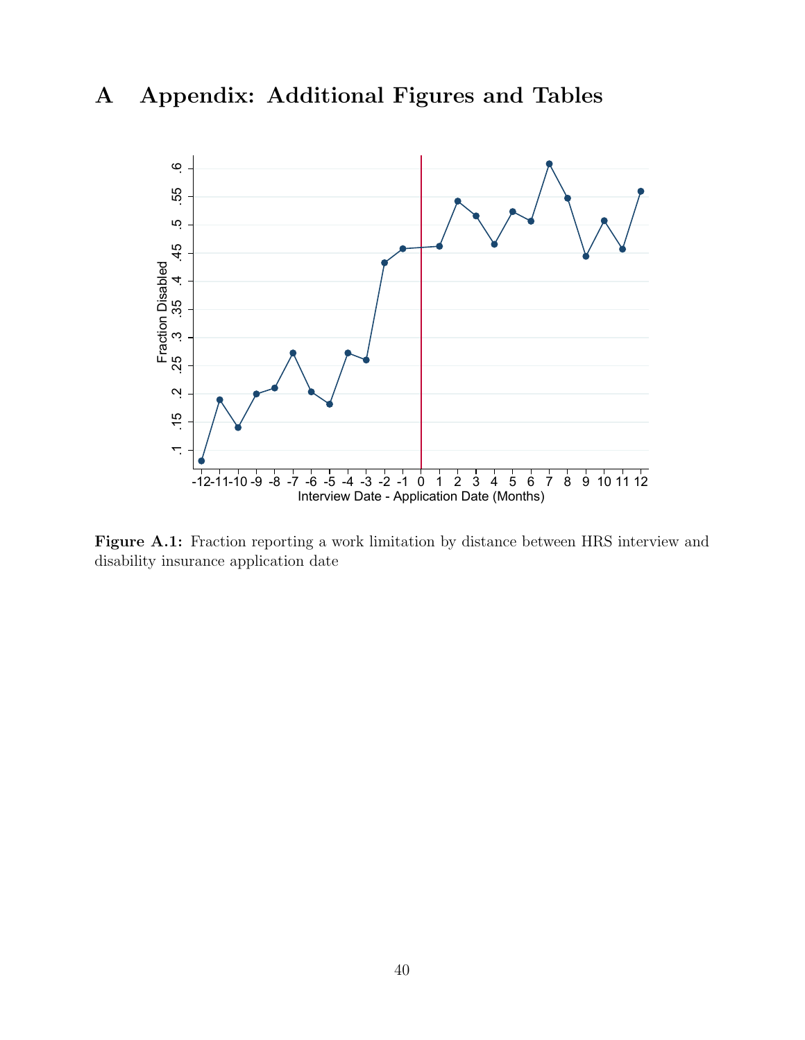# A Appendix: Additional Figures and Tables

**Figure A.1:** Fraction reporting a work limitation by distance between HRS interview and disability insurance application date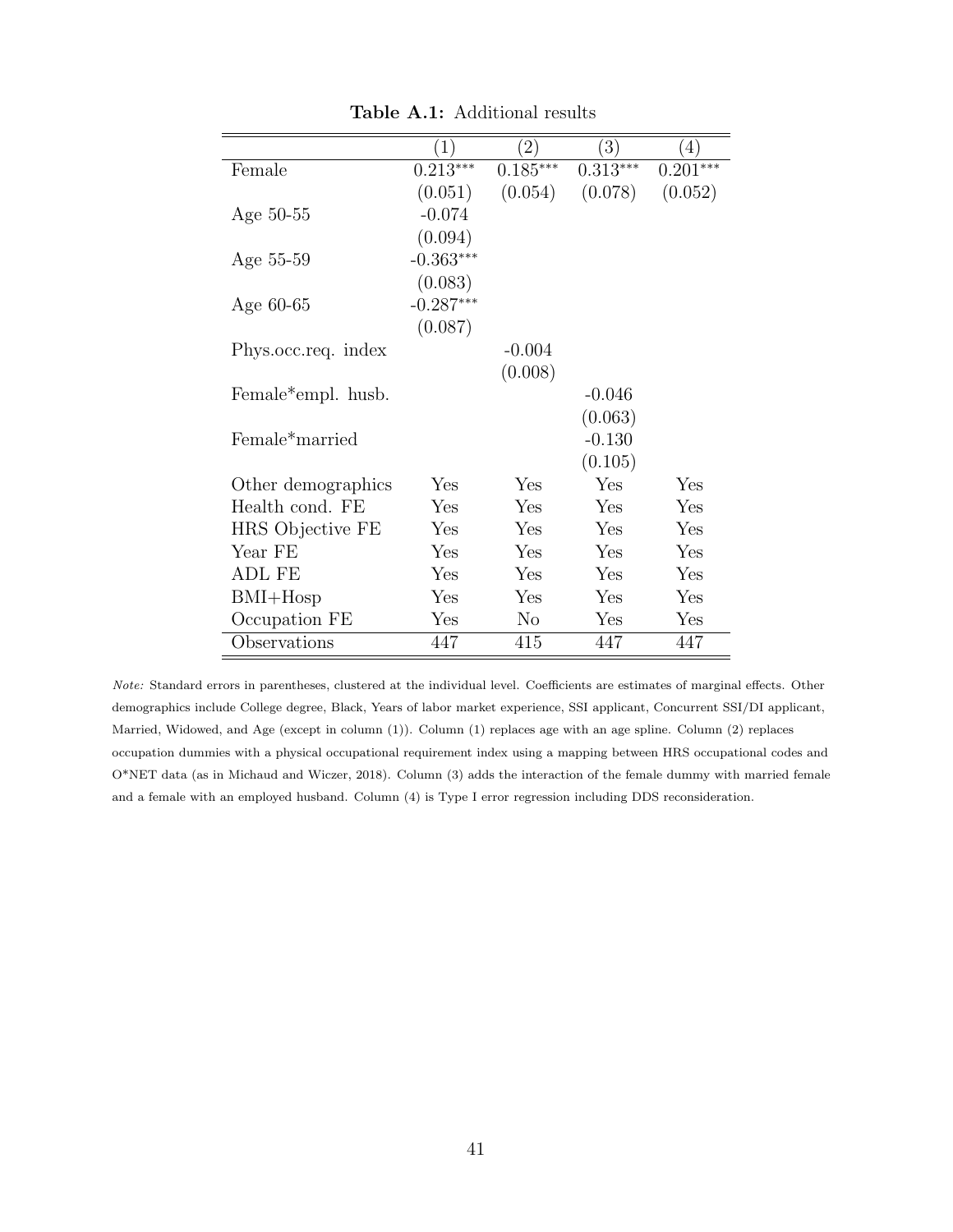**Table A.1:** Additional results

| | (1) | (2) | (3) | (4) |
|---|---|---|---|---|
| Female | 0.213*** | 0.185*** | 0.313*** | 0.201*** |
| | (0.051) | (0.054) | (0.078) | (0.052) |
| Age 50-55 | -0.074 | | | |
| | (0.094) | | | |
| Age 55-59 | -0.363*** | | | |
| | (0.083) | | | |
| Age 60-65 | -0.287*** | | | |
| | (0.087) | | | |
| Phys.occ.req. index | | -0.004 | | |
| | | (0.008) | | |
| Female*empl. husb. | | | -0.046 | |
| | | | (0.063) | |
| Female*married | | | -0.130 | |
| | | | (0.105) | |
| Other demographics | Yes | Yes | Yes | Yes |
| Health cond. FE | Yes | Yes | Yes | Yes |
| HRS Objective FE | Yes | Yes | Yes | Yes |
| Year FE | Yes | Yes | Yes | Yes |
| ADL FE | Yes | Yes | Yes | Yes |
| BMI+Hosp | Yes | Yes | Yes | Yes |
| Occupation FE | Yes | No | Yes | Yes |
| Observations | 447 | 415 | 447 | 447 |

*Note:* Standard errors in parentheses, clustered at the individual level. Coefficients are estimates of marginal effects. Other demographics include College degree, Black, Years of labor market experience, SSI applicant, Concurrent SSI/DI applicant, Married, Widowed, and Age (except in column (1)). Column (1) replaces age with an age spline. Column (2) replaces occupation dummies with a physical occupational requirement index using a mapping between HRS occupational codes and O*NET data (as in Michaud and Wiczer, 2018). Column (3) adds the interaction of the female dummy with married female and a female with an employed husband. Column (4) is Type I error regression including DDS reconsideration.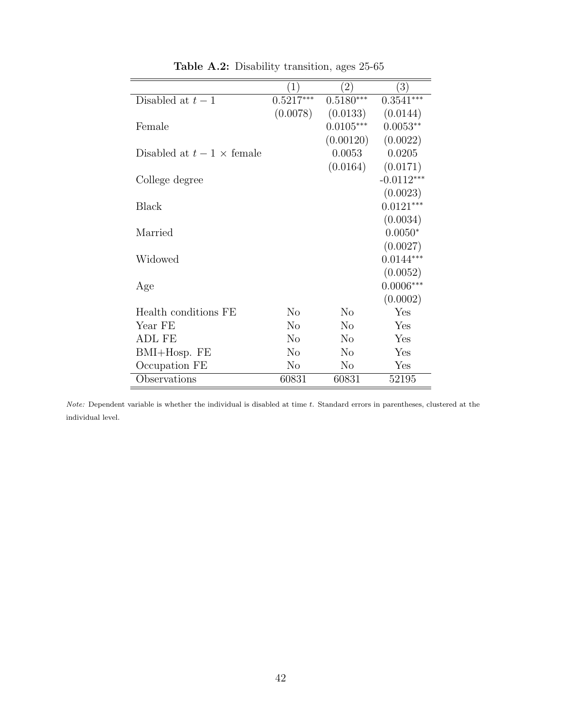**Table A.2:** Disability transition, ages 25-65

| | (1) | (2) | (3) |
|---|---|---|---|
| Disabled at $t-1$ | 0.5217*** | 0.5180*** | 0.3541*** |
| | (0.0078) | (0.0133) | (0.0144) |
| Female | | 0.0105*** | 0.0053** |
| | | (0.00120) | (0.0022) |
| Disabled at $t-1$ × female | | 0.0053 | 0.0205 |
| | | (0.0164) | (0.0171) |
| College degree | | | -0.0112*** |
| | | | (0.0023) |
| Black | | | 0.0121*** |
| | | | (0.0034) |
| Married | | | 0.0050* |
| | | | (0.0027) |
| Widowed | | | 0.0144*** |
| | | | (0.0052) |
| Age | | | 0.0006*** |
| | | | (0.0002) |
| Health conditions FE | No | No | Yes |
| Year FE | No | No | Yes |
| ADL FE | No | No | Yes |
| BMI+Hosp. FE | No | No | Yes |
| Occupation FE | No | No | Yes |
| Observations | 60831 | 60831 | 52195 |

*Note:* Dependent variable is whether the individual is disabled at time $t$. Standard errors in parentheses, clustered at the individual level.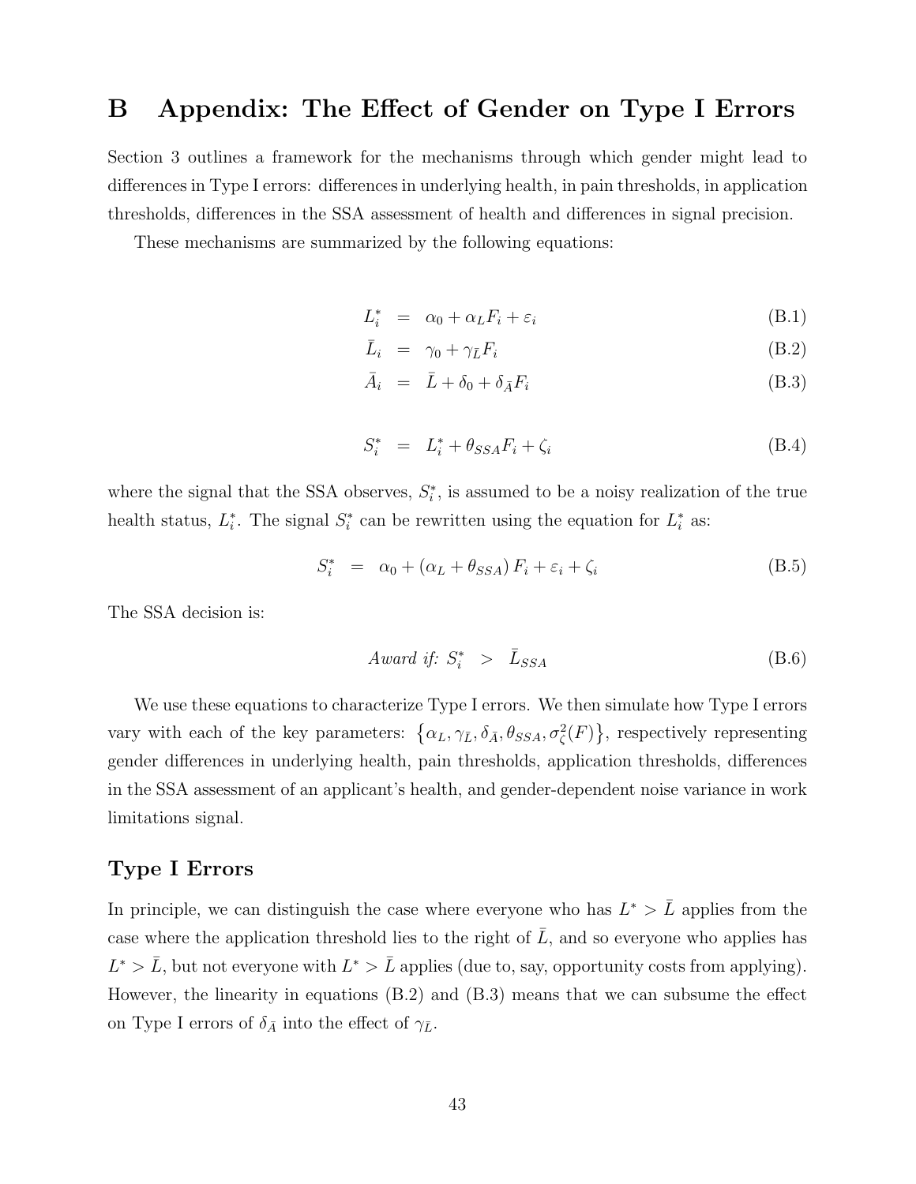# B Appendix: The Effect of Gender on Type I Errors

Section 3 outlines a framework for the mechanisms through which gender might lead to differences in Type I errors: differences in underlying health, in pain thresholds, in application thresholds, differences in the SSA assessment of health and differences in signal precision.

These mechanisms are summarized by the following equations:

$$L_i^* = \alpha_0 + \alpha_L F_i + \varepsilon_i \tag{B.1}$$

$$\bar{L}_i = \gamma_0 + \gamma_{\bar{L}} F_i \tag{B.2}$$

$$\bar{A}_i = \bar{L} + \delta_0 + \delta_{\bar{A}} F_i \tag{B.3}$$

$$S_i^* = L_i^* + \theta_{SSA} F_i + \zeta_i \tag{B.4}$$

where the signal that the SSA observes, $S_i^*$, is assumed to be a noisy realization of the true health status, $L_i^*$. The signal $S_i^*$ can be rewritten using the equation for $L_i^*$ as:

$$S_i^* = \alpha_0 + (\alpha_L + \theta_{SSA}) F_i + \varepsilon_i + \zeta_i \tag{B.5}$$

The SSA decision is:

$$\textit{Award if: } S_i^* > \bar{L}_{SSA} \tag{B.6}$$

We use these equations to characterize Type I errors. We then simulate how Type I errors vary with each of the key parameters: $\left\{\alpha_L, \gamma_{\bar{L}}, \delta_{\bar{A}}, \theta_{SSA}, \sigma_\zeta^2(F)\right\}$, respectively representing gender differences in underlying health, pain thresholds, application thresholds, differences in the SSA assessment of an applicant's health, and gender-dependent noise variance in work limitations signal.

### Type I Errors

In principle, we can distinguish the case where everyone who has $L^* > \bar{L}$ applies from the case where the application threshold lies to the right of $\bar{L}$, and so everyone who applies has $L^* > \bar{L}$, but not everyone with $L^* > \bar{L}$ applies (due to, say, opportunity costs from applying). However, the linearity in equations (B.2) and (B.3) means that we can subsume the effect on Type I errors of $\delta_{\bar{A}}$ into the effect of $\gamma_{\bar{L}}$.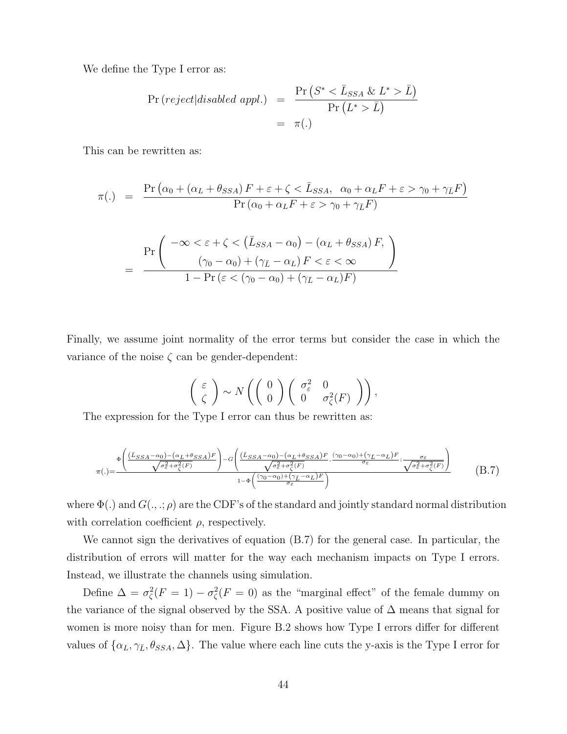We define the Type I error as:

$$
\begin{aligned}
\Pr\left(reject|disabled\ appl.\right) &= \frac{\Pr\left(S^* < \bar{L}_{SSA}\ \&\ L^* > \bar{L}\right)}{\Pr\left(L^* > \bar{L}\right)} \\
&= \pi(.)
\end{aligned}
$$

This can be rewritten as:

$$
\pi(.) = \frac{\Pr\left(\alpha_0 + (\alpha_L + \theta_{SSA})F + \varepsilon + \zeta < \bar{L}_{SSA},\ \ \alpha_0 + \alpha_L F + \varepsilon > \gamma_0 + \gamma_{\bar{L}} F\right)}{\Pr\left(\alpha_0 + \alpha_L F + \varepsilon > \gamma_0 + \gamma_{\bar{L}} F\right)}
$$

$$
= \frac{\Pr\left(\begin{array}{c} -\infty < \varepsilon + \zeta < \left(\bar{L}_{SSA} - \alpha_0\right) - \left(\alpha_L + \theta_{SSA}\right)F, \\ \left(\gamma_0 - \alpha_0\right) + \left(\gamma_{\bar{L}} - \alpha_L\right)F < \varepsilon < \infty \end{array}\right)}{1 - \Pr\left(\varepsilon < (\gamma_0 - \alpha_0) + (\gamma_{\bar{L}} - \alpha_L)F\right)}
$$

Finally, we assume joint normality of the error terms but consider the case in which the variance of the noise $\zeta$ can be gender-dependent:

$$
\left(\begin{array}{c} \varepsilon \\ \zeta \end{array}\right) \sim N\left(\left(\begin{array}{c} 0 \\ 0 \end{array}\right)\left(\begin{array}{cc} \sigma_{\varepsilon}^2 & 0 \\ 0 & \sigma_{\zeta}^2(F) \end{array}\right)\right),
$$

The expression for the Type I error can thus be rewritten as:

$$
\pi(.) = \frac{\Phi\left(\frac{(\bar{L}_{SSA} - \alpha_0) - (\alpha_L + \theta_{SSA})F}{\sqrt{\sigma_{\varepsilon}^2 + \sigma_{\zeta}^2(F)}}\right) - G\left(\frac{(\bar{L}_{SSA} - \alpha_0) - (\alpha_L + \theta_{SSA})F}{\sqrt{\sigma_{\varepsilon}^2 + \sigma_{\zeta}^2(F)}}, \frac{(\gamma_0 - \alpha_0) + (\gamma_{\bar{L}} - \alpha_L)F}{\sigma_{\varepsilon}}; \frac{\sigma_{\varepsilon}}{\sqrt{\sigma_{\varepsilon}^2 + \sigma_{\zeta}^2(F)}}\right)}{1 - \Phi\left(\frac{(\gamma_0 - \alpha_0) + (\gamma_{\bar{L}} - \alpha_L)F}{\sigma_{\varepsilon}}\right)} \quad \text{(B.7)}
$$

where $\Phi(.)$ and $G(.,.;\rho)$ are the CDF's of the standard and jointly standard normal distribution with correlation coefficient $\rho$, respectively.

We cannot sign the derivatives of equation (B.7) for the general case. In particular, the distribution of errors will matter for the way each mechanism impacts on Type I errors. Instead, we illustrate the channels using simulation.

Define $\Delta = \sigma_{\zeta}^2(F = 1) - \sigma_{\zeta}^2(F = 0)$ as the "marginal effect" of the female dummy on the variance of the signal observed by the SSA. A positive value of $\Delta$ means that signal for women is more noisy than for men. Figure B.2 shows how Type I errors differ for different values of $\{\alpha_L, \gamma_{\bar{L}}, \theta_{SSA}, \Delta\}$. The value where each line cuts the y-axis is the Type I error for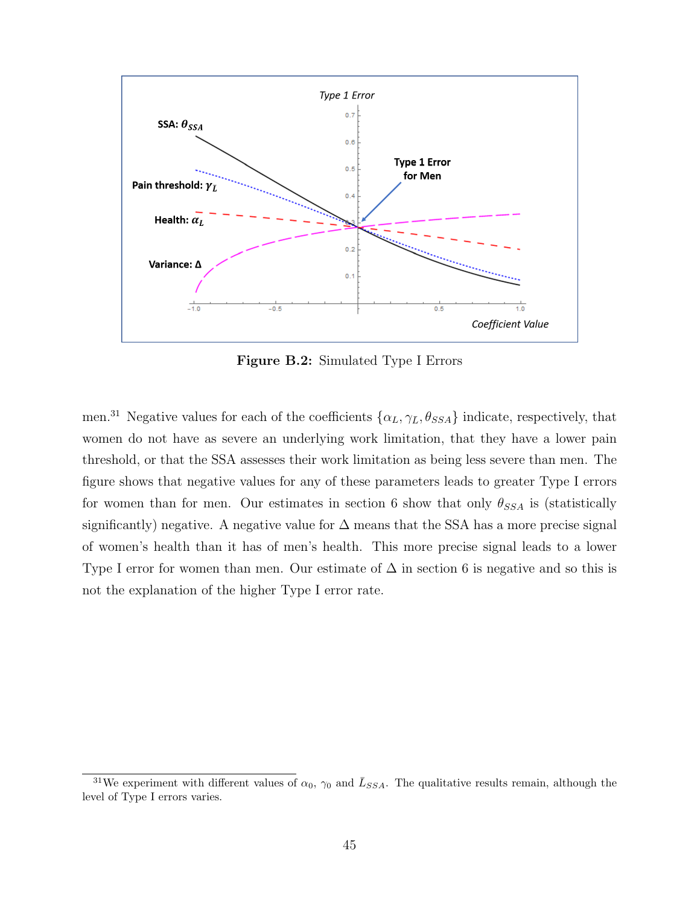**Figure B.2:** Simulated Type I Errors

men.[31] Negative values for each of the coefficients $\{\alpha_L, \gamma_L, \theta_{SSA}\}$ indicate, respectively, that women do not have as severe an underlying work limitation, that they have a lower pain threshold, or that the SSA assesses their work limitation as being less severe than men. The figure shows that negative values for any of these parameters leads to greater Type I errors for women than for men. Our estimates in section 6 show that only $\theta_{SSA}$ is (statistically significantly) negative. A negative value for $\Delta$ means that the SSA has a more precise signal of women's health than it has of men's health. This more precise signal leads to a lower Type I error for women than men. Our estimate of $\Delta$ in section 6 is negative and so this is not the explanation of the higher Type I error rate.

[31] We experiment with different values of $\alpha_0$, $\gamma_0$ and $\bar{L}_{SSA}$. The qualitative results remain, although the level of Type I errors varies.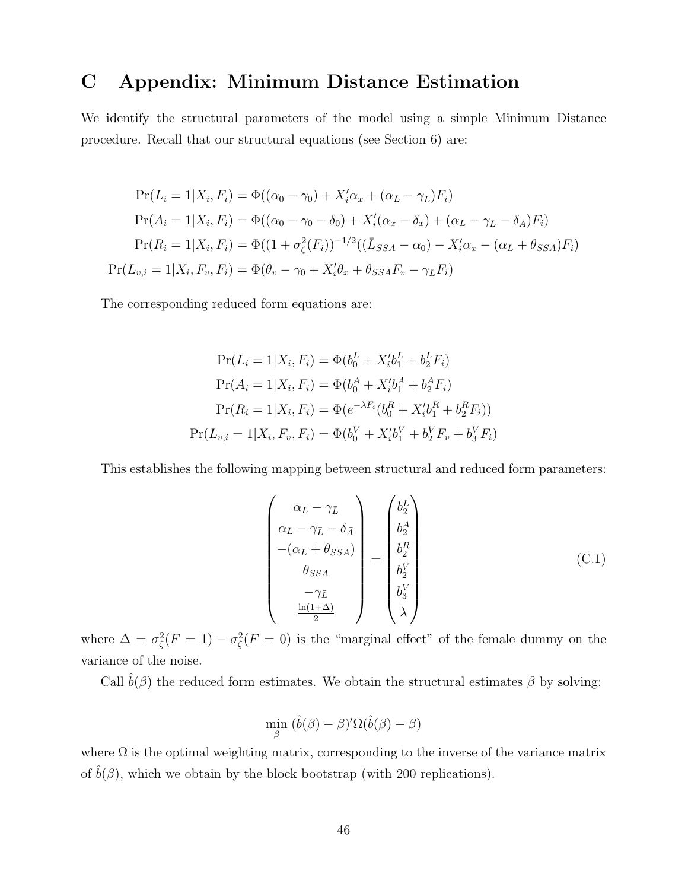# C Appendix: Minimum Distance Estimation

We identify the structural parameters of the model using a simple Minimum Distance procedure. Recall that our structural equations (see Section 6) are:

$$
\begin{aligned}
\Pr(L_i = 1|X_i, F_i) &= \Phi((\alpha_0 - \gamma_0) + X_i'\alpha_x + (\alpha_L - \gamma_{\bar{L}})F_i) \\
\Pr(A_i = 1|X_i, F_i) &= \Phi((\alpha_0 - \gamma_0 - \delta_0) + X_i'(\alpha_x - \delta_x) + (\alpha_L - \gamma_{\bar{L}} - \delta_{\bar{A}})F_i) \\
\Pr(R_i = 1|X_i, F_i) &= \Phi((1 + \sigma_\zeta^2(F_i))^{-1/2}((\bar{L}_{SSA} - \alpha_0) - X_i'\alpha_x - (\alpha_L + \theta_{SSA})F_i) \\
\Pr(L_{v,i} = 1|X_i, F_v, F_i) &= \Phi(\theta_v - \gamma_0 + X_i'\theta_x + \theta_{SSA}F_v - \gamma_{\bar{L}}F_i)
\end{aligned}
$$

The corresponding reduced form equations are:

$$
\begin{aligned}
\Pr(L_i = 1|X_i, F_i) &= \Phi(b_0^L + X_i'b_1^L + b_2^L F_i) \\
\Pr(A_i = 1|X_i, F_i) &= \Phi(b_0^A + X_i'b_1^A + b_2^A F_i) \\
\Pr(R_i = 1|X_i, F_i) &= \Phi(e^{-\lambda F_i}(b_0^R + X_i'b_1^R + b_2^R F_i)) \\
\Pr(L_{v,i} = 1|X_i, F_v, F_i) &= \Phi(b_0^V + X_i'b_1^V + b_2^V F_v + b_3^V F_i)
\end{aligned}
$$

This establishes the following mapping between structural and reduced form parameters:

$$
\begin{pmatrix}
\alpha_L - \gamma_{\bar{L}} \\
\alpha_L - \gamma_{\bar{L}} - \delta_{\bar{A}} \\
-(\alpha_L + \theta_{SSA}) \\
\theta_{SSA} \\
-\gamma_{\bar{L}} \\
\frac{\ln(1+\Delta)}{2}
\end{pmatrix}
=
\begin{pmatrix}
b_2^L \\
b_2^A \\
b_2^R \\
b_2^V \\
b_3^V \\
\lambda
\end{pmatrix}
\tag{C.1}
$$

where $\Delta = \sigma_\zeta^2(F = 1) - \sigma_\zeta^2(F = 0)$ is the "marginal effect" of the female dummy on the variance of the noise.

Call $\hat{b}(\beta)$ the reduced form estimates. We obtain the structural estimates $\beta$ by solving:

$$
\min_{\beta} \, (\hat{b}(\beta) - \beta)'\Omega(\hat{b}(\beta) - \beta)
$$

where $\Omega$ is the optimal weighting matrix, corresponding to the inverse of the variance matrix of $\hat{b}(\beta)$, which we obtain by the block bootstrap (with 200 replications).